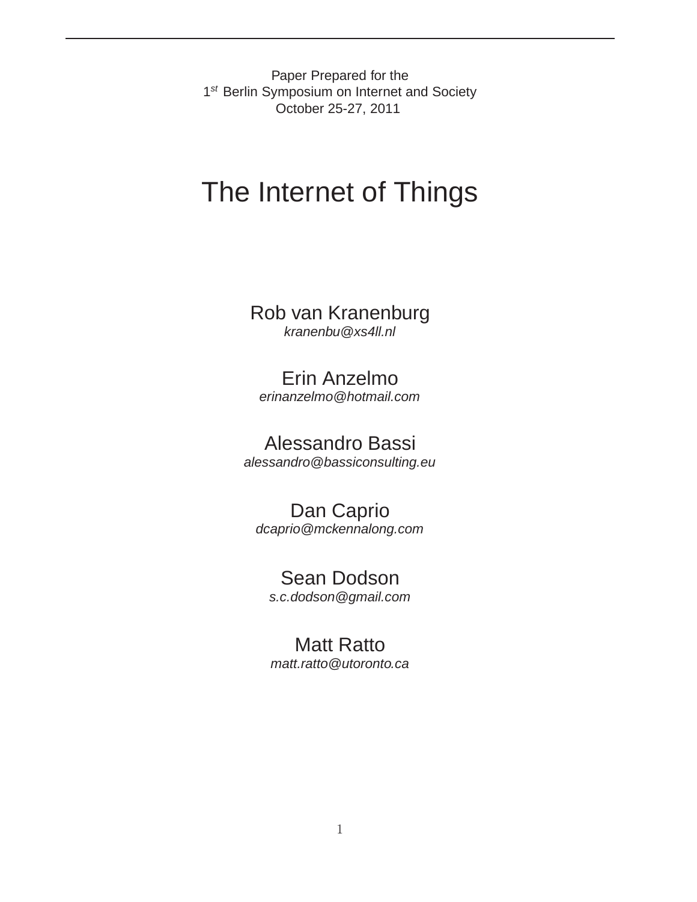Paper Prepared for the
1st Berlin Symposium on Internet and Society
October 25-27, 2011

# The Internet of Things

Rob van Kranenburg
*kranenbu@xs4ll.nl*

Erin Anzelmo
*erinanzelmo@hotmail.com*

Alessandro Bassi
*alessandro@bassiconsulting.eu*

Dan Caprio
*dcaprio@mckennalong.com*

Sean Dodson
*s.c.dodson@gmail.com*

Matt Ratto
*matt.ratto@utoronto.ca*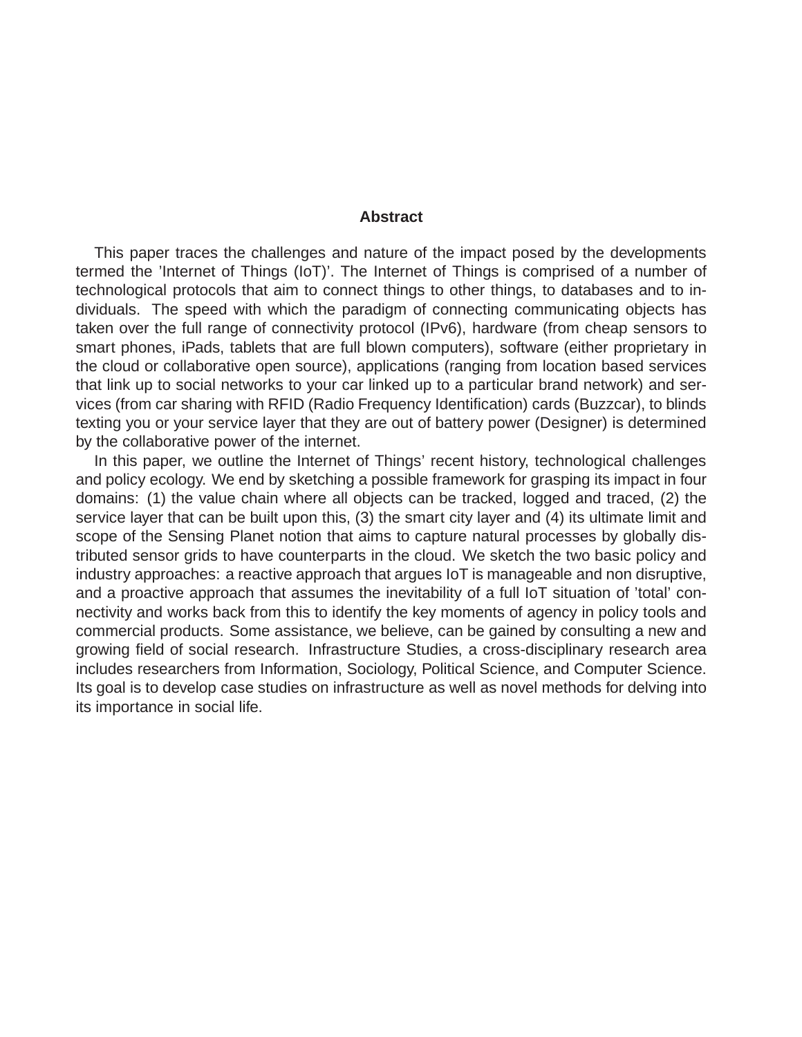## Abstract

This paper traces the challenges and nature of the impact posed by the developments termed the 'Internet of Things (IoT)'. The Internet of Things is comprised of a number of technological protocols that aim to connect things to other things, to databases and to individuals. The speed with which the paradigm of connecting communicating objects has taken over the full range of connectivity protocol (IPv6), hardware (from cheap sensors to smart phones, iPads, tablets that are full blown computers), software (either proprietary in the cloud or collaborative open source), applications (ranging from location based services that link up to social networks to your car linked up to a particular brand network) and services (from car sharing with RFID (Radio Frequency Identification) cards (Buzzcar), to blinds texting you or your service layer that they are out of battery power (Designer) is determined by the collaborative power of the internet.

In this paper, we outline the Internet of Things' recent history, technological challenges and policy ecology. We end by sketching a possible framework for grasping its impact in four domains: (1) the value chain where all objects can be tracked, logged and traced, (2) the service layer that can be built upon this, (3) the smart city layer and (4) its ultimate limit and scope of the Sensing Planet notion that aims to capture natural processes by globally distributed sensor grids to have counterparts in the cloud. We sketch the two basic policy and industry approaches: a reactive approach that argues IoT is manageable and non disruptive, and a proactive approach that assumes the inevitability of a full IoT situation of 'total' connectivity and works back from this to identify the key moments of agency in policy tools and commercial products. Some assistance, we believe, can be gained by consulting a new and growing field of social research. Infrastructure Studies, a cross-disciplinary research area includes researchers from Information, Sociology, Political Science, and Computer Science. Its goal is to develop case studies on infrastructure as well as novel methods for delving into its importance in social life.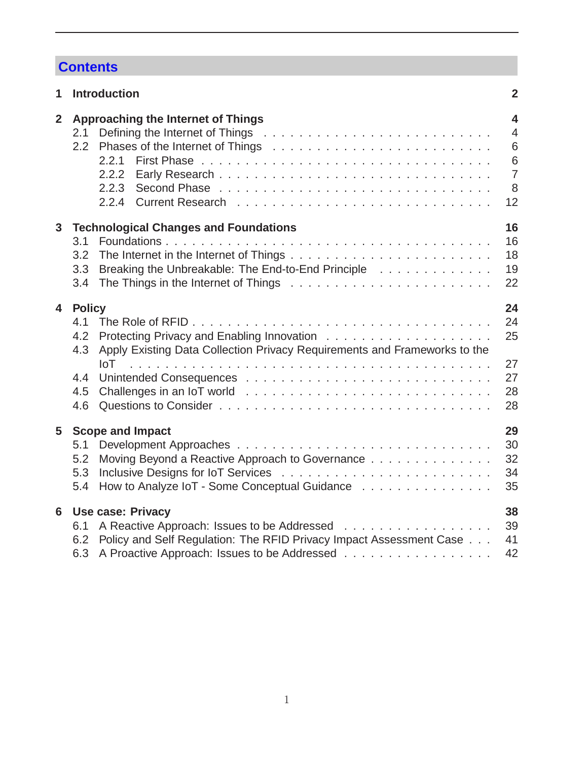# Contents

| | | |
|---|---|---|
| **1** | **Introduction** | **2** |
| **2** | **Approaching the Internet of Things** | **4** |
| 2.1 | Defining the Internet of Things | 4 |
| 2.2 | Phases of the Internet of Things | 6 |
| 2.2.1 | First Phase | 6 |
| 2.2.2 | Early Research | 7 |
| 2.2.3 | Second Phase | 8 |
| 2.2.4 | Current Research | 12 |
| **3** | **Technological Changes and Foundations** | **16** |
| 3.1 | Foundations | 16 |
| 3.2 | The Internet in the Internet of Things | 18 |
| 3.3 | Breaking the Unbreakable: The End-to-End Principle | 19 |
| 3.4 | The Things in the Internet of Things | 22 |
| **4** | **Policy** | **24** |
| 4.1 | The Role of RFID | 24 |
| 4.2 | Protecting Privacy and Enabling Innovation | 25 |
| 4.3 | Apply Existing Data Collection Privacy Requirements and Frameworks to the IoT | 27 |
| 4.4 | Unintended Consequences | 27 |
| 4.5 | Challenges in an IoT world | 28 |
| 4.6 | Questions to Consider | 28 |
| **5** | **Scope and Impact** | **29** |
| 5.1 | Development Approaches | 30 |
| 5.2 | Moving Beyond a Reactive Approach to Governance | 32 |
| 5.3 | Inclusive Designs for IoT Services | 34 |
| 5.4 | How to Analyze IoT - Some Conceptual Guidance | 35 |
| **6** | **Use case: Privacy** | **38** |
| 6.1 | A Reactive Approach: Issues to be Addressed | 39 |
| 6.2 | Policy and Self Regulation: The RFID Privacy Impact Assessment Case | 41 |
| 6.3 | A Proactive Approach: Issues to be Addressed | 42 |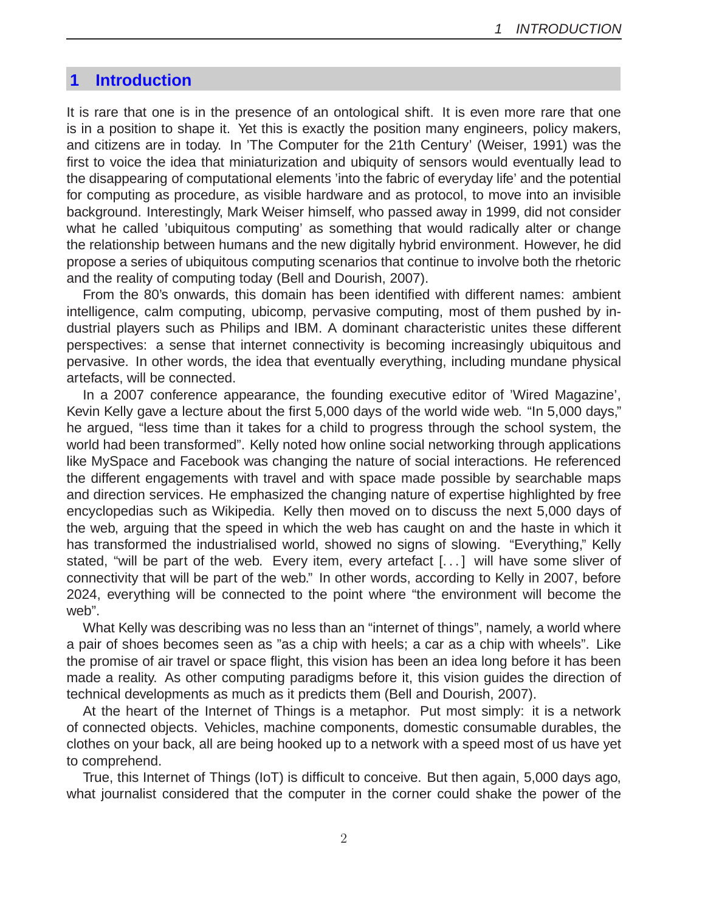# 1 Introduction

It is rare that one is in the presence of an ontological shift. It is even more rare that one is in a position to shape it. Yet this is exactly the position many engineers, policy makers, and citizens are in today. In 'The Computer for the 21th Century' (Weiser, 1991) was the first to voice the idea that miniaturization and ubiquity of sensors would eventually lead to the disappearing of computational elements 'into the fabric of everyday life' and the potential for computing as procedure, as visible hardware and as protocol, to move into an invisible background. Interestingly, Mark Weiser himself, who passed away in 1999, did not consider what he called 'ubiquitous computing' as something that would radically alter or change the relationship between humans and the new digitally hybrid environment. However, he did propose a series of ubiquitous computing scenarios that continue to involve both the rhetoric and the reality of computing today (Bell and Dourish, 2007).

From the 80's onwards, this domain has been identified with different names: ambient intelligence, calm computing, ubicomp, pervasive computing, most of them pushed by industrial players such as Philips and IBM. A dominant characteristic unites these different perspectives: a sense that internet connectivity is becoming increasingly ubiquitous and pervasive. In other words, the idea that eventually everything, including mundane physical artefacts, will be connected.

In a 2007 conference appearance, the founding executive editor of 'Wired Magazine', Kevin Kelly gave a lecture about the first 5,000 days of the world wide web. "In 5,000 days," he argued, "less time than it takes for a child to progress through the school system, the world had been transformed". Kelly noted how online social networking through applications like MySpace and Facebook was changing the nature of social interactions. He referenced the different engagements with travel and with space made possible by searchable maps and direction services. He emphasized the changing nature of expertise highlighted by free encyclopedias such as Wikipedia. Kelly then moved on to discuss the next 5,000 days of the web, arguing that the speed in which the web has caught on and the haste in which it has transformed the industrialised world, showed no signs of slowing. "Everything," Kelly stated, "will be part of the web. Every item, every artefact [. . . ] will have some sliver of connectivity that will be part of the web." In other words, according to Kelly in 2007, before 2024, everything will be connected to the point where "the environment will become the web".

What Kelly was describing was no less than an "internet of things", namely, a world where a pair of shoes becomes seen as "as a chip with heels; a car as a chip with wheels". Like the promise of air travel or space flight, this vision has been an idea long before it has been made a reality. As other computing paradigms before it, this vision guides the direction of technical developments as much as it predicts them (Bell and Dourish, 2007).

At the heart of the Internet of Things is a metaphor. Put most simply: it is a network of connected objects. Vehicles, machine components, domestic consumable durables, the clothes on your back, all are being hooked up to a network with a speed most of us have yet to comprehend.

True, this Internet of Things (IoT) is difficult to conceive. But then again, 5,000 days ago, what journalist considered that the computer in the corner could shake the power of the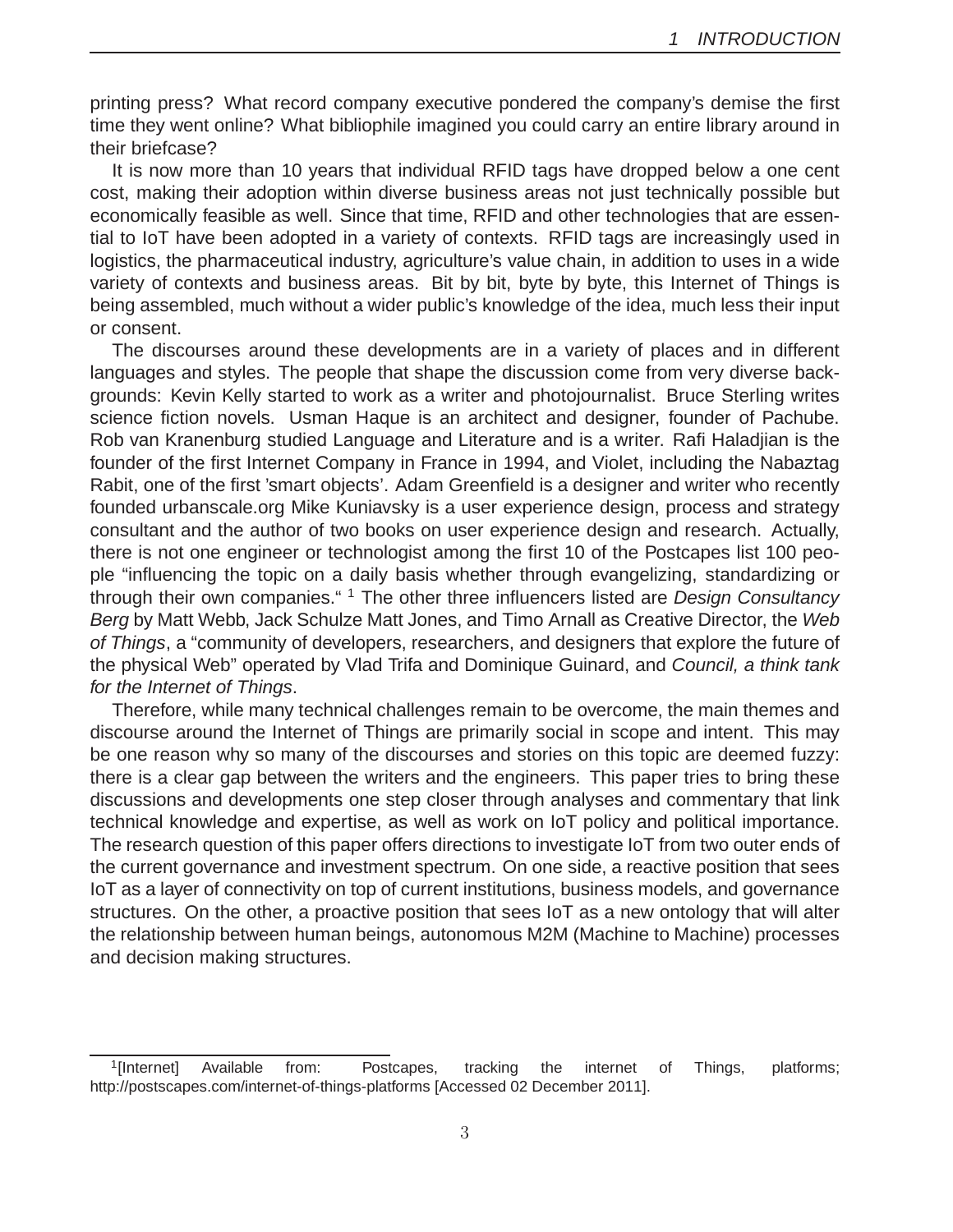printing press? What record company executive pondered the company's demise the first time they went online? What bibliophile imagined you could carry an entire library around in their briefcase?

It is now more than 10 years that individual RFID tags have dropped below a one cent cost, making their adoption within diverse business areas not just technically possible but economically feasible as well. Since that time, RFID and other technologies that are essential to IoT have been adopted in a variety of contexts. RFID tags are increasingly used in logistics, the pharmaceutical industry, agriculture's value chain, in addition to uses in a wide variety of contexts and business areas. Bit by bit, byte by byte, this Internet of Things is being assembled, much without a wider public's knowledge of the idea, much less their input or consent.

The discourses around these developments are in a variety of places and in different languages and styles. The people that shape the discussion come from very diverse backgrounds: Kevin Kelly started to work as a writer and photojournalist. Bruce Sterling writes science fiction novels. Usman Haque is an architect and designer, founder of Pachube. Rob van Kranenburg studied Language and Literature and is a writer. Rafi Haladjian is the founder of the first Internet Company in France in 1994, and Violet, including the Nabaztag Rabit, one of the first 'smart objects'. Adam Greenfield is a designer and writer who recently founded urbanscale.org Mike Kuniavsky is a user experience design, process and strategy consultant and the author of two books on user experience design and research. Actually, there is not one engineer or technologist among the first 10 of the Postcapes list 100 people "influencing the topic on a daily basis whether through evangelizing, standardizing or through their own companies." [1] The other three influencers listed are *Design Consultancy Berg* by Matt Webb, Jack Schulze Matt Jones, and Timo Arnall as Creative Director, the *Web of Things*, a "community of developers, researchers, and designers that explore the future of the physical Web" operated by Vlad Trifa and Dominique Guinard, and *Council, a think tank for the Internet of Things*.

Therefore, while many technical challenges remain to be overcome, the main themes and discourse around the Internet of Things are primarily social in scope and intent. This may be one reason why so many of the discourses and stories on this topic are deemed fuzzy: there is a clear gap between the writers and the engineers. This paper tries to bring these discussions and developments one step closer through analyses and commentary that link technical knowledge and expertise, as well as work on IoT policy and political importance. The research question of this paper offers directions to investigate IoT from two outer ends of the current governance and investment spectrum. On one side, a reactive position that sees IoT as a layer of connectivity on top of current institutions, business models, and governance structures. On the other, a proactive position that sees IoT as a new ontology that will alter the relationship between human beings, autonomous M2M (Machine to Machine) processes and decision making structures.

[1] [Internet] Available from: Postcapes, tracking the internet of Things, platforms; http://postscapes.com/internet-of-things-platforms [Accessed 02 December 2011].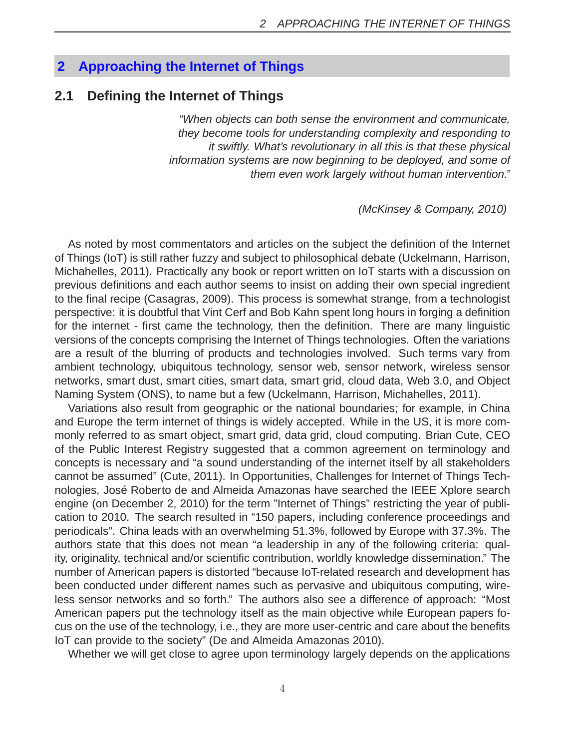## 2 Approaching the Internet of Things

### 2.1 Defining the Internet of Things

> *"When objects can both sense the environment and communicate, they become tools for understanding complexity and responding to it swiftly. What's revolutionary in all this is that these physical information systems are now beginning to be deployed, and some of them even work largely without human intervention."*
>
> *(McKinsey & Company, 2010)*

As noted by most commentators and articles on the subject the definition of the Internet of Things (IoT) is still rather fuzzy and subject to philosophical debate (Uckelmann, Harrison, Michahelles, 2011). Practically any book or report written on IoT starts with a discussion on previous definitions and each author seems to insist on adding their own special ingredient to the final recipe (Casagras, 2009). This process is somewhat strange, from a technologist perspective: it is doubtful that Vint Cerf and Bob Kahn spent long hours in forging a definition for the internet - first came the technology, then the definition. There are many linguistic versions of the concepts comprising the Internet of Things technologies. Often the variations are a result of the blurring of products and technologies involved. Such terms vary from ambient technology, ubiquitous technology, sensor web, sensor network, wireless sensor networks, smart dust, smart cities, smart data, smart grid, cloud data, Web 3.0, and Object Naming System (ONS), to name but a few (Uckelmann, Harrison, Michahelles, 2011).

Variations also result from geographic or the national boundaries; for example, in China and Europe the term internet of things is widely accepted. While in the US, it is more commonly referred to as smart object, smart grid, data grid, cloud computing. Brian Cute, CEO of the Public Interest Registry suggested that a common agreement on terminology and concepts is necessary and "a sound understanding of the internet itself by all stakeholders cannot be assumed" (Cute, 2011). In Opportunities, Challenges for Internet of Things Technologies, José Roberto de and Almeida Amazonas have searched the IEEE Xplore search engine (on December 2, 2010) for the term "Internet of Things" restricting the year of publication to 2010. The search resulted in "150 papers, including conference proceedings and periodicals". China leads with an overwhelming 51.3%, followed by Europe with 37.3%. The authors state that this does not mean "a leadership in any of the following criteria: quality, originality, technical and/or scientific contribution, worldly knowledge dissemination." The number of American papers is distorted "because IoT-related research and development has been conducted under different names such as pervasive and ubiquitous computing, wireless sensor networks and so forth." The authors also see a difference of approach: "Most American papers put the technology itself as the main objective while European papers focus on the use of the technology, i.e., they are more user-centric and care about the benefits IoT can provide to the society" (De and Almeida Amazonas 2010).

Whether we will get close to agree upon terminology largely depends on the applications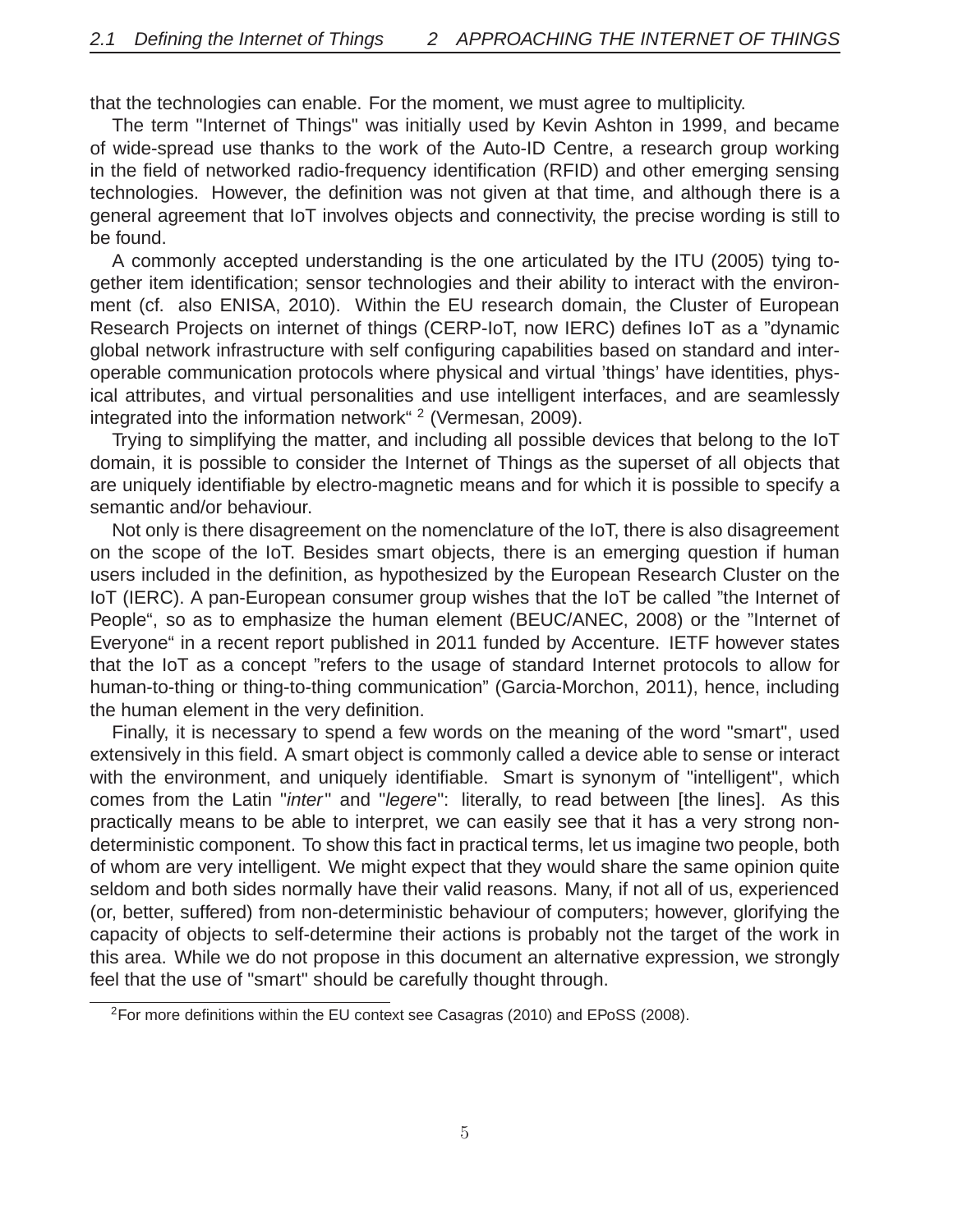that the technologies can enable. For the moment, we must agree to multiplicity.

The term "Internet of Things" was initially used by Kevin Ashton in 1999, and became of wide-spread use thanks to the work of the Auto-ID Centre, a research group working in the field of networked radio-frequency identification (RFID) and other emerging sensing technologies. However, the definition was not given at that time, and although there is a general agreement that IoT involves objects and connectivity, the precise wording is still to be found.

A commonly accepted understanding is the one articulated by the ITU (2005) tying together item identification; sensor technologies and their ability to interact with the environment (cf. also ENISA, 2010). Within the EU research domain, the Cluster of European Research Projects on internet of things (CERP-IoT, now IERC) defines IoT as a "dynamic global network infrastructure with self configuring capabilities based on standard and interoperable communication protocols where physical and virtual 'things' have identities, physical attributes, and virtual personalities and use intelligent interfaces, and are seamlessly integrated into the information network" [2] (Vermesan, 2009).

Trying to simplifying the matter, and including all possible devices that belong to the IoT domain, it is possible to consider the Internet of Things as the superset of all objects that are uniquely identifiable by electro-magnetic means and for which it is possible to specify a semantic and/or behaviour.

Not only is there disagreement on the nomenclature of the IoT, there is also disagreement on the scope of the IoT. Besides smart objects, there is an emerging question if human users included in the definition, as hypothesized by the European Research Cluster on the IoT (IERC). A pan-European consumer group wishes that the IoT be called "the Internet of People", so as to emphasize the human element (BEUC/ANEC, 2008) or the "Internet of Everyone" in a recent report published in 2011 funded by Accenture. IETF however states that the IoT as a concept "refers to the usage of standard Internet protocols to allow for human-to-thing or thing-to-thing communication" (Garcia-Morchon, 2011), hence, including the human element in the very definition.

Finally, it is necessary to spend a few words on the meaning of the word "smart", used extensively in this field. A smart object is commonly called a device able to sense or interact with the environment, and uniquely identifiable. Smart is synonym of "intelligent", which comes from the Latin "*inter*" and "*legere*": literally, to read between [the lines]. As this practically means to be able to interpret, we can easily see that it has a very strong non-deterministic component. To show this fact in practical terms, let us imagine two people, both of whom are very intelligent. We might expect that they would share the same opinion quite seldom and both sides normally have their valid reasons. Many, if not all of us, experienced (or, better, suffered) from non-deterministic behaviour of computers; however, glorifying the capacity of objects to self-determine their actions is probably not the target of the work in this area. While we do not propose in this document an alternative expression, we strongly feel that the use of "smart" should be carefully thought through.

---

[2] For more definitions within the EU context see Casagras (2010) and EPoSS (2008).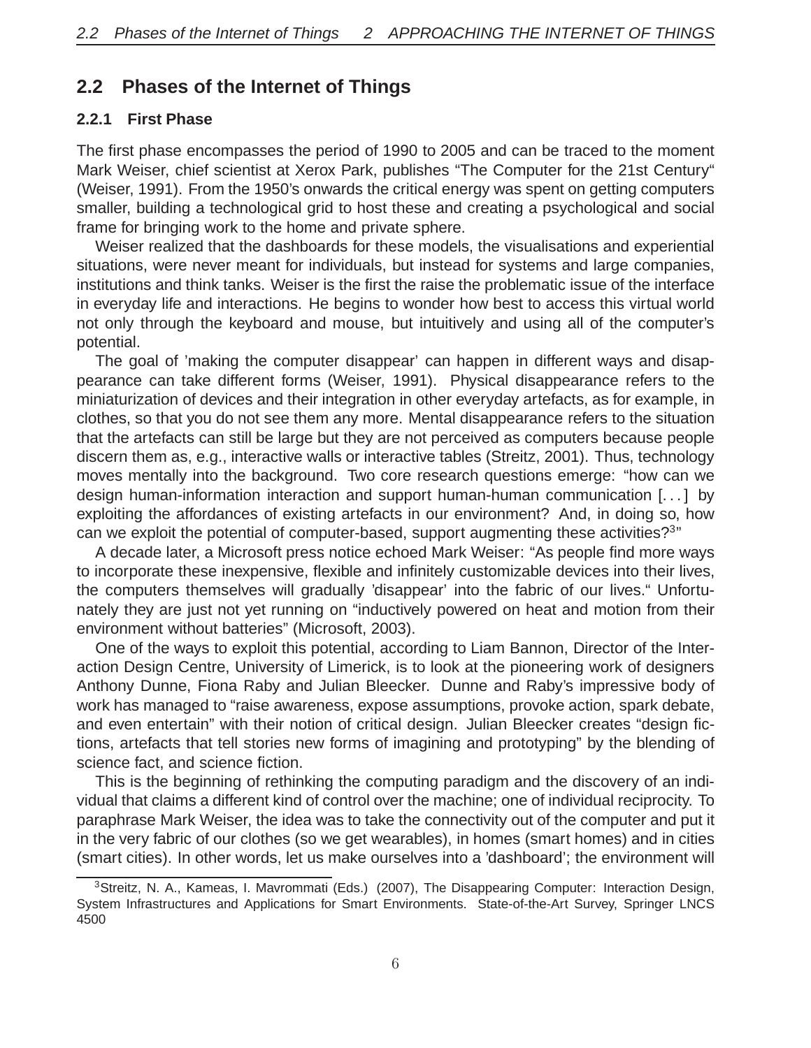## 2.2 Phases of the Internet of Things

### 2.2.1 First Phase

The first phase encompasses the period of 1990 to 2005 and can be traced to the moment Mark Weiser, chief scientist at Xerox Park, publishes "The Computer for the 21st Century" (Weiser, 1991). From the 1950's onwards the critical energy was spent on getting computers smaller, building a technological grid to host these and creating a psychological and social frame for bringing work to the home and private sphere.

Weiser realized that the dashboards for these models, the visualisations and experiential situations, were never meant for individuals, but instead for systems and large companies, institutions and think tanks. Weiser is the first the raise the problematic issue of the interface in everyday life and interactions. He begins to wonder how best to access this virtual world not only through the keyboard and mouse, but intuitively and using all of the computer's potential.

The goal of 'making the computer disappear' can happen in different ways and disappearance can take different forms (Weiser, 1991). Physical disappearance refers to the miniaturization of devices and their integration in other everyday artefacts, as for example, in clothes, so that you do not see them any more. Mental disappearance refers to the situation that the artefacts can still be large but they are not perceived as computers because people discern them as, e.g., interactive walls or interactive tables (Streitz, 2001). Thus, technology moves mentally into the background. Two core research questions emerge: "how can we design human-information interaction and support human-human communication [. . . ] by exploiting the affordances of existing artefacts in our environment? And, in doing so, how can we exploit the potential of computer-based, support augmenting these activities?[3]"

A decade later, a Microsoft press notice echoed Mark Weiser: "As people find more ways to incorporate these inexpensive, flexible and infinitely customizable devices into their lives, the computers themselves will gradually 'disappear' into the fabric of our lives." Unfortunately they are just not yet running on "inductively powered on heat and motion from their environment without batteries" (Microsoft, 2003).

One of the ways to exploit this potential, according to Liam Bannon, Director of the Interaction Design Centre, University of Limerick, is to look at the pioneering work of designers Anthony Dunne, Fiona Raby and Julian Bleecker. Dunne and Raby's impressive body of work has managed to "raise awareness, expose assumptions, provoke action, spark debate, and even entertain" with their notion of critical design. Julian Bleecker creates "design fictions, artefacts that tell stories new forms of imagining and prototyping" by the blending of science fact, and science fiction.

This is the beginning of rethinking the computing paradigm and the discovery of an individual that claims a different kind of control over the machine; one of individual reciprocity. To paraphrase Mark Weiser, the idea was to take the connectivity out of the computer and put it in the very fabric of our clothes (so we get wearables), in homes (smart homes) and in cities (smart cities). In other words, let us make ourselves into a 'dashboard'; the environment will

[3] Streitz, N. A., Kameas, I. Mavrommati (Eds.) (2007), The Disappearing Computer: Interaction Design, System Infrastructures and Applications for Smart Environments. State-of-the-Art Survey, Springer LNCS 4500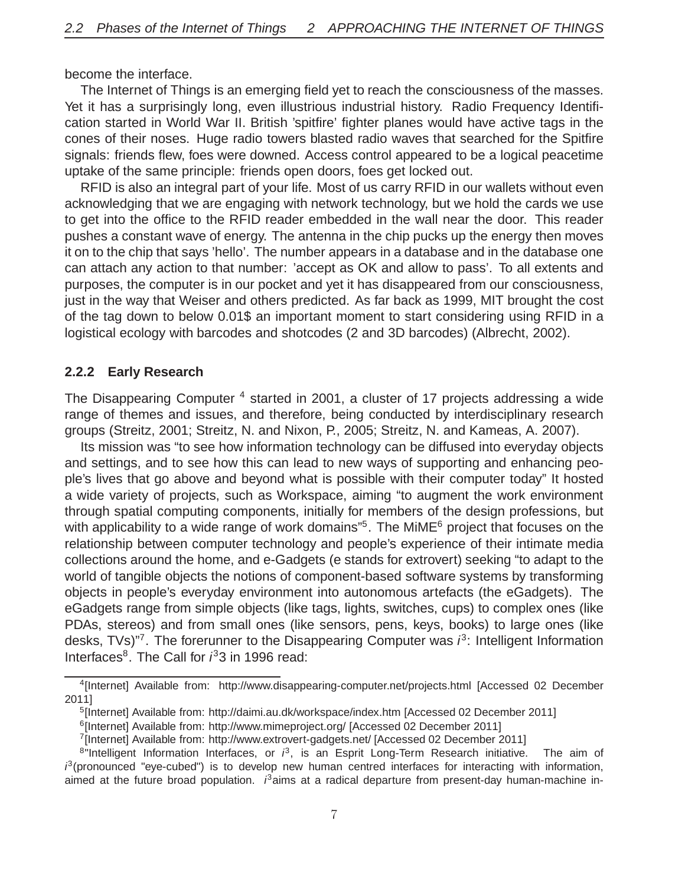become the interface.

The Internet of Things is an emerging field yet to reach the consciousness of the masses. Yet it has a surprisingly long, even illustrious industrial history. Radio Frequency Identification started in World War II. British 'spitfire' fighter planes would have active tags in the cones of their noses. Huge radio towers blasted radio waves that searched for the Spitfire signals: friends flew, foes were downed. Access control appeared to be a logical peacetime uptake of the same principle: friends open doors, foes get locked out.

RFID is also an integral part of your life. Most of us carry RFID in our wallets without even acknowledging that we are engaging with network technology, but we hold the cards we use to get into the office to the RFID reader embedded in the wall near the door. This reader pushes a constant wave of energy. The antenna in the chip pucks up the energy then moves it on to the chip that says 'hello'. The number appears in a database and in the database one can attach any action to that number: 'accept as OK and allow to pass'. To all extents and purposes, the computer is in our pocket and yet it has disappeared from our consciousness, just in the way that Weiser and others predicted. As far back as 1999, MIT brought the cost of the tag down to below 0.01$ an important moment to start considering using RFID in a logistical ecology with barcodes and shotcodes (2 and 3D barcodes) (Albrecht, 2002).

### 2.2.2 Early Research

The Disappearing Computer [4] started in 2001, a cluster of 17 projects addressing a wide range of themes and issues, and therefore, being conducted by interdisciplinary research groups (Streitz, 2001; Streitz, N. and Nixon, P., 2005; Streitz, N. and Kameas, A. 2007).

Its mission was "to see how information technology can be diffused into everyday objects and settings, and to see how this can lead to new ways of supporting and enhancing people's lives that go above and beyond what is possible with their computer today" It hosted a wide variety of projects, such as Workspace, aiming "to augment the work environment through spatial computing components, initially for members of the design professions, but with applicability to a wide range of work domains"[5]. The MiME[6] project that focuses on the relationship between computer technology and people's experience of their intimate media collections around the home, and e-Gadgets (e stands for extrovert) seeking "to adapt to the world of tangible objects the notions of component-based software systems by transforming objects in people's everyday environment into autonomous artefacts (the eGadgets). The eGadgets range from simple objects (like tags, lights, switches, cups) to complex ones (like PDAs, stereos) and from small ones (like sensors, pens, keys, books) to large ones (like desks, TVs)"[7]. The forerunner to the Disappearing Computer was $i^3$: Intelligent Information Interfaces[8]. The Call for $i^3$3 in 1996 read:

---

[4] [Internet] Available from: http://www.disappearing-computer.net/projects.html [Accessed 02 December 2011]

[5] [Internet] Available from: http://daimi.au.dk/workspace/index.htm [Accessed 02 December 2011]

[6] [Internet] Available from: http://www.mimeproject.org/ [Accessed 02 December 2011]

[7] [Internet] Available from: http://www.extrovert-gadgets.net/ [Accessed 02 December 2011]

[8] "Intelligent Information Interfaces, or $i^3$, is an Esprit Long-Term Research initiative. The aim of $i^3$(pronounced "eye-cubed") is to develop new human centred interfaces for interacting with information, aimed at the future broad population. $i^3$aims at a radical departure from present-day human-machine in-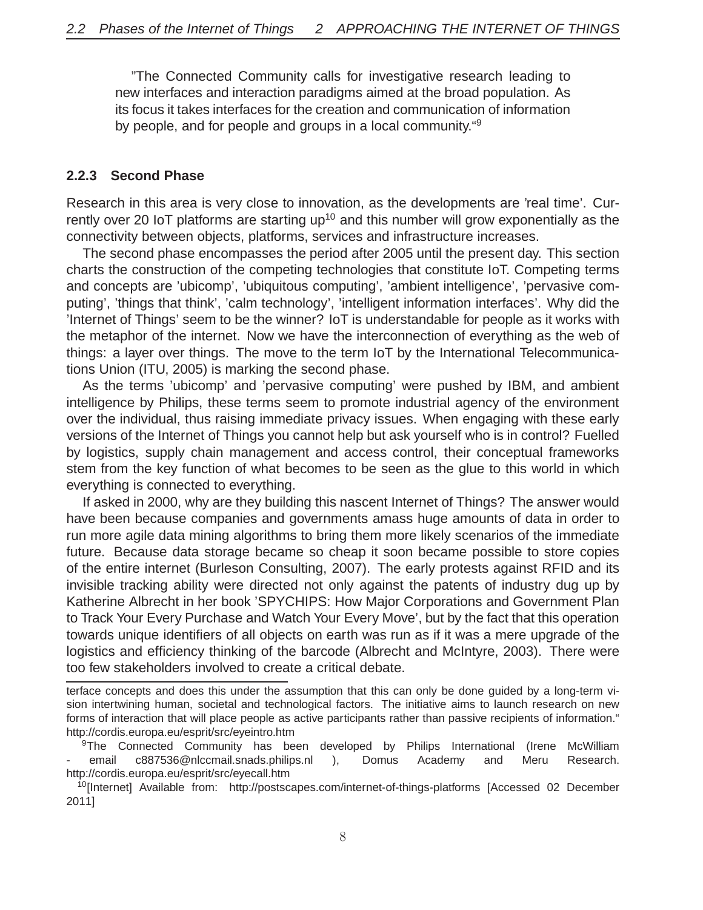"The Connected Community calls for investigative research leading to new interfaces and interaction paradigms aimed at the broad population. As its focus it takes interfaces for the creation and communication of information by people, and for people and groups in a local community."[9]

### 2.2.3 Second Phase

Research in this area is very close to innovation, as the developments are 'real time'. Currently over 20 IoT platforms are starting up[10] and this number will grow exponentially as the connectivity between objects, platforms, services and infrastructure increases.

The second phase encompasses the period after 2005 until the present day. This section charts the construction of the competing technologies that constitute IoT. Competing terms and concepts are 'ubicomp', 'ubiquitous computing', 'ambient intelligence', 'pervasive computing', 'things that think', 'calm technology', 'intelligent information interfaces'. Why did the 'Internet of Things' seem to be the winner? IoT is understandable for people as it works with the metaphor of the internet. Now we have the interconnection of everything as the web of things: a layer over things. The move to the term IoT by the International Telecommunications Union (ITU, 2005) is marking the second phase.

As the terms 'ubicomp' and 'pervasive computing' were pushed by IBM, and ambient intelligence by Philips, these terms seem to promote industrial agency of the environment over the individual, thus raising immediate privacy issues. When engaging with these early versions of the Internet of Things you cannot help but ask yourself who is in control? Fuelled by logistics, supply chain management and access control, their conceptual frameworks stem from the key function of what becomes to be seen as the glue to this world in which everything is connected to everything.

If asked in 2000, why are they building this nascent Internet of Things? The answer would have been because companies and governments amass huge amounts of data in order to run more agile data mining algorithms to bring them more likely scenarios of the immediate future. Because data storage became so cheap it soon became possible to store copies of the entire internet (Burleson Consulting, 2007). The early protests against RFID and its invisible tracking ability were directed not only against the patents of industry dug up by Katherine Albrecht in her book 'SPYCHIPS: How Major Corporations and Government Plan to Track Your Every Purchase and Watch Your Every Move', but by the fact that this operation towards unique identifiers of all objects on earth was run as if it was a mere upgrade of the logistics and efficiency thinking of the barcode (Albrecht and McIntyre, 2003). There were too few stakeholders involved to create a critical debate.

---

terface concepts and does this under the assumption that this can only be done guided by a long-term vision intertwining human, societal and technological factors. The initiative aims to launch research on new forms of interaction that will place people as active participants rather than passive recipients of information." http://cordis.europa.eu/esprit/src/eyeintro.htm

[9]The Connected Community has been developed by Philips International (Irene McWilliam - email c887536@nlccmail.snads.philips.nl ), Domus Academy and Meru Research. http://cordis.europa.eu/esprit/src/eyecall.htm

[10][Internet] Available from: http://postscapes.com/internet-of-things-platforms [Accessed 02 December 2011]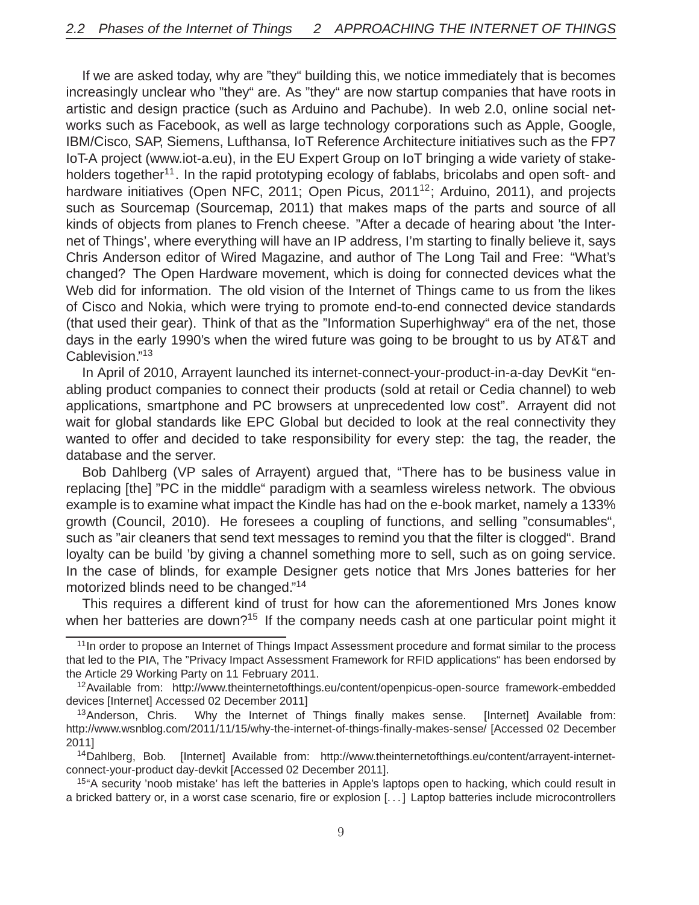If we are asked today, why are "they" building this, we notice immediately that is becomes increasingly unclear who "they" are. As "they" are now startup companies that have roots in artistic and design practice (such as Arduino and Pachube). In web 2.0, online social networks such as Facebook, as well as large technology corporations such as Apple, Google, IBM/Cisco, SAP, Siemens, Lufthansa, IoT Reference Architecture initiatives such as the FP7 IoT-A project (www.iot-a.eu), in the EU Expert Group on IoT bringing a wide variety of stakeholders together[11]. In the rapid prototyping ecology of fablabs, bricolabs and open soft- and hardware initiatives (Open NFC, 2011; Open Picus, 2011[12]; Arduino, 2011), and projects such as Sourcemap (Sourcemap, 2011) that makes maps of the parts and source of all kinds of objects from planes to French cheese. "After a decade of hearing about 'the Internet of Things', where everything will have an IP address, I'm starting to finally believe it, says Chris Anderson editor of Wired Magazine, and author of The Long Tail and Free: "What's changed? The Open Hardware movement, which is doing for connected devices what the Web did for information. The old vision of the Internet of Things came to us from the likes of Cisco and Nokia, which were trying to promote end-to-end connected device standards (that used their gear). Think of that as the "Information Superhighway" era of the net, those days in the early 1990's when the wired future was going to be brought to us by AT&T and Cablevision."[13]

In April of 2010, Arrayent launched its internet-connect-your-product-in-a-day DevKit "enabling product companies to connect their products (sold at retail or Cedia channel) to web applications, smartphone and PC browsers at unprecedented low cost". Arrayent did not wait for global standards like EPC Global but decided to look at the real connectivity they wanted to offer and decided to take responsibility for every step: the tag, the reader, the database and the server.

Bob Dahlberg (VP sales of Arrayent) argued that, "There has to be business value in replacing [the] "PC in the middle" paradigm with a seamless wireless network. The obvious example is to examine what impact the Kindle has had on the e-book market, namely a 133% growth (Council, 2010). He foresees a coupling of functions, and selling "consumables", such as "air cleaners that send text messages to remind you that the filter is clogged". Brand loyalty can be build 'by giving a channel something more to sell, such as on going service. In the case of blinds, for example Designer gets notice that Mrs Jones batteries for her motorized blinds need to be changed."[14]

This requires a different kind of trust for how can the aforementioned Mrs Jones know when her batteries are down?[15] If the company needs cash at one particular point might it

---

[11] In order to propose an Internet of Things Impact Assessment procedure and format similar to the process that led to the PIA, The "Privacy Impact Assessment Framework for RFID applications" has been endorsed by the Article 29 Working Party on 11 February 2011.

[12] Available from: http://www.theinternetofthings.eu/content/openpicus-open-source framework-embedded devices [Internet] Accessed 02 December 2011]

[13] Anderson, Chris. Why the Internet of Things finally makes sense. [Internet] Available from: http://www.wsnblog.com/2011/11/15/why-the-internet-of-things-finally-makes-sense/ [Accessed 02 December 2011]

[14] Dahlberg, Bob. [Internet] Available from: http://www.theinternetofthings.eu/content/arrayent-internet-connect-your-product day-devkit [Accessed 02 December 2011].

[15] "A security 'noob mistake' has left the batteries in Apple's laptops open to hacking, which could result in a bricked battery or, in a worst case scenario, fire or explosion [. . . ] Laptop batteries include microcontrollers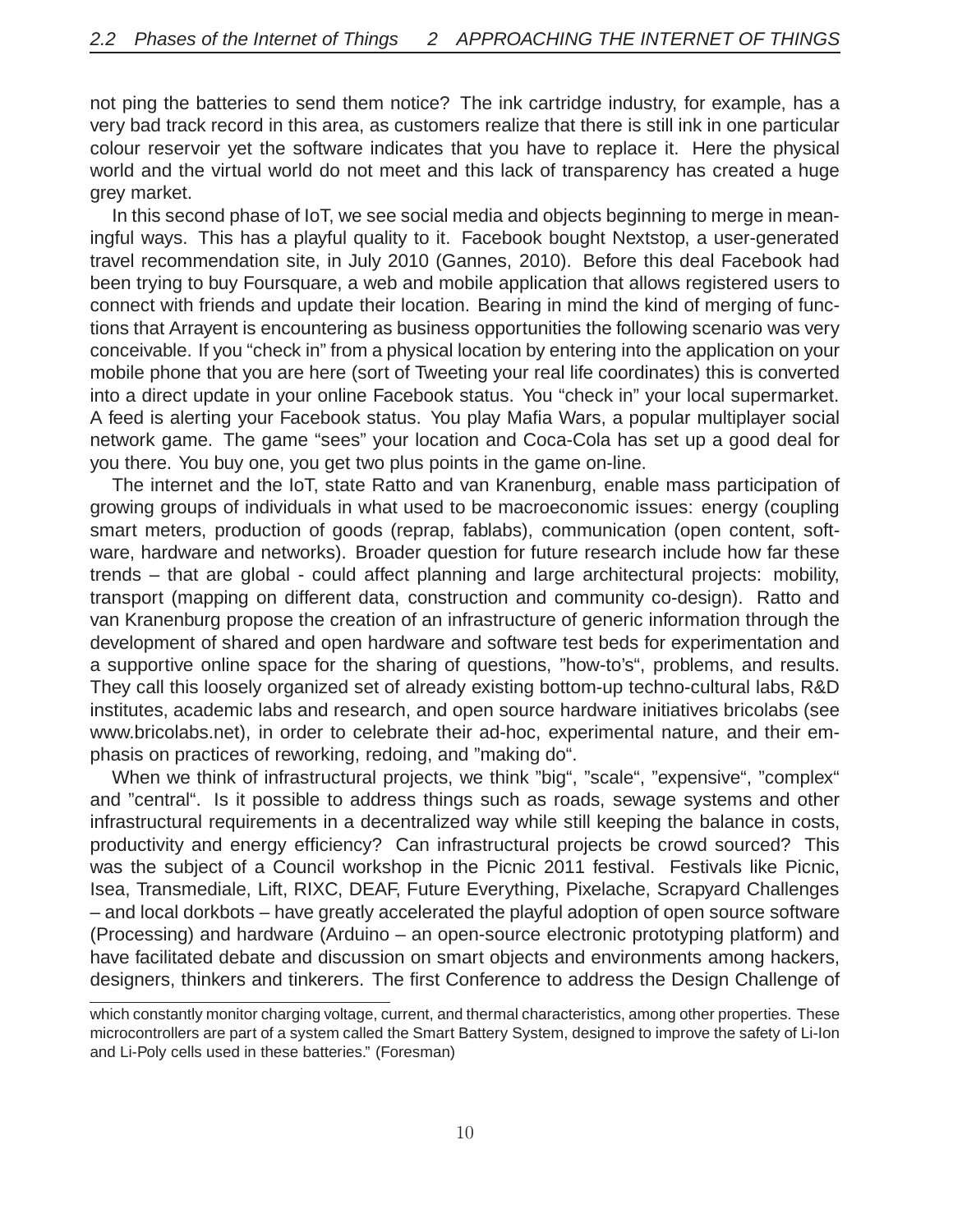not ping the batteries to send them notice? The ink cartridge industry, for example, has a very bad track record in this area, as customers realize that there is still ink in one particular colour reservoir yet the software indicates that you have to replace it. Here the physical world and the virtual world do not meet and this lack of transparency has created a huge grey market.

In this second phase of IoT, we see social media and objects beginning to merge in meaningful ways. This has a playful quality to it. Facebook bought Nextstop, a user-generated travel recommendation site, in July 2010 (Gannes, 2010). Before this deal Facebook had been trying to buy Foursquare, a web and mobile application that allows registered users to connect with friends and update their location. Bearing in mind the kind of merging of functions that Arrayent is encountering as business opportunities the following scenario was very conceivable. If you "check in" from a physical location by entering into the application on your mobile phone that you are here (sort of Tweeting your real life coordinates) this is converted into a direct update in your online Facebook status. You "check in" your local supermarket. A feed is alerting your Facebook status. You play Mafia Wars, a popular multiplayer social network game. The game "sees" your location and Coca-Cola has set up a good deal for you there. You buy one, you get two plus points in the game on-line.

The internet and the IoT, state Ratto and van Kranenburg, enable mass participation of growing groups of individuals in what used to be macroeconomic issues: energy (coupling smart meters, production of goods (reprap, fablabs), communication (open content, software, hardware and networks). Broader question for future research include how far these trends – that are global - could affect planning and large architectural projects: mobility, transport (mapping on different data, construction and community co-design). Ratto and van Kranenburg propose the creation of an infrastructure of generic information through the development of shared and open hardware and software test beds for experimentation and a supportive online space for the sharing of questions, "how-to's", problems, and results. They call this loosely organized set of already existing bottom-up techno-cultural labs, R&D institutes, academic labs and research, and open source hardware initiatives bricolabs (see www.bricolabs.net), in order to celebrate their ad-hoc, experimental nature, and their emphasis on practices of reworking, redoing, and "making do".

When we think of infrastructural projects, we think "big", "scale", "expensive", "complex" and "central". Is it possible to address things such as roads, sewage systems and other infrastructural requirements in a decentralized way while still keeping the balance in costs, productivity and energy efficiency? Can infrastructural projects be crowd sourced? This was the subject of a Council workshop in the Picnic 2011 festival. Festivals like Picnic, Isea, Transmediale, Lift, RIXC, DEAF, Future Everything, Pixelache, Scrapyard Challenges – and local dorkbots – have greatly accelerated the playful adoption of open source software (Processing) and hardware (Arduino – an open-source electronic prototyping platform) and have facilitated debate and discussion on smart objects and environments among hackers, designers, thinkers and tinkerers. The first Conference to address the Design Challenge of

---

which constantly monitor charging voltage, current, and thermal characteristics, among other properties. These microcontrollers are part of a system called the Smart Battery System, designed to improve the safety of Li-Ion and Li-Poly cells used in these batteries." (Foresman)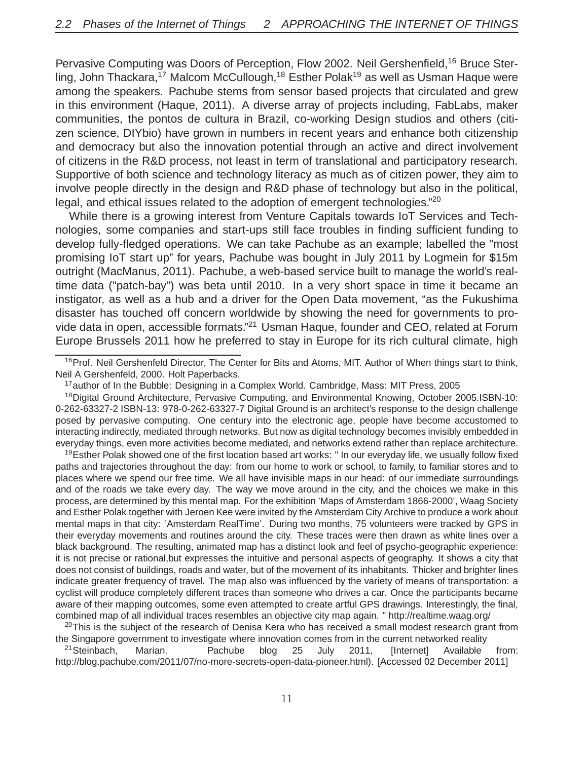Pervasive Computing was Doors of Perception, Flow 2002. Neil Gershenfield,[16] Bruce Sterling, John Thackara,[17] Malcom McCullough,[18] Esther Polak[19] as well as Usman Haque were among the speakers. Pachube stems from sensor based projects that circulated and grew in this environment (Haque, 2011). A diverse array of projects including, FabLabs, maker communities, the pontos de cultura in Brazil, co-working Design studios and others (citizen science, DIYbio) have grown in numbers in recent years and enhance both citizenship and democracy but also the innovation potential through an active and direct involvement of citizens in the R&D process, not least in term of translational and participatory research. Supportive of both science and technology literacy as much as of citizen power, they aim to involve people directly in the design and R&D phase of technology but also in the political, legal, and ethical issues related to the adoption of emergent technologies."[20]

While there is a growing interest from Venture Capitals towards IoT Services and Technologies, some companies and start-ups still face troubles in finding sufficient funding to develop fully-fledged operations. We can take Pachube as an example; labelled the "most promising IoT start up" for years, Pachube was bought in July 2011 by Logmein for $15m outright (MacManus, 2011). Pachube, a web-based service built to manage the world's real-time data ("patch-bay") was beta until 2010. In a very short space in time it became an instigator, as well as a hub and a driver for the Open Data movement, "as the Fukushima disaster has touched off concern worldwide by showing the need for governments to provide data in open, accessible formats."[21] Usman Haque, founder and CEO, related at Forum Europe Brussels 2011 how he preferred to stay in Europe for its rich cultural climate, high

---

[16] Prof. Neil Gershenfeld Director, The Center for Bits and Atoms, MIT. Author of When things start to think, Neil A Gershenfeld, 2000. Holt Paperbacks.

[17] author of In the Bubble: Designing in a Complex World. Cambridge, Mass: MIT Press, 2005

[18] Digital Ground Architecture, Pervasive Computing, and Environmental Knowing, October 2005.ISBN-10: 0-262-63327-2 ISBN-13: 978-0-262-63327-7 Digital Ground is an architect's response to the design challenge posed by pervasive computing. One century into the electronic age, people have become accustomed to interacting indirectly, mediated through networks. But now as digital technology becomes invisibly embedded in everyday things, even more activities become mediated, and networks extend rather than replace architecture.

[19] Esther Polak showed one of the first location based art works: " In our everyday life, we usually follow fixed paths and trajectories throughout the day: from our home to work or school, to family, to familiar stores and to places where we spend our free time. We all have invisible maps in our head: of our immediate surroundings and of the roads we take every day. The way we move around in the city, and the choices we make in this process, are determined by this mental map. For the exhibition 'Maps of Amsterdam 1866-2000', Waag Society and Esther Polak together with Jeroen Kee were invited by the Amsterdam City Archive to produce a work about mental maps in that city: 'Amsterdam RealTime'. During two months, 75 volunteers were tracked by GPS in their everyday movements and routines around the city. These traces were then drawn as white lines over a black background. The resulting, animated map has a distinct look and feel of psycho-geographic experience: it is not precise or rational,but expresses the intuitive and personal aspects of geography. It shows a city that does not consist of buildings, roads and water, but of the movement of its inhabitants. Thicker and brighter lines indicate greater frequency of travel. The map also was influenced by the variety of means of transportation: a cyclist will produce completely different traces than someone who drives a car. Once the participants became aware of their mapping outcomes, some even attempted to create artful GPS drawings. Interestingly, the final, combined map of all individual traces resembles an objective city map again. " http://realtime.waag.org/

[20] This is the subject of the research of Denisa Kera who has received a small modest research grant from the Singapore government to investigate where innovation comes from in the current networked reality

[21] Steinbach, Marian. Pachube blog 25 July 2011, [Internet] Available from: http://blog.pachube.com/2011/07/no-more-secrets-open-data-pioneer.html). [Accessed 02 December 2011]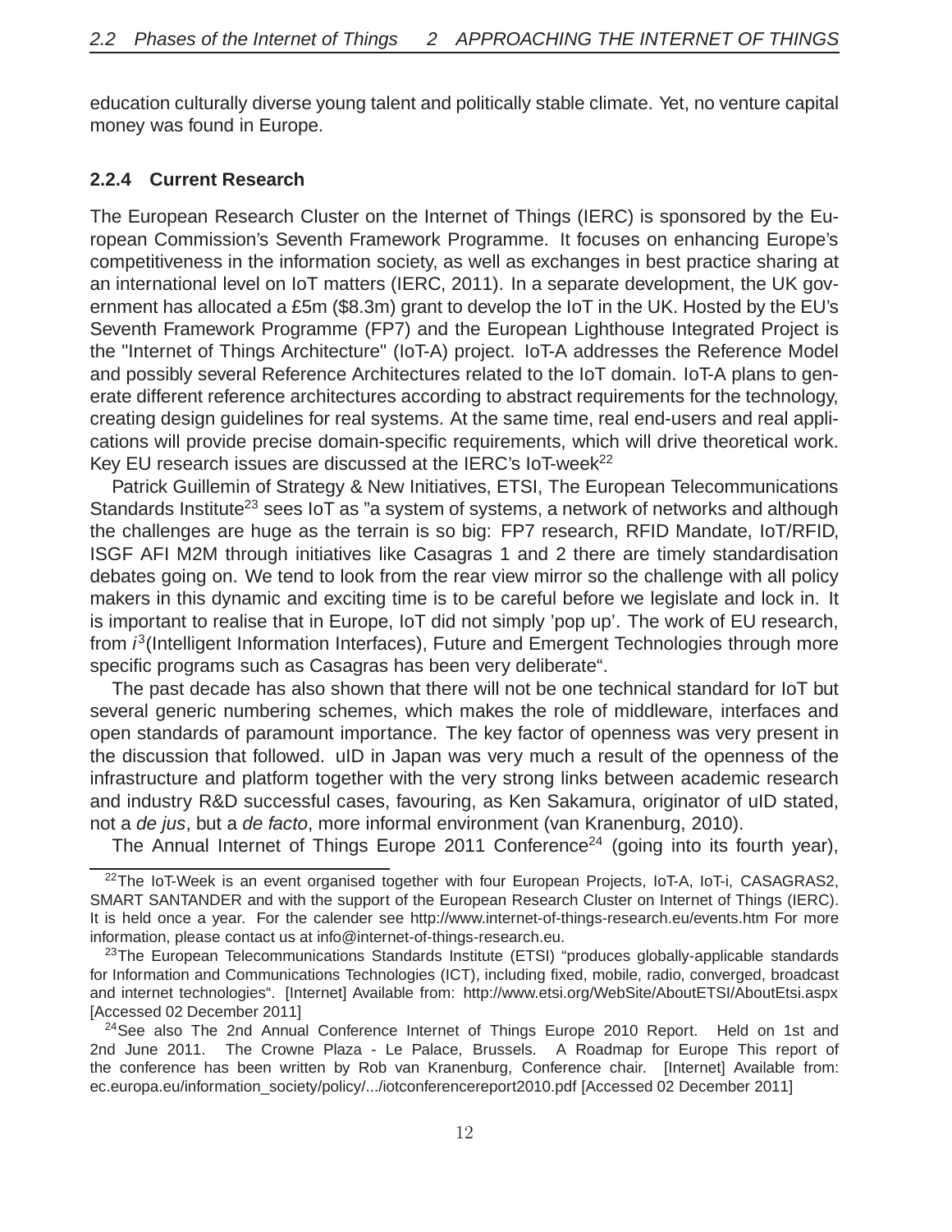education culturally diverse young talent and politically stable climate. Yet, no venture capital money was found in Europe.

### 2.2.4 Current Research

The European Research Cluster on the Internet of Things (IERC) is sponsored by the European Commission's Seventh Framework Programme. It focuses on enhancing Europe's competitiveness in the information society, as well as exchanges in best practice sharing at an international level on IoT matters (IERC, 2011). In a separate development, the UK government has allocated a £5m ($8.3m) grant to develop the IoT in the UK. Hosted by the EU's Seventh Framework Programme (FP7) and the European Lighthouse Integrated Project is the "Internet of Things Architecture" (IoT-A) project. IoT-A addresses the Reference Model and possibly several Reference Architectures related to the IoT domain. IoT-A plans to generate different reference architectures according to abstract requirements for the technology, creating design guidelines for real systems. At the same time, real end-users and real applications will provide precise domain-specific requirements, which will drive theoretical work. Key EU research issues are discussed at the IERC's IoT-week[22]

Patrick Guillemin of Strategy & New Initiatives, ETSI, The European Telecommunications Standards Institute[23] sees IoT as "a system of systems, a network of networks and although the challenges are huge as the terrain is so big: FP7 research, RFID Mandate, IoT/RFID, ISGF AFI M2M through initiatives like Casagras 1 and 2 there are timely standardisation debates going on. We tend to look from the rear view mirror so the challenge with all policy makers in this dynamic and exciting time is to be careful before we legislate and lock in. It is important to realise that in Europe, IoT did not simply 'pop up'. The work of EU research, from $i^3$(Intelligent Information Interfaces), Future and Emergent Technologies through more specific programs such as Casagras has been very deliberate".

The past decade has also shown that there will not be one technical standard for IoT but several generic numbering schemes, which makes the role of middleware, interfaces and open standards of paramount importance. The key factor of openness was very present in the discussion that followed. uID in Japan was very much a result of the openness of the infrastructure and platform together with the very strong links between academic research and industry R&D successful cases, favouring, as Ken Sakamura, originator of uID stated, not a *de jus*, but a *de facto*, more informal environment (van Kranenburg, 2010).

The Annual Internet of Things Europe 2011 Conference[24] (going into its fourth year),

---

[22] The IoT-Week is an event organised together with four European Projects, IoT-A, IoT-i, CASAGRAS2, SMART SANTANDER and with the support of the European Research Cluster on Internet of Things (IERC). It is held once a year. For the calender see http://www.internet-of-things-research.eu/events.htm For more information, please contact us at info@internet-of-things-research.eu.

[23] The European Telecommunications Standards Institute (ETSI) "produces globally-applicable standards for Information and Communications Technologies (ICT), including fixed, mobile, radio, converged, broadcast and internet technologies". [Internet] Available from: http://www.etsi.org/WebSite/AboutETSI/AboutEtsi.aspx [Accessed 02 December 2011]

[24] See also The 2nd Annual Conference Internet of Things Europe 2010 Report. Held on 1st and 2nd June 2011. The Crowne Plaza - Le Palace, Brussels. A Roadmap for Europe This report of the conference has been written by Rob van Kranenburg, Conference chair. [Internet] Available from: ec.europa.eu/information_society/policy/.../iotconferencereport2010.pdf [Accessed 02 December 2011]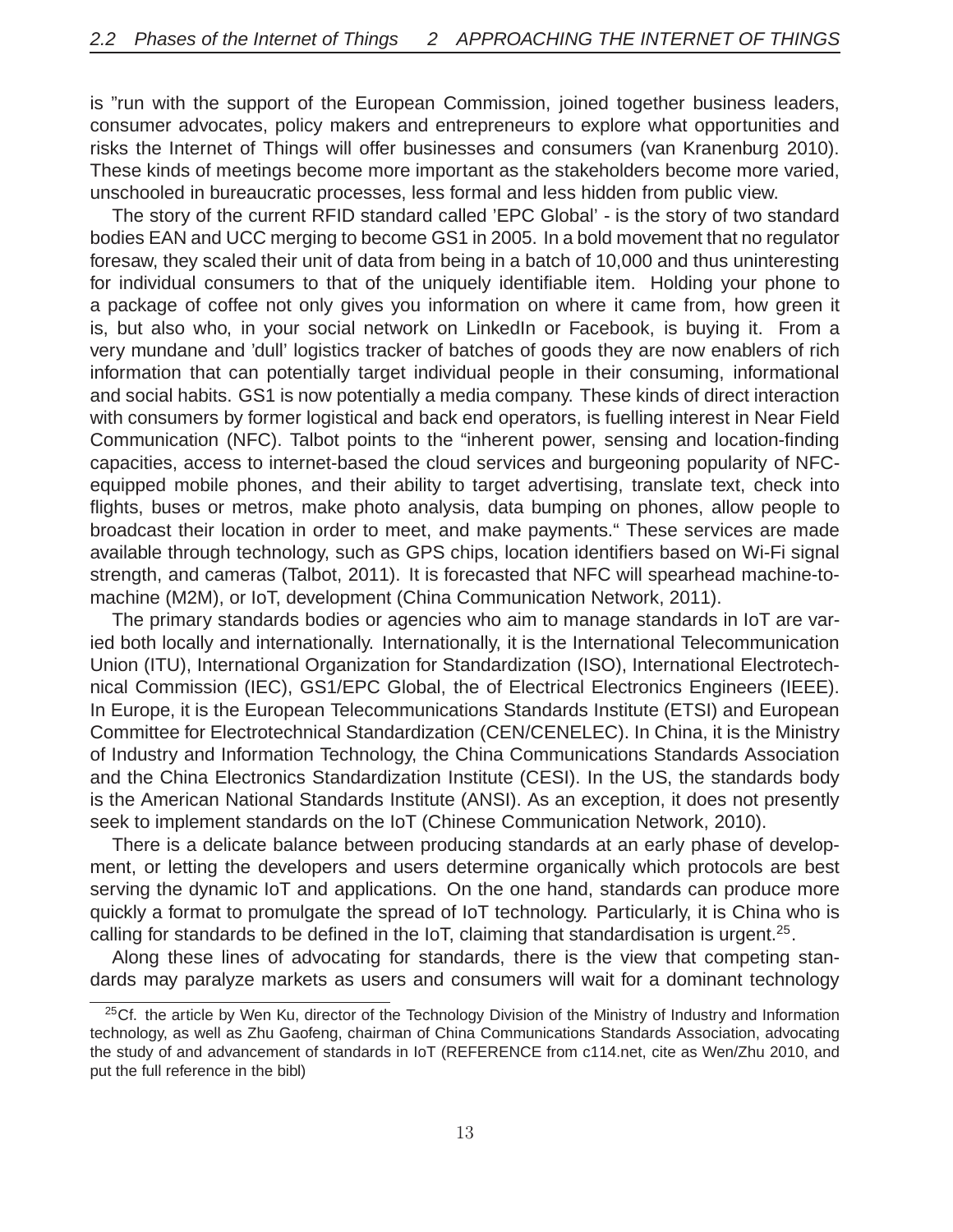is "run with the support of the European Commission, joined together business leaders, consumer advocates, policy makers and entrepreneurs to explore what opportunities and risks the Internet of Things will offer businesses and consumers (van Kranenburg 2010). These kinds of meetings become more important as the stakeholders become more varied, unschooled in bureaucratic processes, less formal and less hidden from public view.

The story of the current RFID standard called 'EPC Global' - is the story of two standard bodies EAN and UCC merging to become GS1 in 2005. In a bold movement that no regulator foresaw, they scaled their unit of data from being in a batch of 10,000 and thus uninteresting for individual consumers to that of the uniquely identifiable item. Holding your phone to a package of coffee not only gives you information on where it came from, how green it is, but also who, in your social network on LinkedIn or Facebook, is buying it. From a very mundane and 'dull' logistics tracker of batches of goods they are now enablers of rich information that can potentially target individual people in their consuming, informational and social habits. GS1 is now potentially a media company. These kinds of direct interaction with consumers by former logistical and back end operators, is fuelling interest in Near Field Communication (NFC). Talbot points to the "inherent power, sensing and location-finding capacities, access to internet-based the cloud services and burgeoning popularity of NFC-equipped mobile phones, and their ability to target advertising, translate text, check into flights, buses or metros, make photo analysis, data bumping on phones, allow people to broadcast their location in order to meet, and make payments." These services are made available through technology, such as GPS chips, location identifiers based on Wi-Fi signal strength, and cameras (Talbot, 2011). It is forecasted that NFC will spearhead machine-to-machine (M2M), or IoT, development (China Communication Network, 2011).

The primary standards bodies or agencies who aim to manage standards in IoT are varied both locally and internationally. Internationally, it is the International Telecommunication Union (ITU), International Organization for Standardization (ISO), International Electrotechnical Commission (IEC), GS1/EPC Global, the of Electrical Electronics Engineers (IEEE). In Europe, it is the European Telecommunications Standards Institute (ETSI) and European Committee for Electrotechnical Standardization (CEN/CENELEC). In China, it is the Ministry of Industry and Information Technology, the China Communications Standards Association and the China Electronics Standardization Institute (CESI). In the US, the standards body is the American National Standards Institute (ANSI). As an exception, it does not presently seek to implement standards on the IoT (Chinese Communication Network, 2010).

There is a delicate balance between producing standards at an early phase of development, or letting the developers and users determine organically which protocols are best serving the dynamic IoT and applications. On the one hand, standards can produce more quickly a format to promulgate the spread of IoT technology. Particularly, it is China who is calling for standards to be defined in the IoT, claiming that standardisation is urgent.[25].

Along these lines of advocating for standards, there is the view that competing standards may paralyze markets as users and consumers will wait for a dominant technology

[25] Cf. the article by Wen Ku, director of the Technology Division of the Ministry of Industry and Information technology, as well as Zhu Gaofeng, chairman of China Communications Standards Association, advocating the study of and advancement of standards in IoT (REFERENCE from c114.net, cite as Wen/Zhu 2010, and put the full reference in the bibl)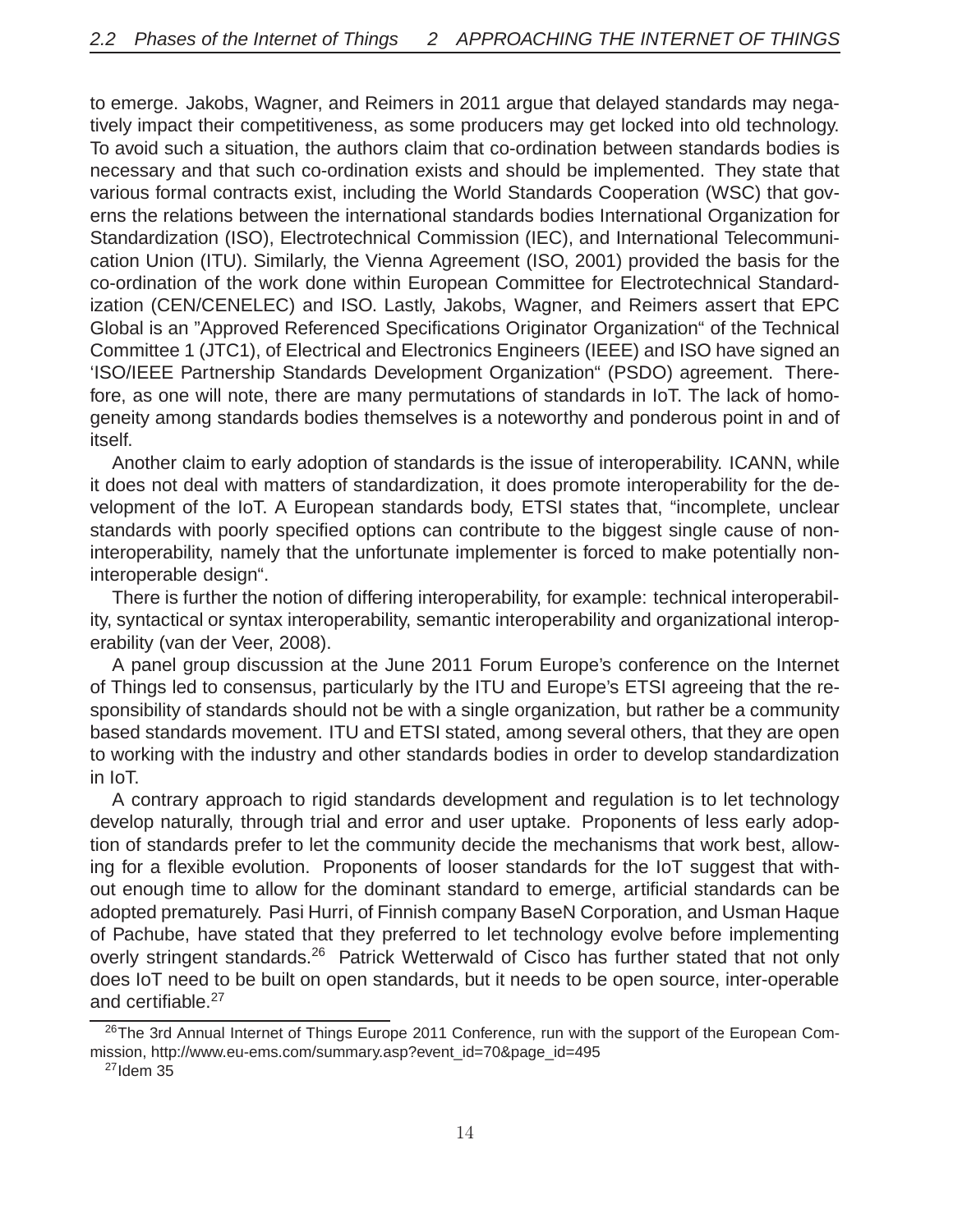to emerge. Jakobs, Wagner, and Reimers in 2011 argue that delayed standards may negatively impact their competitiveness, as some producers may get locked into old technology. To avoid such a situation, the authors claim that co-ordination between standards bodies is necessary and that such co-ordination exists and should be implemented. They state that various formal contracts exist, including the World Standards Cooperation (WSC) that governs the relations between the international standards bodies International Organization for Standardization (ISO), Electrotechnical Commission (IEC), and International Telecommunication Union (ITU). Similarly, the Vienna Agreement (ISO, 2001) provided the basis for the co-ordination of the work done within European Committee for Electrotechnical Standardization (CEN/CENELEC) and ISO. Lastly, Jakobs, Wagner, and Reimers assert that EPC Global is an "Approved Referenced Specifications Originator Organization" of the Technical Committee 1 (JTC1), of Electrical and Electronics Engineers (IEEE) and ISO have signed an 'ISO/IEEE Partnership Standards Development Organization" (PSDO) agreement. Therefore, as one will note, there are many permutations of standards in IoT. The lack of homogeneity among standards bodies themselves is a noteworthy and ponderous point in and of itself.

Another claim to early adoption of standards is the issue of interoperability. ICANN, while it does not deal with matters of standardization, it does promote interoperability for the development of the IoT. A European standards body, ETSI states that, "incomplete, unclear standards with poorly specified options can contribute to the biggest single cause of non-interoperability, namely that the unfortunate implementer is forced to make potentially non-interoperable design".

There is further the notion of differing interoperability, for example: technical interoperability, syntactical or syntax interoperability, semantic interoperability and organizational interoperability (van der Veer, 2008).

A panel group discussion at the June 2011 Forum Europe's conference on the Internet of Things led to consensus, particularly by the ITU and Europe's ETSI agreeing that the responsibility of standards should not be with a single organization, but rather be a community based standards movement. ITU and ETSI stated, among several others, that they are open to working with the industry and other standards bodies in order to develop standardization in IoT.

A contrary approach to rigid standards development and regulation is to let technology develop naturally, through trial and error and user uptake. Proponents of less early adoption of standards prefer to let the community decide the mechanisms that work best, allowing for a flexible evolution. Proponents of looser standards for the IoT suggest that without enough time to allow for the dominant standard to emerge, artificial standards can be adopted prematurely. Pasi Hurri, of Finnish company BaseN Corporation, and Usman Haque of Pachube, have stated that they preferred to let technology evolve before implementing overly stringent standards.[26] Patrick Wetterwald of Cisco has further stated that not only does IoT need to be built on open standards, but it needs to be open source, inter-operable and certifiable.[27]

[26] The 3rd Annual Internet of Things Europe 2011 Conference, run with the support of the European Commission, http://www.eu-ems.com/summary.asp?event_id=70&page_id=495

[27] Idem 35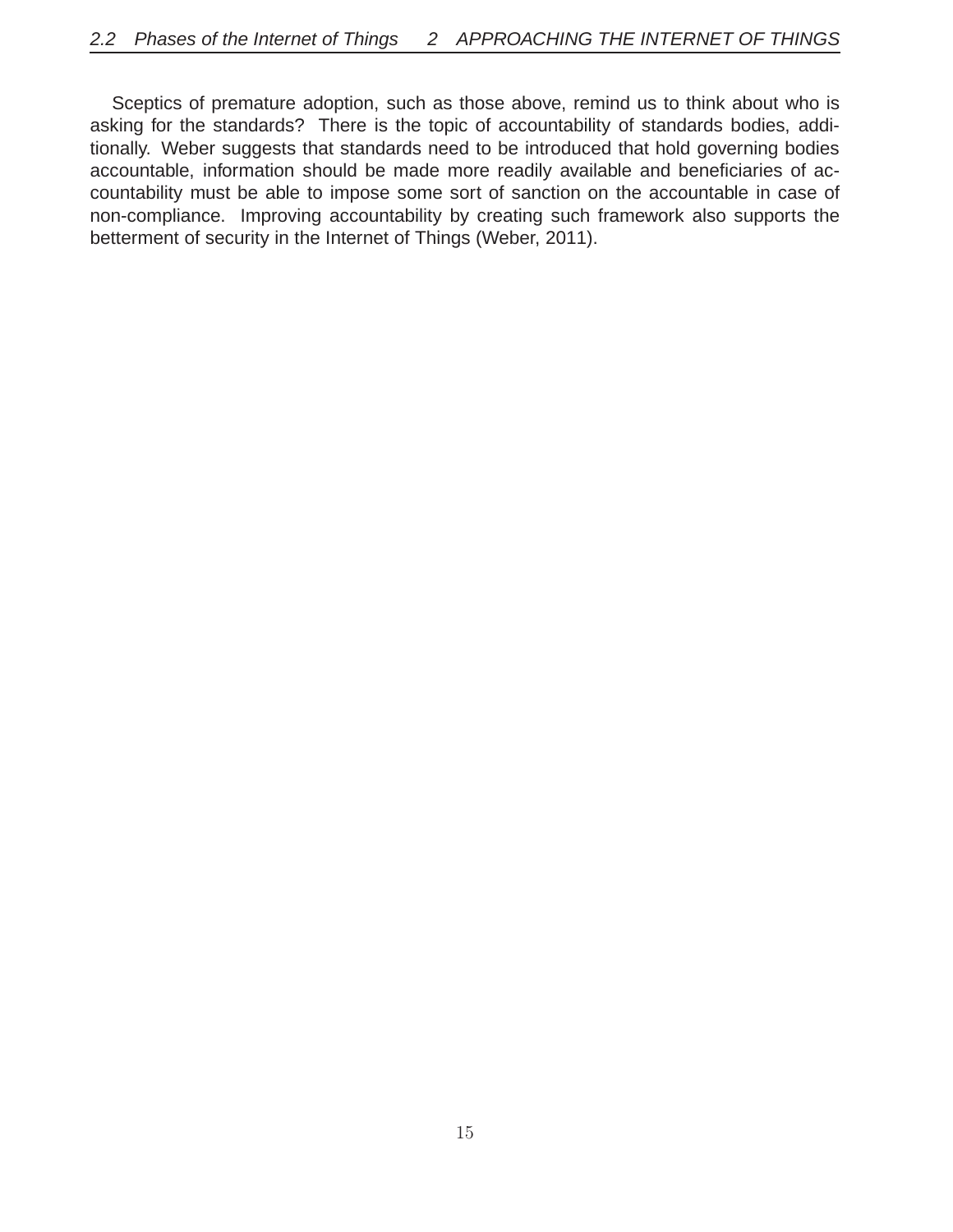Sceptics of premature adoption, such as those above, remind us to think about who is asking for the standards? There is the topic of accountability of standards bodies, additionally. Weber suggests that standards need to be introduced that hold governing bodies accountable, information should be made more readily available and beneficiaries of accountability must be able to impose some sort of sanction on the accountable in case of non-compliance. Improving accountability by creating such framework also supports the betterment of security in the Internet of Things (Weber, 2011).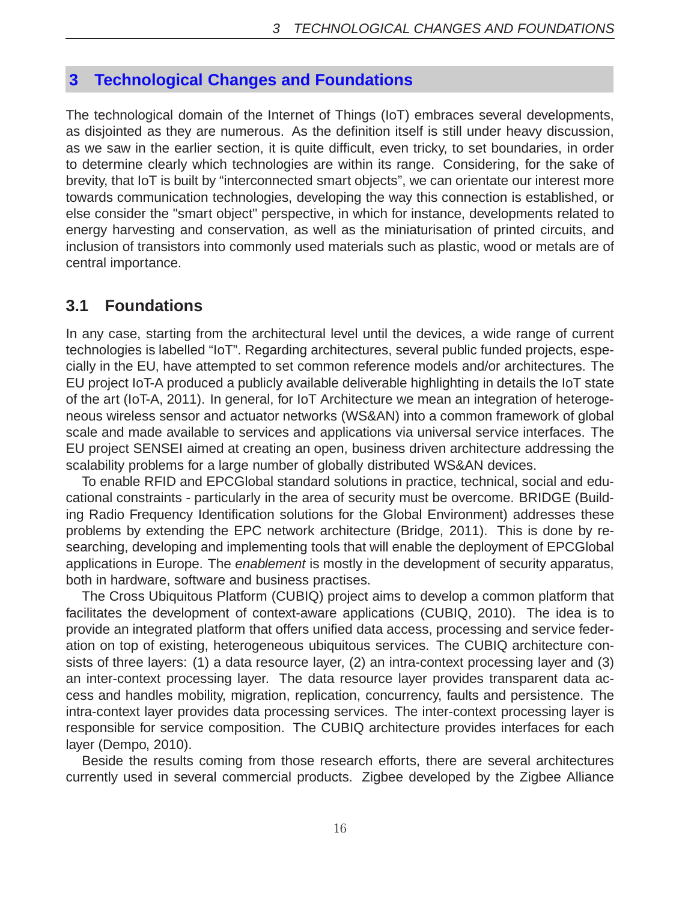# 3 Technological Changes and Foundations

The technological domain of the Internet of Things (IoT) embraces several developments, as disjointed as they are numerous. As the definition itself is still under heavy discussion, as we saw in the earlier section, it is quite difficult, even tricky, to set boundaries, in order to determine clearly which technologies are within its range. Considering, for the sake of brevity, that IoT is built by "interconnected smart objects", we can orientate our interest more towards communication technologies, developing the way this connection is established, or else consider the "smart object" perspective, in which for instance, developments related to energy harvesting and conservation, as well as the miniaturisation of printed circuits, and inclusion of transistors into commonly used materials such as plastic, wood or metals are of central importance.

## 3.1 Foundations

In any case, starting from the architectural level until the devices, a wide range of current technologies is labelled "IoT". Regarding architectures, several public funded projects, especially in the EU, have attempted to set common reference models and/or architectures. The EU project IoT-A produced a publicly available deliverable highlighting in details the IoT state of the art (IoT-A, 2011). In general, for IoT Architecture we mean an integration of heterogeneous wireless sensor and actuator networks (WS&AN) into a common framework of global scale and made available to services and applications via universal service interfaces. The EU project SENSEI aimed at creating an open, business driven architecture addressing the scalability problems for a large number of globally distributed WS&AN devices.

To enable RFID and EPCGlobal standard solutions in practice, technical, social and educational constraints - particularly in the area of security must be overcome. BRIDGE (Building Radio Frequency Identification solutions for the Global Environment) addresses these problems by extending the EPC network architecture (Bridge, 2011). This is done by researching, developing and implementing tools that will enable the deployment of EPCGlobal applications in Europe. The *enablement* is mostly in the development of security apparatus, both in hardware, software and business practises.

The Cross Ubiquitous Platform (CUBIQ) project aims to develop a common platform that facilitates the development of context-aware applications (CUBIQ, 2010). The idea is to provide an integrated platform that offers unified data access, processing and service federation on top of existing, heterogeneous ubiquitous services. The CUBIQ architecture consists of three layers: (1) a data resource layer, (2) an intra-context processing layer and (3) an inter-context processing layer. The data resource layer provides transparent data access and handles mobility, migration, replication, concurrency, faults and persistence. The intra-context layer provides data processing services. The inter-context processing layer is responsible for service composition. The CUBIQ architecture provides interfaces for each layer (Dempo, 2010).

Beside the results coming from those research efforts, there are several architectures currently used in several commercial products. Zigbee developed by the Zigbee Alliance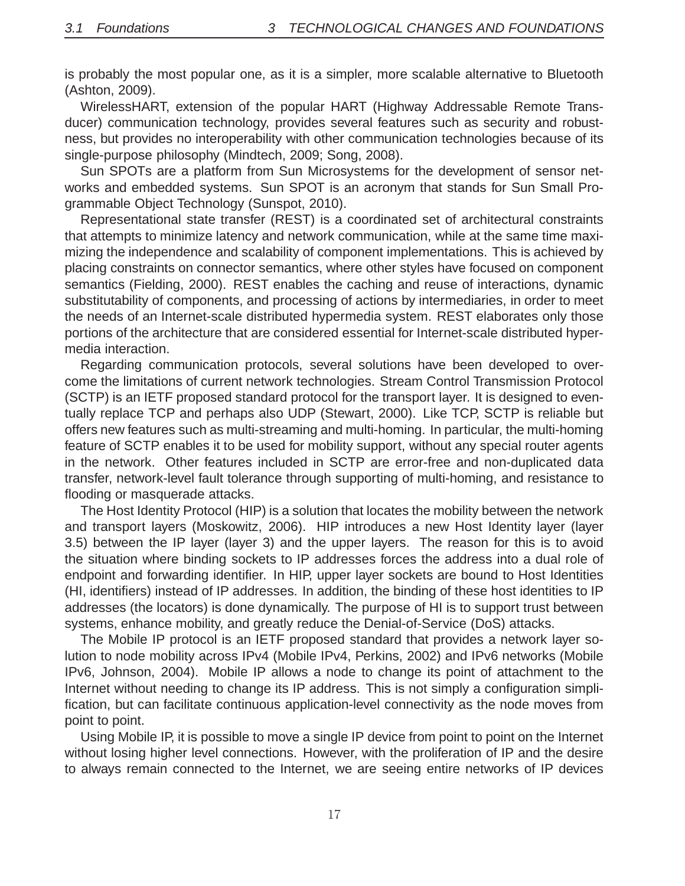is probably the most popular one, as it is a simpler, more scalable alternative to Bluetooth (Ashton, 2009).

WirelessHART, extension of the popular HART (Highway Addressable Remote Transducer) communication technology, provides several features such as security and robustness, but provides no interoperability with other communication technologies because of its single-purpose philosophy (Mindtech, 2009; Song, 2008).

Sun SPOTs are a platform from Sun Microsystems for the development of sensor networks and embedded systems. Sun SPOT is an acronym that stands for Sun Small Programmable Object Technology (Sunspot, 2010).

Representational state transfer (REST) is a coordinated set of architectural constraints that attempts to minimize latency and network communication, while at the same time maximizing the independence and scalability of component implementations. This is achieved by placing constraints on connector semantics, where other styles have focused on component semantics (Fielding, 2000). REST enables the caching and reuse of interactions, dynamic substitutability of components, and processing of actions by intermediaries, in order to meet the needs of an Internet-scale distributed hypermedia system. REST elaborates only those portions of the architecture that are considered essential for Internet-scale distributed hypermedia interaction.

Regarding communication protocols, several solutions have been developed to overcome the limitations of current network technologies. Stream Control Transmission Protocol (SCTP) is an IETF proposed standard protocol for the transport layer. It is designed to eventually replace TCP and perhaps also UDP (Stewart, 2000). Like TCP, SCTP is reliable but offers new features such as multi-streaming and multi-homing. In particular, the multi-homing feature of SCTP enables it to be used for mobility support, without any special router agents in the network. Other features included in SCTP are error-free and non-duplicated data transfer, network-level fault tolerance through supporting of multi-homing, and resistance to flooding or masquerade attacks.

The Host Identity Protocol (HIP) is a solution that locates the mobility between the network and transport layers (Moskowitz, 2006). HIP introduces a new Host Identity layer (layer 3.5) between the IP layer (layer 3) and the upper layers. The reason for this is to avoid the situation where binding sockets to IP addresses forces the address into a dual role of endpoint and forwarding identifier. In HIP, upper layer sockets are bound to Host Identities (HI, identifiers) instead of IP addresses. In addition, the binding of these host identities to IP addresses (the locators) is done dynamically. The purpose of HI is to support trust between systems, enhance mobility, and greatly reduce the Denial-of-Service (DoS) attacks.

The Mobile IP protocol is an IETF proposed standard that provides a network layer solution to node mobility across IPv4 (Mobile IPv4, Perkins, 2002) and IPv6 networks (Mobile IPv6, Johnson, 2004). Mobile IP allows a node to change its point of attachment to the Internet without needing to change its IP address. This is not simply a configuration simplification, but can facilitate continuous application-level connectivity as the node moves from point to point.

Using Mobile IP, it is possible to move a single IP device from point to point on the Internet without losing higher level connections. However, with the proliferation of IP and the desire to always remain connected to the Internet, we are seeing entire networks of IP devices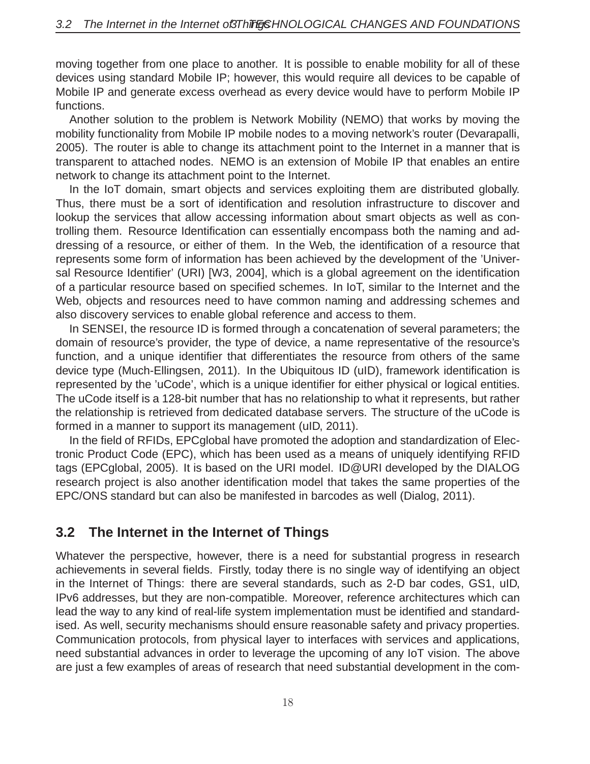moving together from one place to another. It is possible to enable mobility for all of these devices using standard Mobile IP; however, this would require all devices to be capable of Mobile IP and generate excess overhead as every device would have to perform Mobile IP functions.

Another solution to the problem is Network Mobility (NEMO) that works by moving the mobility functionality from Mobile IP mobile nodes to a moving network's router (Devarapalli, 2005). The router is able to change its attachment point to the Internet in a manner that is transparent to attached nodes. NEMO is an extension of Mobile IP that enables an entire network to change its attachment point to the Internet.

In the IoT domain, smart objects and services exploiting them are distributed globally. Thus, there must be a sort of identification and resolution infrastructure to discover and lookup the services that allow accessing information about smart objects as well as controlling them. Resource Identification can essentially encompass both the naming and addressing of a resource, or either of them. In the Web, the identification of a resource that represents some form of information has been achieved by the development of the 'Universal Resource Identifier' (URI) [W3, 2004], which is a global agreement on the identification of a particular resource based on specified schemes. In IoT, similar to the Internet and the Web, objects and resources need to have common naming and addressing schemes and also discovery services to enable global reference and access to them.

In SENSEI, the resource ID is formed through a concatenation of several parameters; the domain of resource's provider, the type of device, a name representative of the resource's function, and a unique identifier that differentiates the resource from others of the same device type (Much-Ellingsen, 2011). In the Ubiquitous ID (uID), framework identification is represented by the 'uCode', which is a unique identifier for either physical or logical entities. The uCode itself is a 128-bit number that has no relationship to what it represents, but rather the relationship is retrieved from dedicated database servers. The structure of the uCode is formed in a manner to support its management (uID, 2011).

In the field of RFIDs, EPCglobal have promoted the adoption and standardization of Electronic Product Code (EPC), which has been used as a means of uniquely identifying RFID tags (EPCglobal, 2005). It is based on the URI model. ID@URI developed by the DIALOG research project is also another identification model that takes the same properties of the EPC/ONS standard but can also be manifested in barcodes as well (Dialog, 2011).

## 3.2 The Internet in the Internet of Things

Whatever the perspective, however, there is a need for substantial progress in research achievements in several fields. Firstly, today there is no single way of identifying an object in the Internet of Things: there are several standards, such as 2-D bar codes, GS1, uID, IPv6 addresses, but they are non-compatible. Moreover, reference architectures which can lead the way to any kind of real-life system implementation must be identified and standardised. As well, security mechanisms should ensure reasonable safety and privacy properties. Communication protocols, from physical layer to interfaces with services and applications, need substantial advances in order to leverage the upcoming of any IoT vision. The above are just a few examples of areas of research that need substantial development in the com-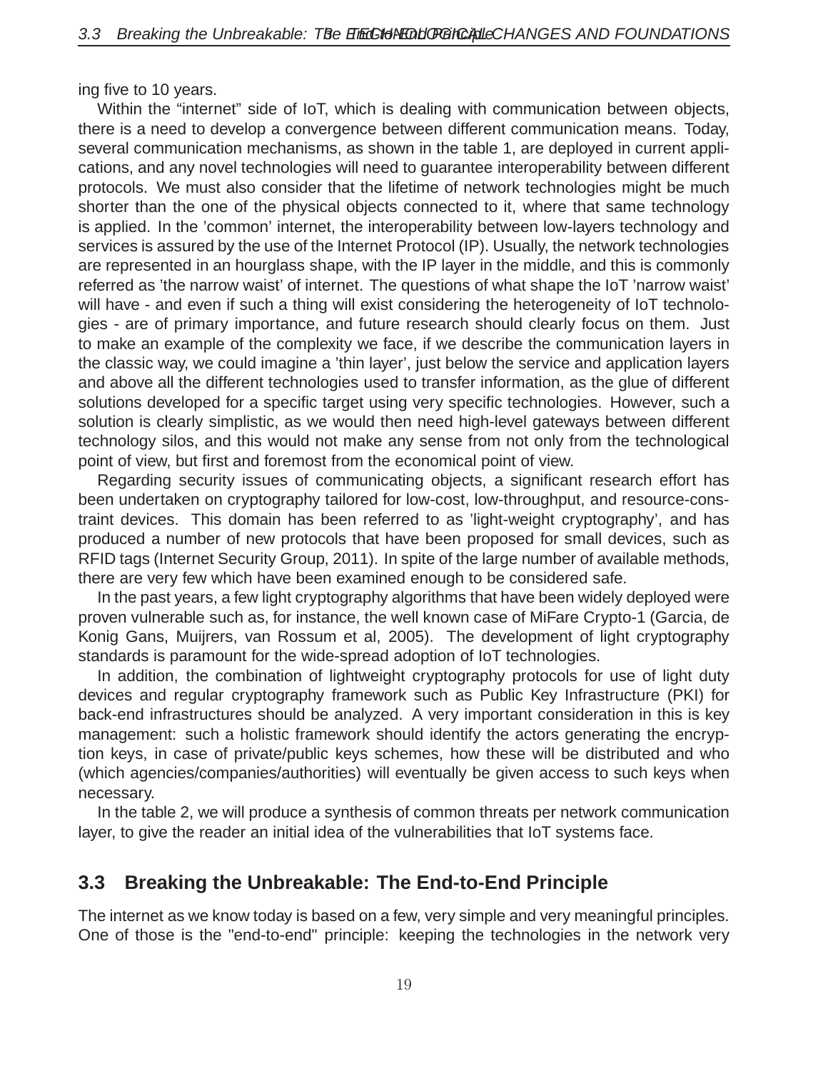ing five to 10 years.

Within the “internet” side of IoT, which is dealing with communication between objects, there is a need to develop a convergence between different communication means. Today, several communication mechanisms, as shown in the table 1, are deployed in current applications, and any novel technologies will need to guarantee interoperability between different protocols. We must also consider that the lifetime of network technologies might be much shorter than the one of the physical objects connected to it, where that same technology is applied. In the ’common’ internet, the interoperability between low-layers technology and services is assured by the use of the Internet Protocol (IP). Usually, the network technologies are represented in an hourglass shape, with the IP layer in the middle, and this is commonly referred as ’the narrow waist’ of internet. The questions of what shape the IoT ’narrow waist’ will have - and even if such a thing will exist considering the heterogeneity of IoT technologies - are of primary importance, and future research should clearly focus on them. Just to make an example of the complexity we face, if we describe the communication layers in the classic way, we could imagine a ’thin layer’, just below the service and application layers and above all the different technologies used to transfer information, as the glue of different solutions developed for a specific target using very specific technologies. However, such a solution is clearly simplistic, as we would then need high-level gateways between different technology silos, and this would not make any sense from not only from the technological point of view, but first and foremost from the economical point of view.

Regarding security issues of communicating objects, a significant research effort has been undertaken on cryptography tailored for low-cost, low-throughput, and resource-constraint devices. This domain has been referred to as ’light-weight cryptography’, and has produced a number of new protocols that have been proposed for small devices, such as RFID tags (Internet Security Group, 2011). In spite of the large number of available methods, there are very few which have been examined enough to be considered safe.

In the past years, a few light cryptography algorithms that have been widely deployed were proven vulnerable such as, for instance, the well known case of MiFare Crypto-1 (Garcia, de Konig Gans, Muijrers, van Rossum et al, 2005). The development of light cryptography standards is paramount for the wide-spread adoption of IoT technologies.

In addition, the combination of lightweight cryptography protocols for use of light duty devices and regular cryptography framework such as Public Key Infrastructure (PKI) for back-end infrastructures should be analyzed. A very important consideration in this is key management: such a holistic framework should identify the actors generating the encryption keys, in case of private/public keys schemes, how these will be distributed and who (which agencies/companies/authorities) will eventually be given access to such keys when necessary.

In the table 2, we will produce a synthesis of common threats per network communication layer, to give the reader an initial idea of the vulnerabilities that IoT systems face.

## 3.3 Breaking the Unbreakable: The End-to-End Principle

The internet as we know today is based on a few, very simple and very meaningful principles. One of those is the "end-to-end" principle: keeping the technologies in the network very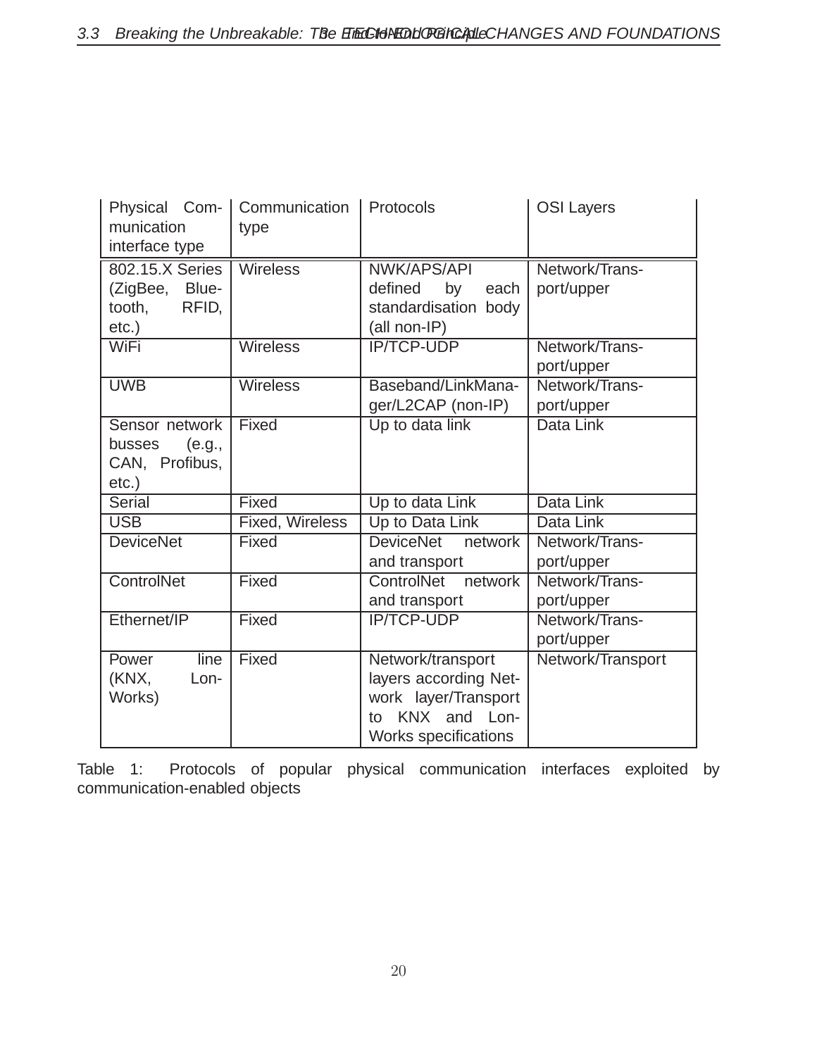| Physical Communication interface type | Communication type | Protocols | OSI Layers |
|---|---|---|---|
| 802.15.X Series (ZigBee, Bluetooth, RFID, etc.) | Wireless | NWK/APS/API defined by each standardisation body (all non-IP) | Network/Transport/upper |
| WiFi | Wireless | IP/TCP-UDP | Network/Transport/upper |
| UWB | Wireless | Baseband/LinkManager/L2CAP (non-IP) | Network/Transport/upper |
| Sensor network busses (e.g., CAN, Profibus, etc.) | Fixed | Up to data link | Data Link |
| Serial | Fixed | Up to data Link | Data Link |
| USB | Fixed, Wireless | Up to Data Link | Data Link |
| DeviceNet | Fixed | DeviceNet network and transport | Network/Transport/upper |
| ControlNet | Fixed | ControlNet network and transport | Network/Transport/upper |
| Ethernet/IP | Fixed | IP/TCP-UDP | Network/Transport/upper |
| Power line (KNX, LonWorks) | Fixed | Network/transport layers according Network layer/Transport to KNX and LonWorks specifications | Network/Transport |

Table 1: Protocols of popular physical communication interfaces exploited by communication-enabled objects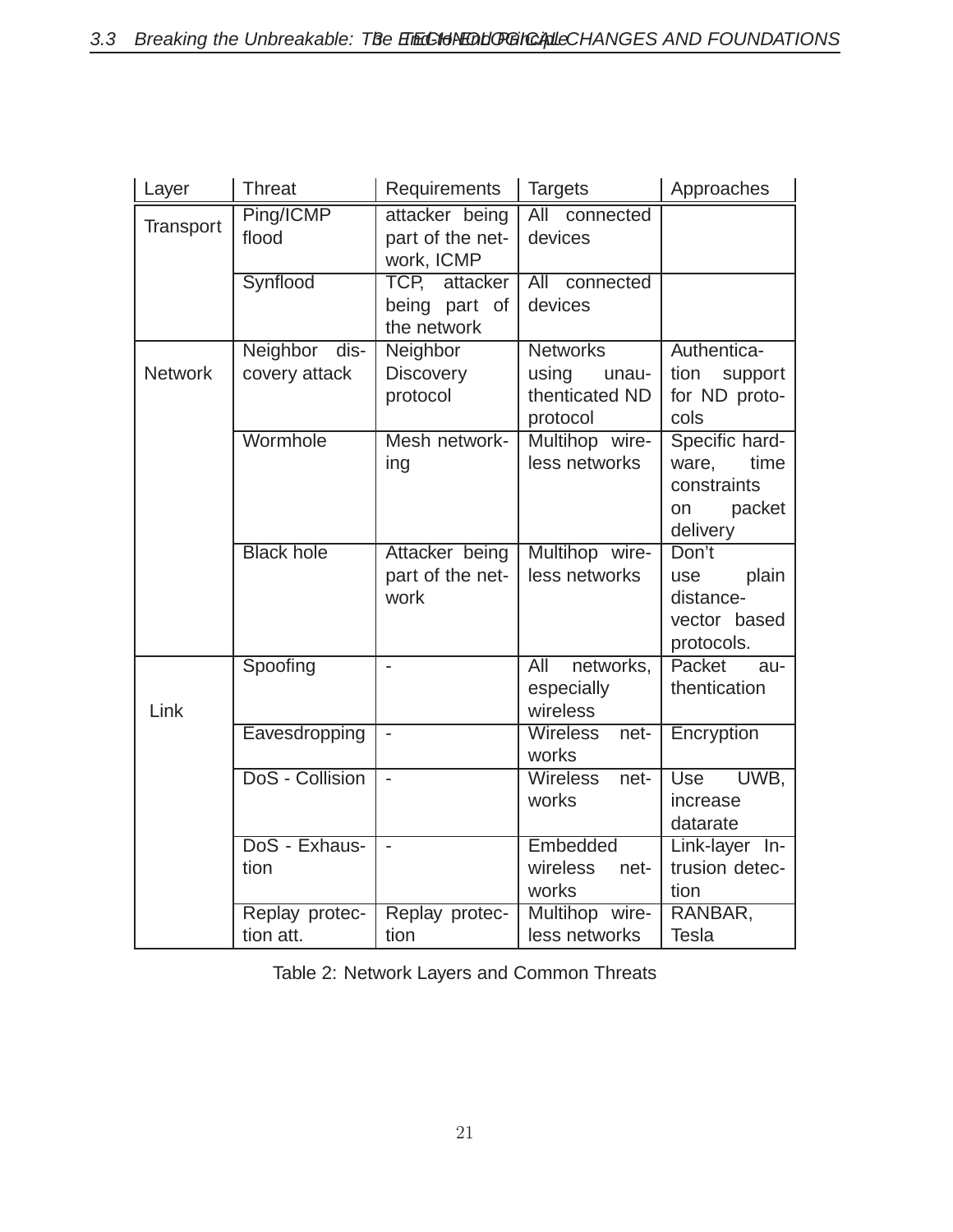| Layer | Threat | Requirements | Targets | Approaches |
|---|---|---|---|---|
| Transport | Ping/ICMP flood | attacker being part of the network, ICMP | All connected devices | |
| | Synflood | TCP, attacker being part of the network | All connected devices | |
| Network | Neighbor discovery attack | Neighbor Discovery protocol | Networks using unauthenticated ND protocol | Authentication support for ND protocols |
| | Wormhole | Mesh networking | Multihop wireless networks | Specific hardware, time constraints on packet delivery |
| | Black hole | Attacker being part of the network | Multihop wireless networks | Don't use plain distance-vector based protocols. |
| Link | Spoofing | - | All networks, especially wireless | Packet authentication |
| | Eavesdropping | - | Wireless networks | Encryption |
| | DoS - Collision | - | Wireless networks | Use UWB, increase datarate |
| | DoS - Exhaustion | - | Embedded wireless networks | Link-layer Intrusion detection |
| | Replay protection att. | Replay protection | Multihop wireless networks | RANBAR, Tesla |

Table 2: Network Layers and Common Threats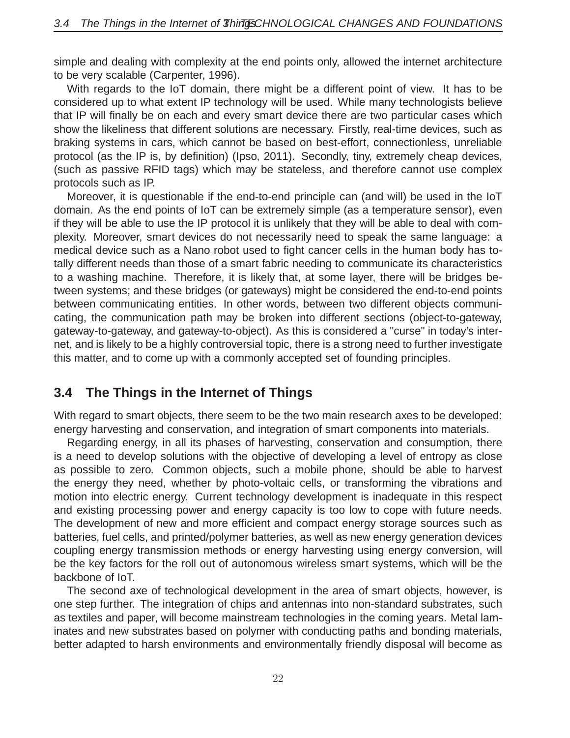simple and dealing with complexity at the end points only, allowed the internet architecture to be very scalable (Carpenter, 1996).

With regards to the IoT domain, there might be a different point of view. It has to be considered up to what extent IP technology will be used. While many technologists believe that IP will finally be on each and every smart device there are two particular cases which show the likeliness that different solutions are necessary. Firstly, real-time devices, such as braking systems in cars, which cannot be based on best-effort, connectionless, unreliable protocol (as the IP is, by definition) (Ipso, 2011). Secondly, tiny, extremely cheap devices, (such as passive RFID tags) which may be stateless, and therefore cannot use complex protocols such as IP.

Moreover, it is questionable if the end-to-end principle can (and will) be used in the IoT domain. As the end points of IoT can be extremely simple (as a temperature sensor), even if they will be able to use the IP protocol it is unlikely that they will be able to deal with complexity. Moreover, smart devices do not necessarily need to speak the same language: a medical device such as a Nano robot used to fight cancer cells in the human body has totally different needs than those of a smart fabric needing to communicate its characteristics to a washing machine. Therefore, it is likely that, at some layer, there will be bridges between systems; and these bridges (or gateways) might be considered the end-to-end points between communicating entities. In other words, between two different objects communicating, the communication path may be broken into different sections (object-to-gateway, gateway-to-gateway, and gateway-to-object). As this is considered a "curse" in today's internet, and is likely to be a highly controversial topic, there is a strong need to further investigate this matter, and to come up with a commonly accepted set of founding principles.

## 3.4 The Things in the Internet of Things

With regard to smart objects, there seem to be the two main research axes to be developed: energy harvesting and conservation, and integration of smart components into materials.

Regarding energy, in all its phases of harvesting, conservation and consumption, there is a need to develop solutions with the objective of developing a level of entropy as close as possible to zero. Common objects, such a mobile phone, should be able to harvest the energy they need, whether by photo-voltaic cells, or transforming the vibrations and motion into electric energy. Current technology development is inadequate in this respect and existing processing power and energy capacity is too low to cope with future needs. The development of new and more efficient and compact energy storage sources such as batteries, fuel cells, and printed/polymer batteries, as well as new energy generation devices coupling energy transmission methods or energy harvesting using energy conversion, will be the key factors for the roll out of autonomous wireless smart systems, which will be the backbone of IoT.

The second axe of technological development in the area of smart objects, however, is one step further. The integration of chips and antennas into non-standard substrates, such as textiles and paper, will become mainstream technologies in the coming years. Metal laminates and new substrates based on polymer with conducting paths and bonding materials, better adapted to harsh environments and environmentally friendly disposal will become as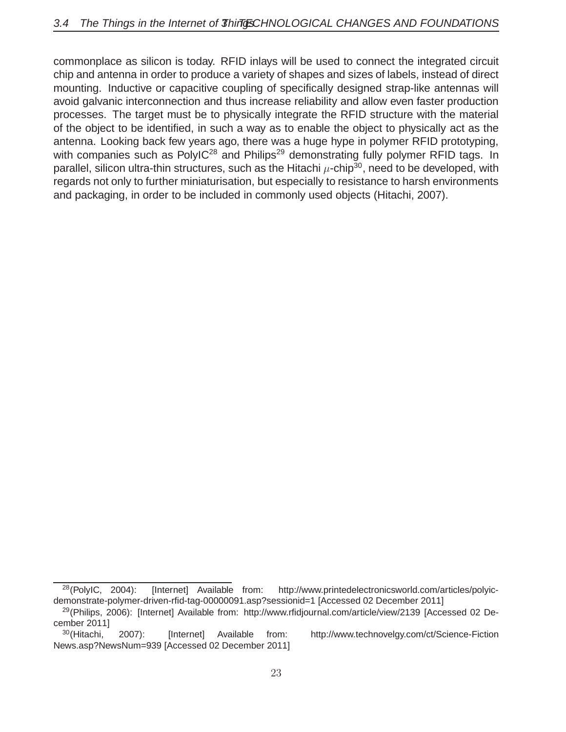commonplace as silicon is today. RFID inlays will be used to connect the integrated circuit chip and antenna in order to produce a variety of shapes and sizes of labels, instead of direct mounting. Inductive or capacitive coupling of specifically designed strap-like antennas will avoid galvanic interconnection and thus increase reliability and allow even faster production processes. The target must be to physically integrate the RFID structure with the material of the object to be identified, in such a way as to enable the object to physically act as the antenna. Looking back few years ago, there was a huge hype in polymer RFID prototyping, with companies such as PolyIC[28] and Philips[29] demonstrating fully polymer RFID tags. In parallel, silicon ultra-thin structures, such as the Hitachi $\mu$-chip[30], need to be developed, with regards not only to further miniaturisation, but especially to resistance to harsh environments and packaging, in order to be included in commonly used objects (Hitachi, 2007).

---

[28] (PolyIC, 2004): [Internet] Available from: http://www.printedelectronicsworld.com/articles/polyic-demonstrate-polymer-driven-rfid-tag-00000091.asp?sessionid=1 [Accessed 02 December 2011]

[29] (Philips, 2006): [Internet] Available from: http://www.rfidjournal.com/article/view/2139 [Accessed 02 December 2011]

[30] (Hitachi, 2007): [Internet] Available from: http://www.technovelgy.com/ct/Science-Fiction News.asp?NewsNum=939 [Accessed 02 December 2011]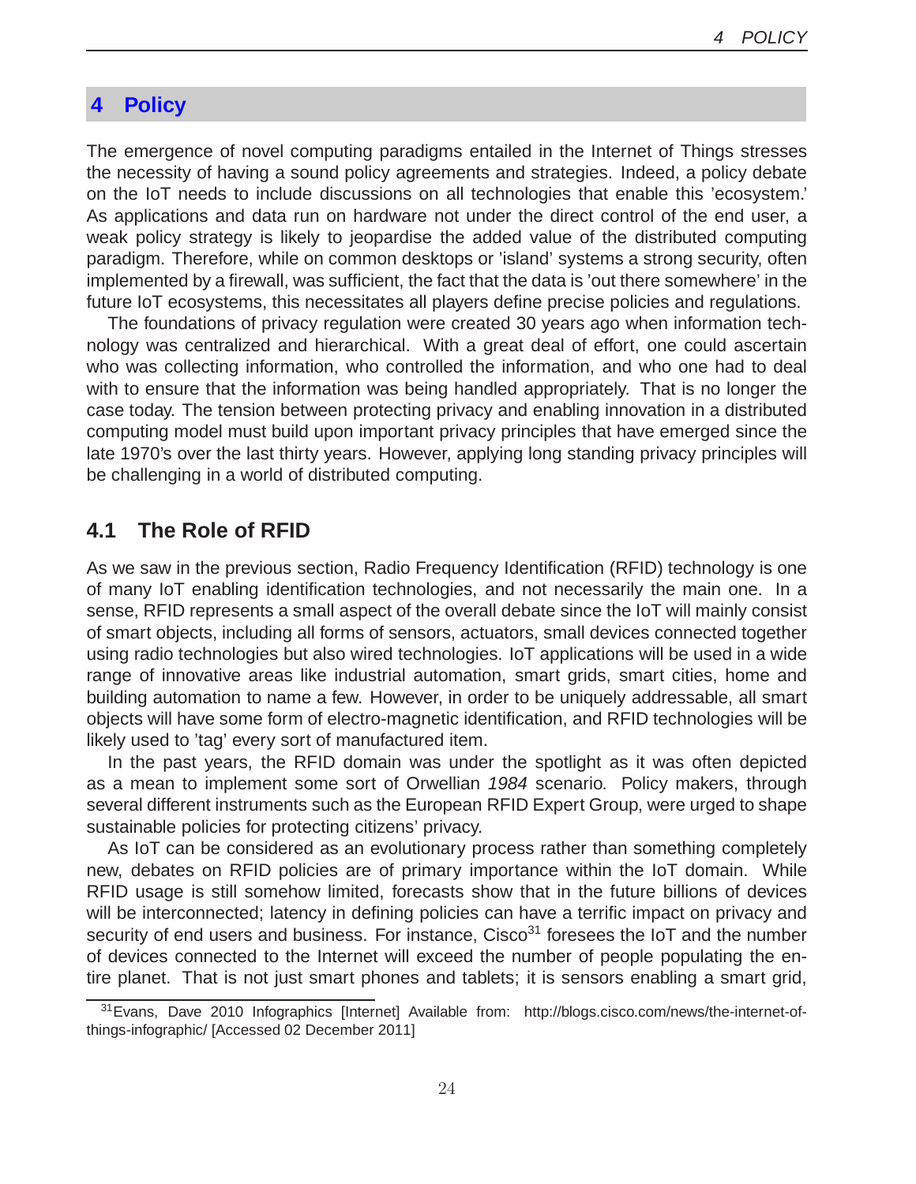# 4 Policy

The emergence of novel computing paradigms entailed in the Internet of Things stresses the necessity of having a sound policy agreements and strategies. Indeed, a policy debate on the IoT needs to include discussions on all technologies that enable this 'ecosystem.' As applications and data run on hardware not under the direct control of the end user, a weak policy strategy is likely to jeopardise the added value of the distributed computing paradigm. Therefore, while on common desktops or 'island' systems a strong security, often implemented by a firewall, was sufficient, the fact that the data is 'out there somewhere' in the future IoT ecosystems, this necessitates all players define precise policies and regulations.

The foundations of privacy regulation were created 30 years ago when information technology was centralized and hierarchical. With a great deal of effort, one could ascertain who was collecting information, who controlled the information, and who one had to deal with to ensure that the information was being handled appropriately. That is no longer the case today. The tension between protecting privacy and enabling innovation in a distributed computing model must build upon important privacy principles that have emerged since the late 1970's over the last thirty years. However, applying long standing privacy principles will be challenging in a world of distributed computing.

## 4.1 The Role of RFID

As we saw in the previous section, Radio Frequency Identification (RFID) technology is one of many IoT enabling identification technologies, and not necessarily the main one. In a sense, RFID represents a small aspect of the overall debate since the IoT will mainly consist of smart objects, including all forms of sensors, actuators, small devices connected together using radio technologies but also wired technologies. IoT applications will be used in a wide range of innovative areas like industrial automation, smart grids, smart cities, home and building automation to name a few. However, in order to be uniquely addressable, all smart objects will have some form of electro-magnetic identification, and RFID technologies will be likely used to 'tag' every sort of manufactured item.

In the past years, the RFID domain was under the spotlight as it was often depicted as a mean to implement some sort of Orwellian *1984* scenario. Policy makers, through several different instruments such as the European RFID Expert Group, were urged to shape sustainable policies for protecting citizens' privacy.

As IoT can be considered as an evolutionary process rather than something completely new, debates on RFID policies are of primary importance within the IoT domain. While RFID usage is still somehow limited, forecasts show that in the future billions of devices will be interconnected; latency in defining policies can have a terrific impact on privacy and security of end users and business. For instance, Cisco[31] foresees the IoT and the number of devices connected to the Internet will exceed the number of people populating the entire planet. That is not just smart phones and tablets; it is sensors enabling a smart grid,

[31] Evans, Dave 2010 Infographics [Internet] Available from: http://blogs.cisco.com/news/the-internet-of-things-infographic/ [Accessed 02 December 2011]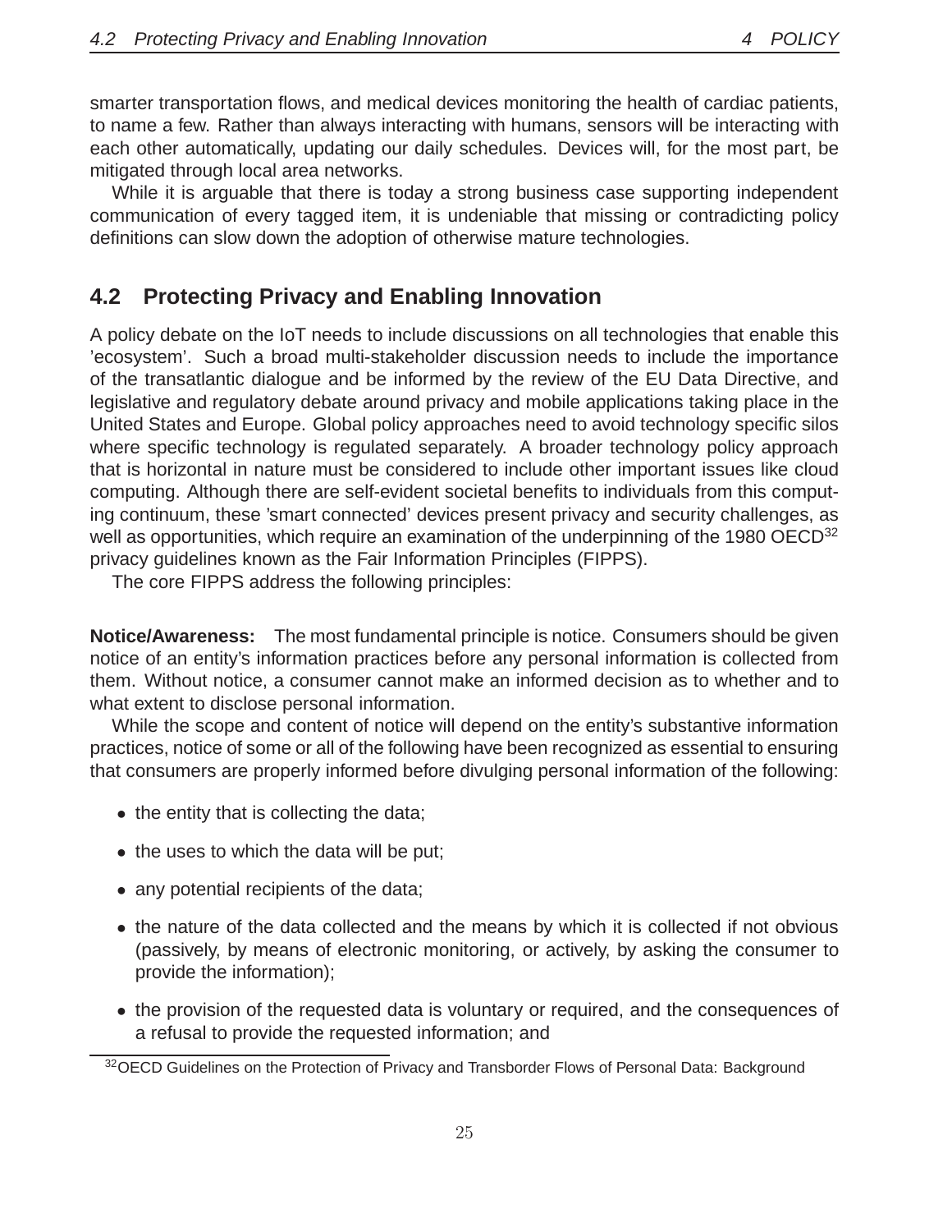smarter transportation flows, and medical devices monitoring the health of cardiac patients, to name a few. Rather than always interacting with humans, sensors will be interacting with each other automatically, updating our daily schedules. Devices will, for the most part, be mitigated through local area networks.

While it is arguable that there is today a strong business case supporting independent communication of every tagged item, it is undeniable that missing or contradicting policy definitions can slow down the adoption of otherwise mature technologies.

## 4.2 Protecting Privacy and Enabling Innovation

A policy debate on the IoT needs to include discussions on all technologies that enable this 'ecosystem'. Such a broad multi-stakeholder discussion needs to include the importance of the transatlantic dialogue and be informed by the review of the EU Data Directive, and legislative and regulatory debate around privacy and mobile applications taking place in the United States and Europe. Global policy approaches need to avoid technology specific silos where specific technology is regulated separately. A broader technology policy approach that is horizontal in nature must be considered to include other important issues like cloud computing. Although there are self-evident societal benefits to individuals from this computing continuum, these 'smart connected' devices present privacy and security challenges, as well as opportunities, which require an examination of the underpinning of the 1980 OECD[32] privacy guidelines known as the Fair Information Principles (FIPPS).

The core FIPPS address the following principles:

**Notice/Awareness:** The most fundamental principle is notice. Consumers should be given notice of an entity's information practices before any personal information is collected from them. Without notice, a consumer cannot make an informed decision as to whether and to what extent to disclose personal information.

While the scope and content of notice will depend on the entity's substantive information practices, notice of some or all of the following have been recognized as essential to ensuring that consumers are properly informed before divulging personal information of the following:

- the entity that is collecting the data;
- the uses to which the data will be put;
- any potential recipients of the data;
- the nature of the data collected and the means by which it is collected if not obvious (passively, by means of electronic monitoring, or actively, by asking the consumer to provide the information);
- the provision of the requested data is voluntary or required, and the consequences of a refusal to provide the requested information; and

[32] OECD Guidelines on the Protection of Privacy and Transborder Flows of Personal Data: Background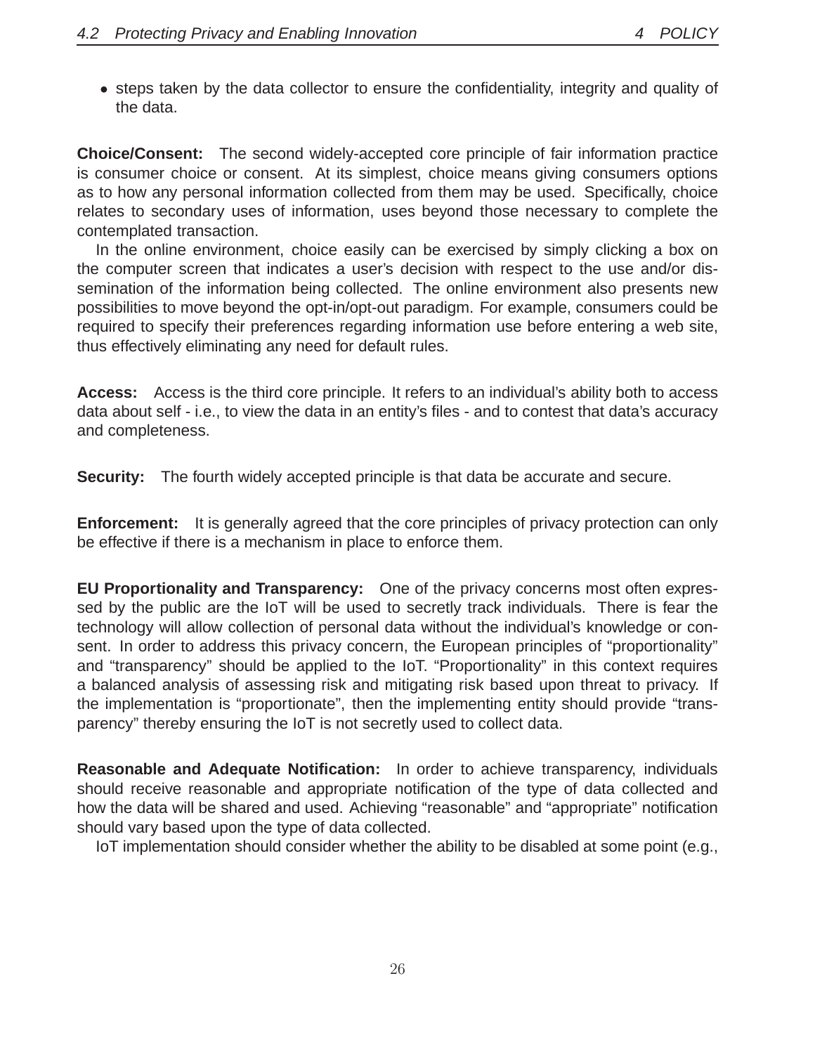- steps taken by the data collector to ensure the confidentiality, integrity and quality of the data.

**Choice/Consent:** The second widely-accepted core principle of fair information practice is consumer choice or consent. At its simplest, choice means giving consumers options as to how any personal information collected from them may be used. Specifically, choice relates to secondary uses of information, uses beyond those necessary to complete the contemplated transaction.

In the online environment, choice easily can be exercised by simply clicking a box on the computer screen that indicates a user's decision with respect to the use and/or dissemination of the information being collected. The online environment also presents new possibilities to move beyond the opt-in/opt-out paradigm. For example, consumers could be required to specify their preferences regarding information use before entering a web site, thus effectively eliminating any need for default rules.

**Access:** Access is the third core principle. It refers to an individual's ability both to access data about self - i.e., to view the data in an entity's files - and to contest that data's accuracy and completeness.

**Security:** The fourth widely accepted principle is that data be accurate and secure.

**Enforcement:** It is generally agreed that the core principles of privacy protection can only be effective if there is a mechanism in place to enforce them.

**EU Proportionality and Transparency:** One of the privacy concerns most often expressed by the public are the IoT will be used to secretly track individuals. There is fear the technology will allow collection of personal data without the individual's knowledge or consent. In order to address this privacy concern, the European principles of "proportionality" and "transparency" should be applied to the IoT. "Proportionality" in this context requires a balanced analysis of assessing risk and mitigating risk based upon threat to privacy. If the implementation is "proportionate", then the implementing entity should provide "transparency" thereby ensuring the IoT is not secretly used to collect data.

**Reasonable and Adequate Notification:** In order to achieve transparency, individuals should receive reasonable and appropriate notification of the type of data collected and how the data will be shared and used. Achieving "reasonable" and "appropriate" notification should vary based upon the type of data collected.

IoT implementation should consider whether the ability to be disabled at some point (e.g.,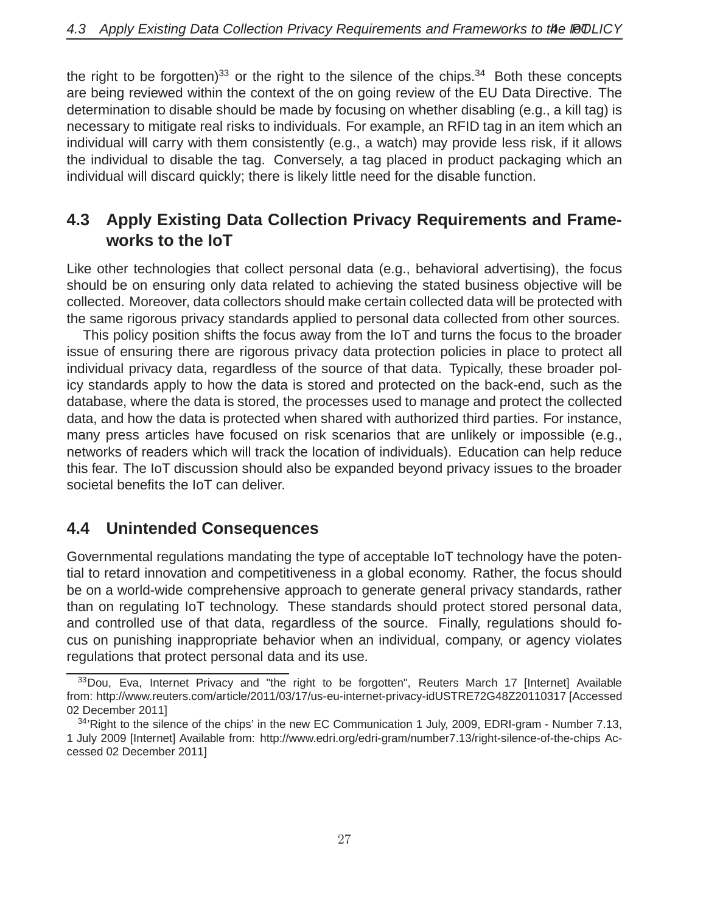the right to be forgotten)[33] or the right to the silence of the chips.[34] Both these concepts are being reviewed within the context of the on going review of the EU Data Directive. The determination to disable should be made by focusing on whether disabling (e.g., a kill tag) is necessary to mitigate real risks to individuals. For example, an RFID tag in an item which an individual will carry with them consistently (e.g., a watch) may provide less risk, if it allows the individual to disable the tag. Conversely, a tag placed in product packaging which an individual will discard quickly; there is likely little need for the disable function.

## 4.3 Apply Existing Data Collection Privacy Requirements and Frameworks to the IoT

Like other technologies that collect personal data (e.g., behavioral advertising), the focus should be on ensuring only data related to achieving the stated business objective will be collected. Moreover, data collectors should make certain collected data will be protected with the same rigorous privacy standards applied to personal data collected from other sources.

This policy position shifts the focus away from the IoT and turns the focus to the broader issue of ensuring there are rigorous privacy data protection policies in place to protect all individual privacy data, regardless of the source of that data. Typically, these broader policy standards apply to how the data is stored and protected on the back-end, such as the database, where the data is stored, the processes used to manage and protect the collected data, and how the data is protected when shared with authorized third parties. For instance, many press articles have focused on risk scenarios that are unlikely or impossible (e.g., networks of readers which will track the location of individuals). Education can help reduce this fear. The IoT discussion should also be expanded beyond privacy issues to the broader societal benefits the IoT can deliver.

## 4.4 Unintended Consequences

Governmental regulations mandating the type of acceptable IoT technology have the potential to retard innovation and competitiveness in a global economy. Rather, the focus should be on a world-wide comprehensive approach to generate general privacy standards, rather than on regulating IoT technology. These standards should protect stored personal data, and controlled use of that data, regardless of the source. Finally, regulations should focus on punishing inappropriate behavior when an individual, company, or agency violates regulations that protect personal data and its use.

---

[33] Dou, Eva, Internet Privacy and "the right to be forgotten", Reuters March 17 [Internet] Available from: http://www.reuters.com/article/2011/03/17/us-eu-internet-privacy-idUSTRE72G48Z20110317 [Accessed 02 December 2011]

[34] 'Right to the silence of the chips' in the new EC Communication 1 July, 2009, EDRI-gram - Number 7.13, 1 July 2009 [Internet] Available from: http://www.edri.org/edri-gram/number7.13/right-silence-of-the-chips Accessed 02 December 2011]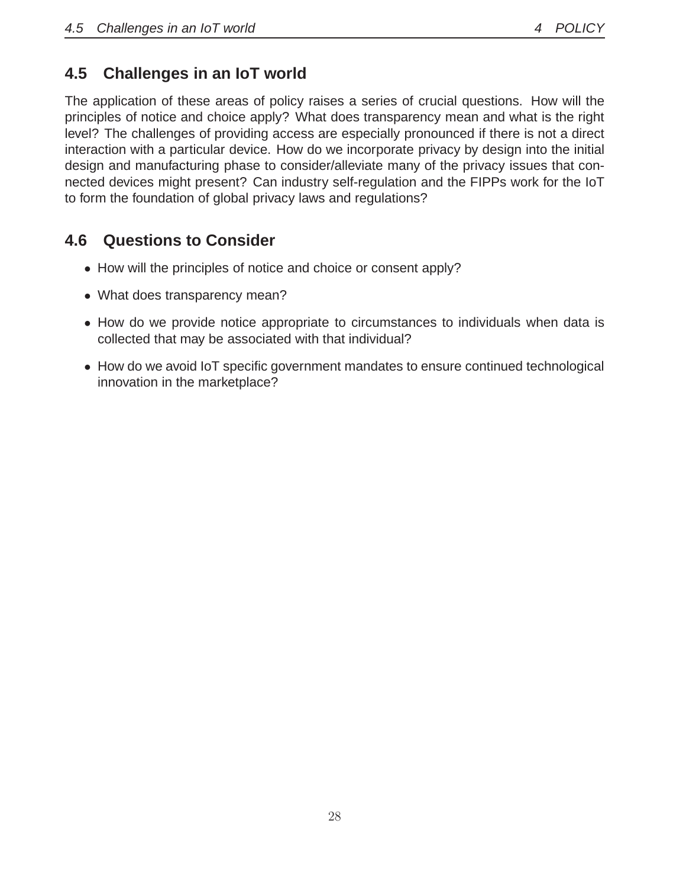## 4.5 Challenges in an IoT world

The application of these areas of policy raises a series of crucial questions. How will the principles of notice and choice apply? What does transparency mean and what is the right level? The challenges of providing access are especially pronounced if there is not a direct interaction with a particular device. How do we incorporate privacy by design into the initial design and manufacturing phase to consider/alleviate many of the privacy issues that connected devices might present? Can industry self-regulation and the FIPPs work for the IoT to form the foundation of global privacy laws and regulations?

## 4.6 Questions to Consider

- How will the principles of notice and choice or consent apply?
- What does transparency mean?
- How do we provide notice appropriate to circumstances to individuals when data is collected that may be associated with that individual?
- How do we avoid IoT specific government mandates to ensure continued technological innovation in the marketplace?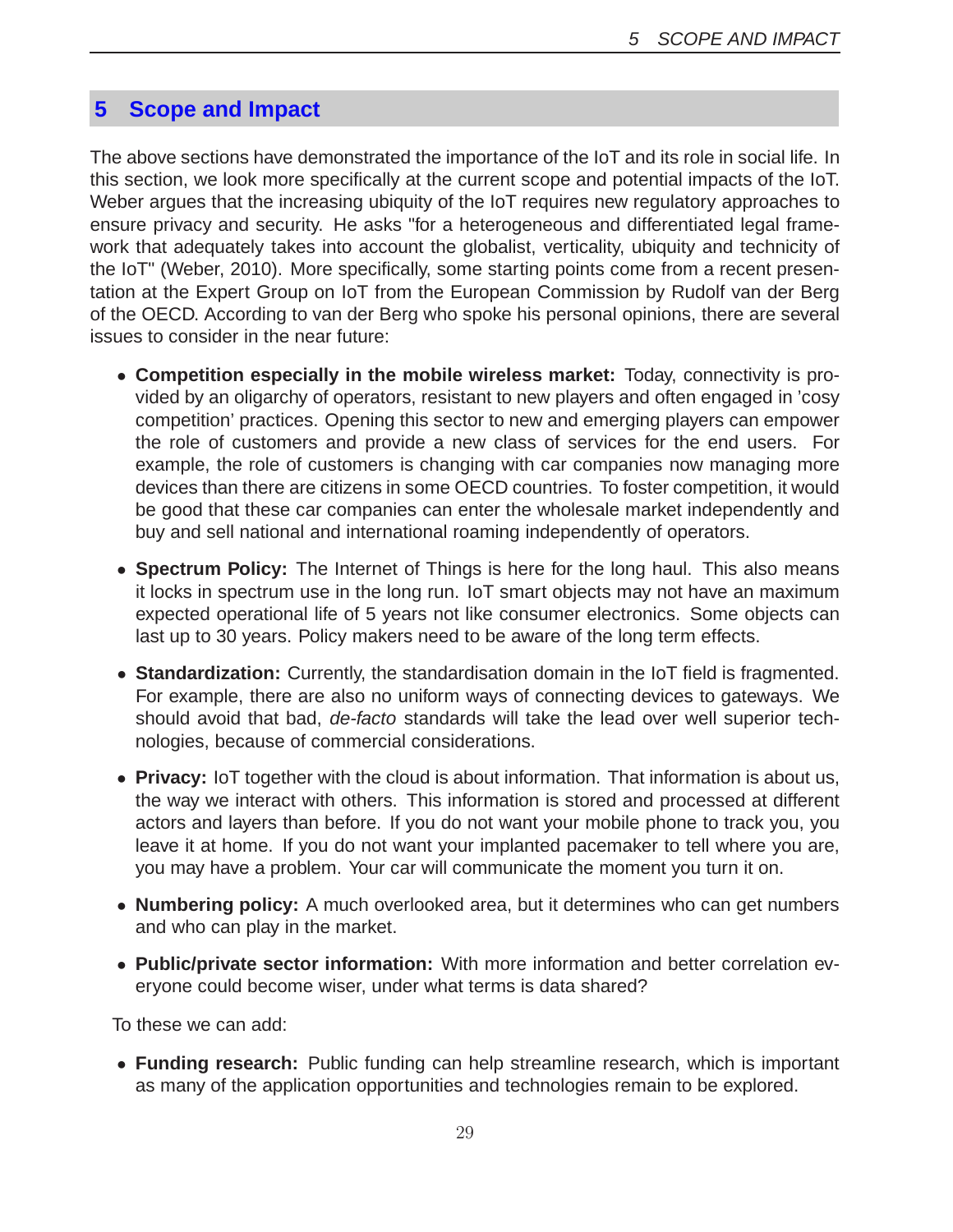## 5 Scope and Impact

The above sections have demonstrated the importance of the IoT and its role in social life. In this section, we look more specifically at the current scope and potential impacts of the IoT. Weber argues that the increasing ubiquity of the IoT requires new regulatory approaches to ensure privacy and security. He asks "for a heterogeneous and differentiated legal framework that adequately takes into account the globalist, verticality, ubiquity and technicity of the IoT" (Weber, 2010). More specifically, some starting points come from a recent presentation at the Expert Group on IoT from the European Commission by Rudolf van der Berg of the OECD. According to van der Berg who spoke his personal opinions, there are several issues to consider in the near future:

- **Competition especially in the mobile wireless market:** Today, connectivity is provided by an oligarchy of operators, resistant to new players and often engaged in 'cosy competition' practices. Opening this sector to new and emerging players can empower the role of customers and provide a new class of services for the end users. For example, the role of customers is changing with car companies now managing more devices than there are citizens in some OECD countries. To foster competition, it would be good that these car companies can enter the wholesale market independently and buy and sell national and international roaming independently of operators.
- **Spectrum Policy:** The Internet of Things is here for the long haul. This also means it locks in spectrum use in the long run. IoT smart objects may not have an maximum expected operational life of 5 years not like consumer electronics. Some objects can last up to 30 years. Policy makers need to be aware of the long term effects.
- **Standardization:** Currently, the standardisation domain in the IoT field is fragmented. For example, there are also no uniform ways of connecting devices to gateways. We should avoid that bad, *de-facto* standards will take the lead over well superior technologies, because of commercial considerations.
- **Privacy:** IoT together with the cloud is about information. That information is about us, the way we interact with others. This information is stored and processed at different actors and layers than before. If you do not want your mobile phone to track you, you leave it at home. If you do not want your implanted pacemaker to tell where you are, you may have a problem. Your car will communicate the moment you turn it on.
- **Numbering policy:** A much overlooked area, but it determines who can get numbers and who can play in the market.
- **Public/private sector information:** With more information and better correlation everyone could become wiser, under what terms is data shared?

To these we can add:

- **Funding research:** Public funding can help streamline research, which is important as many of the application opportunities and technologies remain to be explored.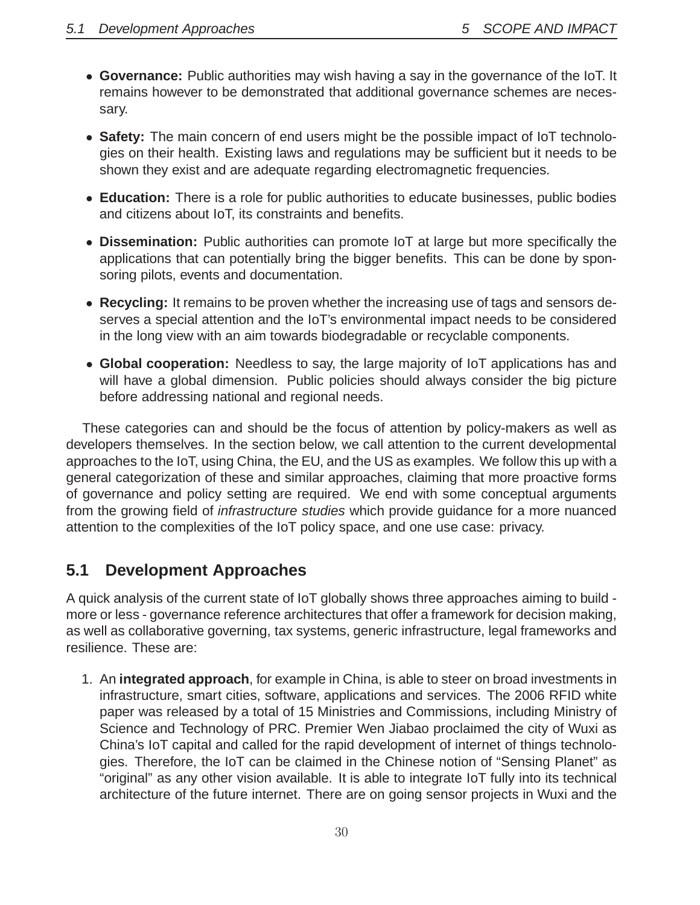- **Governance:** Public authorities may wish having a say in the governance of the IoT. It remains however to be demonstrated that additional governance schemes are necessary.
- **Safety:** The main concern of end users might be the possible impact of IoT technologies on their health. Existing laws and regulations may be sufficient but it needs to be shown they exist and are adequate regarding electromagnetic frequencies.
- **Education:** There is a role for public authorities to educate businesses, public bodies and citizens about IoT, its constraints and benefits.
- **Dissemination:** Public authorities can promote IoT at large but more specifically the applications that can potentially bring the bigger benefits. This can be done by sponsoring pilots, events and documentation.
- **Recycling:** It remains to be proven whether the increasing use of tags and sensors deserves a special attention and the IoT's environmental impact needs to be considered in the long view with an aim towards biodegradable or recyclable components.
- **Global cooperation:** Needless to say, the large majority of IoT applications has and will have a global dimension. Public policies should always consider the big picture before addressing national and regional needs.

These categories can and should be the focus of attention by policy-makers as well as developers themselves. In the section below, we call attention to the current developmental approaches to the IoT, using China, the EU, and the US as examples. We follow this up with a general categorization of these and similar approaches, claiming that more proactive forms of governance and policy setting are required. We end with some conceptual arguments from the growing field of *infrastructure studies* which provide guidance for a more nuanced attention to the complexities of the IoT policy space, and one use case: privacy.

## 5.1 Development Approaches

A quick analysis of the current state of IoT globally shows three approaches aiming to build - more or less - governance reference architectures that offer a framework for decision making, as well as collaborative governing, tax systems, generic infrastructure, legal frameworks and resilience. These are:

1. An **integrated approach**, for example in China, is able to steer on broad investments in infrastructure, smart cities, software, applications and services. The 2006 RFID white paper was released by a total of 15 Ministries and Commissions, including Ministry of Science and Technology of PRC. Premier Wen Jiabao proclaimed the city of Wuxi as China's IoT capital and called for the rapid development of internet of things technologies. Therefore, the IoT can be claimed in the Chinese notion of "Sensing Planet" as "original" as any other vision available. It is able to integrate IoT fully into its technical architecture of the future internet. There are on going sensor projects in Wuxi and the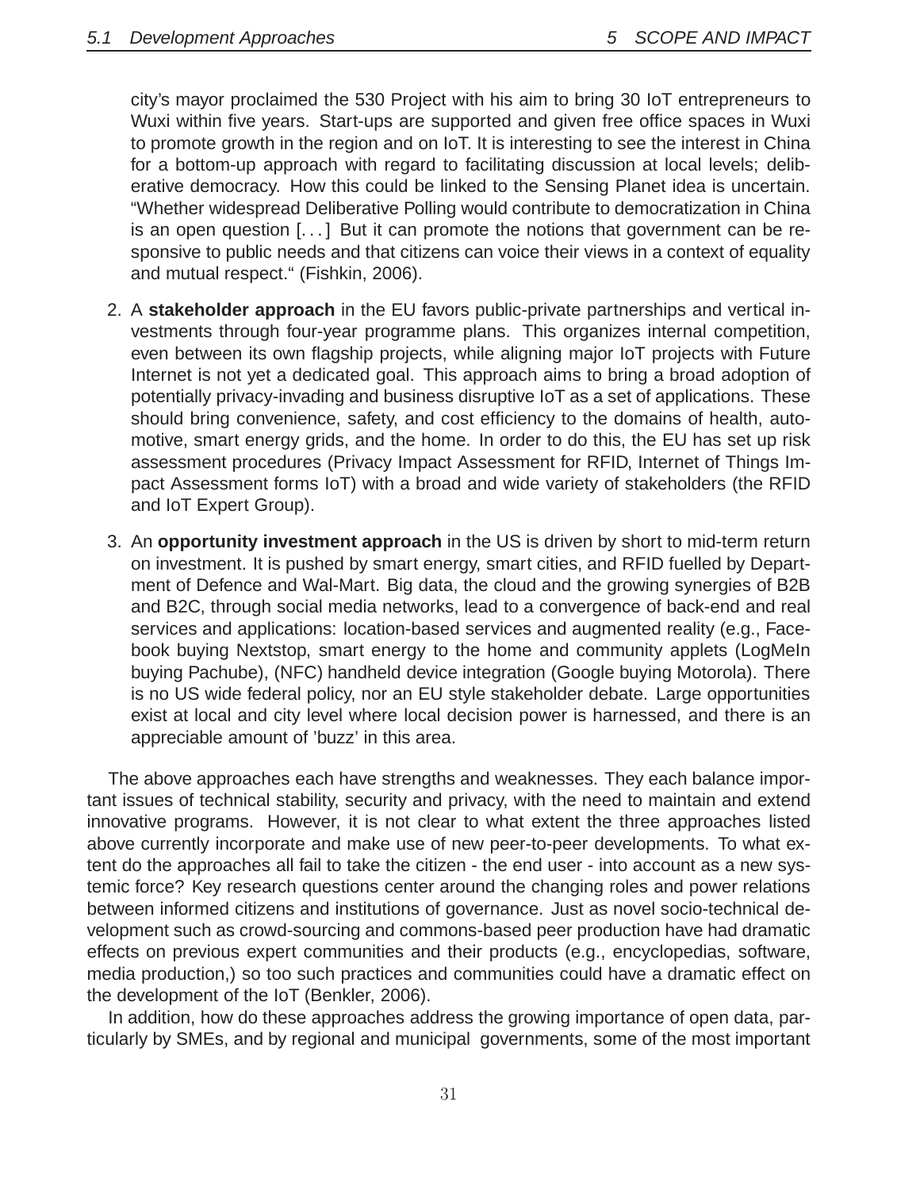city's mayor proclaimed the 530 Project with his aim to bring 30 IoT entrepreneurs to Wuxi within five years. Start-ups are supported and given free office spaces in Wuxi to promote growth in the region and on IoT. It is interesting to see the interest in China for a bottom-up approach with regard to facilitating discussion at local levels; deliberative democracy. How this could be linked to the Sensing Planet idea is uncertain. "Whether widespread Deliberative Polling would contribute to democratization in China is an open question [. . . ] But it can promote the notions that government can be responsive to public needs and that citizens can voice their views in a context of equality and mutual respect." (Fishkin, 2006).

2. A **stakeholder approach** in the EU favors public-private partnerships and vertical investments through four-year programme plans. This organizes internal competition, even between its own flagship projects, while aligning major IoT projects with Future Internet is not yet a dedicated goal. This approach aims to bring a broad adoption of potentially privacy-invading and business disruptive IoT as a set of applications. These should bring convenience, safety, and cost efficiency to the domains of health, automotive, smart energy grids, and the home. In order to do this, the EU has set up risk assessment procedures (Privacy Impact Assessment for RFID, Internet of Things Impact Assessment forms IoT) with a broad and wide variety of stakeholders (the RFID and IoT Expert Group).

3. An **opportunity investment approach** in the US is driven by short to mid-term return on investment. It is pushed by smart energy, smart cities, and RFID fuelled by Department of Defence and Wal-Mart. Big data, the cloud and the growing synergies of B2B and B2C, through social media networks, lead to a convergence of back-end and real services and applications: location-based services and augmented reality (e.g., Facebook buying Nextstop, smart energy to the home and community applets (LogMeIn buying Pachube), (NFC) handheld device integration (Google buying Motorola). There is no US wide federal policy, nor an EU style stakeholder debate. Large opportunities exist at local and city level where local decision power is harnessed, and there is an appreciable amount of 'buzz' in this area.

The above approaches each have strengths and weaknesses. They each balance important issues of technical stability, security and privacy, with the need to maintain and extend innovative programs. However, it is not clear to what extent the three approaches listed above currently incorporate and make use of new peer-to-peer developments. To what extent do the approaches all fail to take the citizen - the end user - into account as a new systemic force? Key research questions center around the changing roles and power relations between informed citizens and institutions of governance. Just as novel socio-technical development such as crowd-sourcing and commons-based peer production have had dramatic effects on previous expert communities and their products (e.g., encyclopedias, software, media production,) so too such practices and communities could have a dramatic effect on the development of the IoT (Benkler, 2006).

In addition, how do these approaches address the growing importance of open data, particularly by SMEs, and by regional and municipal governments, some of the most important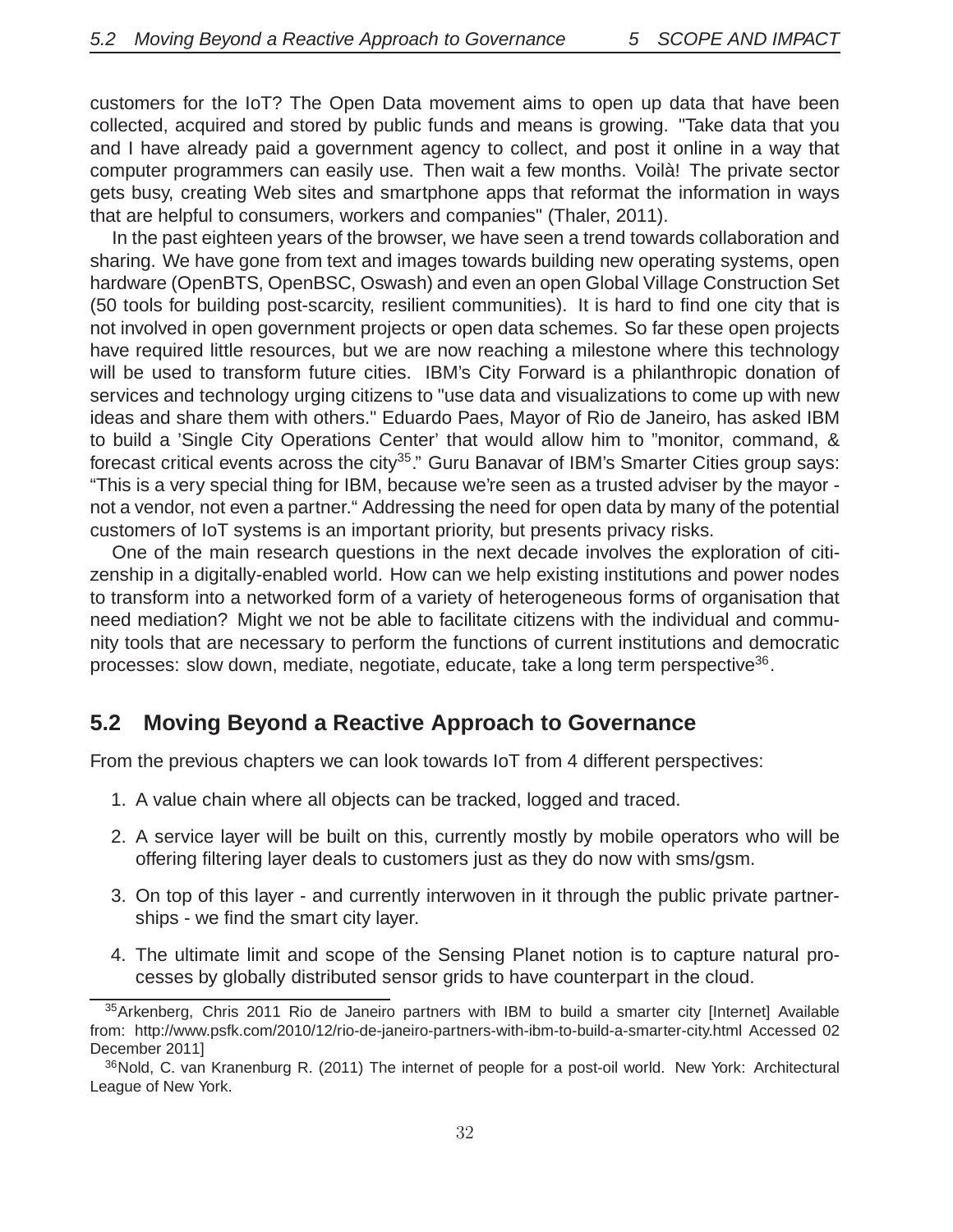customers for the IoT? The Open Data movement aims to open up data that have been collected, acquired and stored by public funds and means is growing. "Take data that you and I have already paid a government agency to collect, and post it online in a way that computer programmers can easily use. Then wait a few months. Voilà! The private sector gets busy, creating Web sites and smartphone apps that reformat the information in ways that are helpful to consumers, workers and companies" (Thaler, 2011).

In the past eighteen years of the browser, we have seen a trend towards collaboration and sharing. We have gone from text and images towards building new operating systems, open hardware (OpenBTS, OpenBSC, Oswash) and even an open Global Village Construction Set (50 tools for building post-scarcity, resilient communities). It is hard to find one city that is not involved in open government projects or open data schemes. So far these open projects have required little resources, but we are now reaching a milestone where this technology will be used to transform future cities. IBM's City Forward is a philanthropic donation of services and technology urging citizens to "use data and visualizations to come up with new ideas and share them with others." Eduardo Paes, Mayor of Rio de Janeiro, has asked IBM to build a 'Single City Operations Center' that would allow him to "monitor, command, & forecast critical events across the city[35]." Guru Banavar of IBM's Smarter Cities group says: "This is a very special thing for IBM, because we're seen as a trusted adviser by the mayor - not a vendor, not even a partner." Addressing the need for open data by many of the potential customers of IoT systems is an important priority, but presents privacy risks.

One of the main research questions in the next decade involves the exploration of citizenship in a digitally-enabled world. How can we help existing institutions and power nodes to transform into a networked form of a variety of heterogeneous forms of organisation that need mediation? Might we not be able to facilitate citizens with the individual and community tools that are necessary to perform the functions of current institutions and democratic processes: slow down, mediate, negotiate, educate, take a long term perspective[36].

## 5.2 Moving Beyond a Reactive Approach to Governance

From the previous chapters we can look towards IoT from 4 different perspectives:

1. A value chain where all objects can be tracked, logged and traced.
2. A service layer will be built on this, currently mostly by mobile operators who will be offering filtering layer deals to customers just as they do now with sms/gsm.
3. On top of this layer - and currently interwoven in it through the public private partnerships - we find the smart city layer.
4. The ultimate limit and scope of the Sensing Planet notion is to capture natural processes by globally distributed sensor grids to have counterpart in the cloud.

[35] Arkenberg, Chris 2011 Rio de Janeiro partners with IBM to build a smarter city [Internet] Available from: http://www.psfk.com/2010/12/rio-de-janeiro-partners-with-ibm-to-build-a-smarter-city.html Accessed 02 December 2011]

[36] Nold, C. van Kranenburg R. (2011) The internet of people for a post-oil world. New York: Architectural League of New York.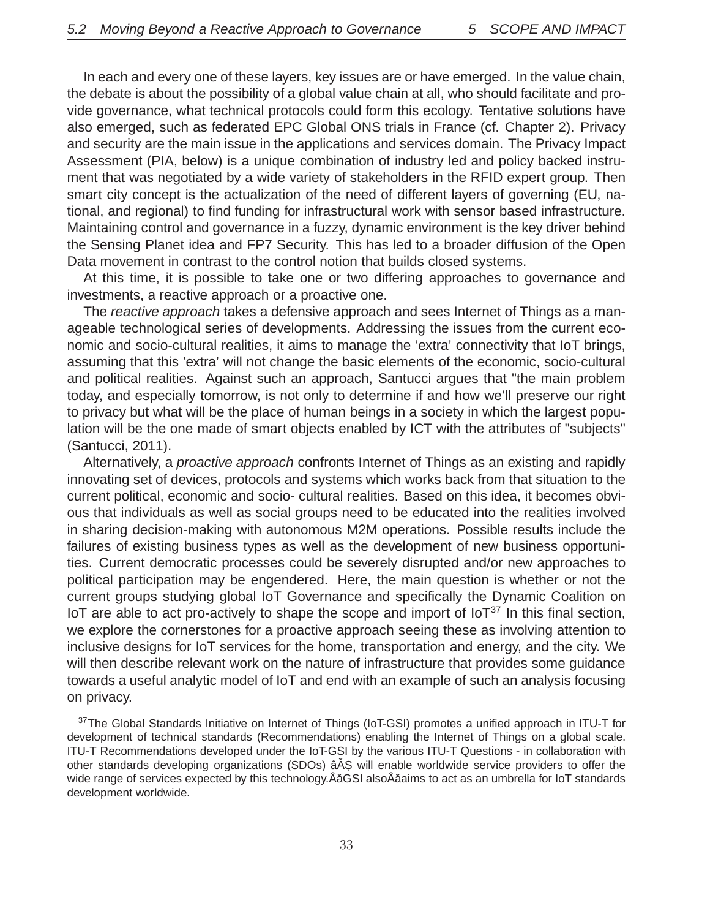In each and every one of these layers, key issues are or have emerged. In the value chain, the debate is about the possibility of a global value chain at all, who should facilitate and provide governance, what technical protocols could form this ecology. Tentative solutions have also emerged, such as federated EPC Global ONS trials in France (cf. Chapter 2). Privacy and security are the main issue in the applications and services domain. The Privacy Impact Assessment (PIA, below) is a unique combination of industry led and policy backed instrument that was negotiated by a wide variety of stakeholders in the RFID expert group. Then smart city concept is the actualization of the need of different layers of governing (EU, national, and regional) to find funding for infrastructural work with sensor based infrastructure. Maintaining control and governance in a fuzzy, dynamic environment is the key driver behind the Sensing Planet idea and FP7 Security. This has led to a broader diffusion of the Open Data movement in contrast to the control notion that builds closed systems.

At this time, it is possible to take one or two differing approaches to governance and investments, a reactive approach or a proactive one.

The *reactive approach* takes a defensive approach and sees Internet of Things as a manageable technological series of developments. Addressing the issues from the current economic and socio-cultural realities, it aims to manage the 'extra' connectivity that IoT brings, assuming that this 'extra' will not change the basic elements of the economic, socio-cultural and political realities. Against such an approach, Santucci argues that "the main problem today, and especially tomorrow, is not only to determine if and how we'll preserve our right to privacy but what will be the place of human beings in a society in which the largest population will be the one made of smart objects enabled by ICT with the attributes of "subjects" (Santucci, 2011).

Alternatively, a *proactive approach* confronts Internet of Things as an existing and rapidly innovating set of devices, protocols and systems which works back from that situation to the current political, economic and socio- cultural realities. Based on this idea, it becomes obvious that individuals as well as social groups need to be educated into the realities involved in sharing decision-making with autonomous M2M operations. Possible results include the failures of existing business types as well as the development of new business opportunities. Current democratic processes could be severely disrupted and/or new approaches to political participation may be engendered. Here, the main question is whether or not the current groups studying global IoT Governance and specifically the Dynamic Coalition on IoT are able to act pro-actively to shape the scope and import of IoT[37] In this final section, we explore the cornerstones for a proactive approach seeing these as involving attention to inclusive designs for IoT services for the home, transportation and energy, and the city. We will then describe relevant work on the nature of infrastructure that provides some guidance towards a useful analytic model of IoT and end with an example of such an analysis focusing on privacy.

[37] The Global Standards Initiative on Internet of Things (IoT-GSI) promotes a unified approach in ITU-T for development of technical standards (Recommendations) enabling the Internet of Things on a global scale. ITU-T Recommendations developed under the IoT-GSI by the various ITU-T Questions - in collaboration with other standards developing organizations (SDOs) âĂŞ will enable worldwide service providers to offer the wide range of services expected by this technology.ÂăGSI alsoÂăaims to act as an umbrella for IoT standards development worldwide.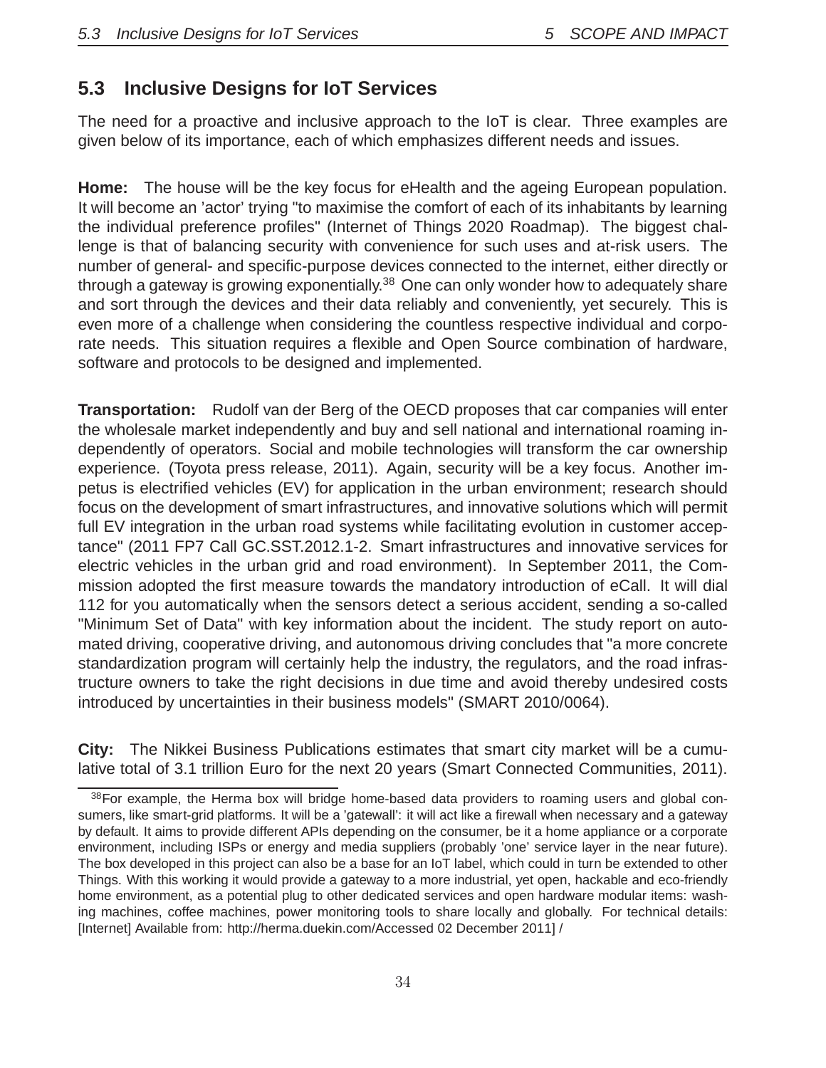## 5.3 Inclusive Designs for IoT Services

The need for a proactive and inclusive approach to the IoT is clear. Three examples are given below of its importance, each of which emphasizes different needs and issues.

**Home:** The house will be the key focus for eHealth and the ageing European population. It will become an 'actor' trying "to maximise the comfort of each of its inhabitants by learning the individual preference profiles" (Internet of Things 2020 Roadmap). The biggest challenge is that of balancing security with convenience for such uses and at-risk users. The number of general- and specific-purpose devices connected to the internet, either directly or through a gateway is growing exponentially.[38] One can only wonder how to adequately share and sort through the devices and their data reliably and conveniently, yet securely. This is even more of a challenge when considering the countless respective individual and corporate needs. This situation requires a flexible and Open Source combination of hardware, software and protocols to be designed and implemented.

**Transportation:** Rudolf van der Berg of the OECD proposes that car companies will enter the wholesale market independently and buy and sell national and international roaming independently of operators. Social and mobile technologies will transform the car ownership experience. (Toyota press release, 2011). Again, security will be a key focus. Another impetus is electrified vehicles (EV) for application in the urban environment; research should focus on the development of smart infrastructures, and innovative solutions which will permit full EV integration in the urban road systems while facilitating evolution in customer acceptance" (2011 FP7 Call GC.SST.2012.1-2. Smart infrastructures and innovative services for electric vehicles in the urban grid and road environment). In September 2011, the Commission adopted the first measure towards the mandatory introduction of eCall. It will dial 112 for you automatically when the sensors detect a serious accident, sending a so-called "Minimum Set of Data" with key information about the incident. The study report on automated driving, cooperative driving, and autonomous driving concludes that "a more concrete standardization program will certainly help the industry, the regulators, and the road infrastructure owners to take the right decisions in due time and avoid thereby undesired costs introduced by uncertainties in their business models" (SMART 2010/0064).

**City:** The Nikkei Business Publications estimates that smart city market will be a cumulative total of 3.1 trillion Euro for the next 20 years (Smart Connected Communities, 2011).

---

[38] For example, the Herma box will bridge home-based data providers to roaming users and global consumers, like smart-grid platforms. It will be a 'gatewall': it will act like a firewall when necessary and a gateway by default. It aims to provide different APIs depending on the consumer, be it a home appliance or a corporate environment, including ISPs or energy and media suppliers (probably 'one' service layer in the near future). The box developed in this project can also be a base for an IoT label, which could in turn be extended to other Things. With this working it would provide a gateway to a more industrial, yet open, hackable and eco-friendly home environment, as a potential plug to other dedicated services and open hardware modular items: washing machines, coffee machines, power monitoring tools to share locally and globally. For technical details: [Internet] Available from: http://herma.duekin.com/Accessed 02 December 2011] /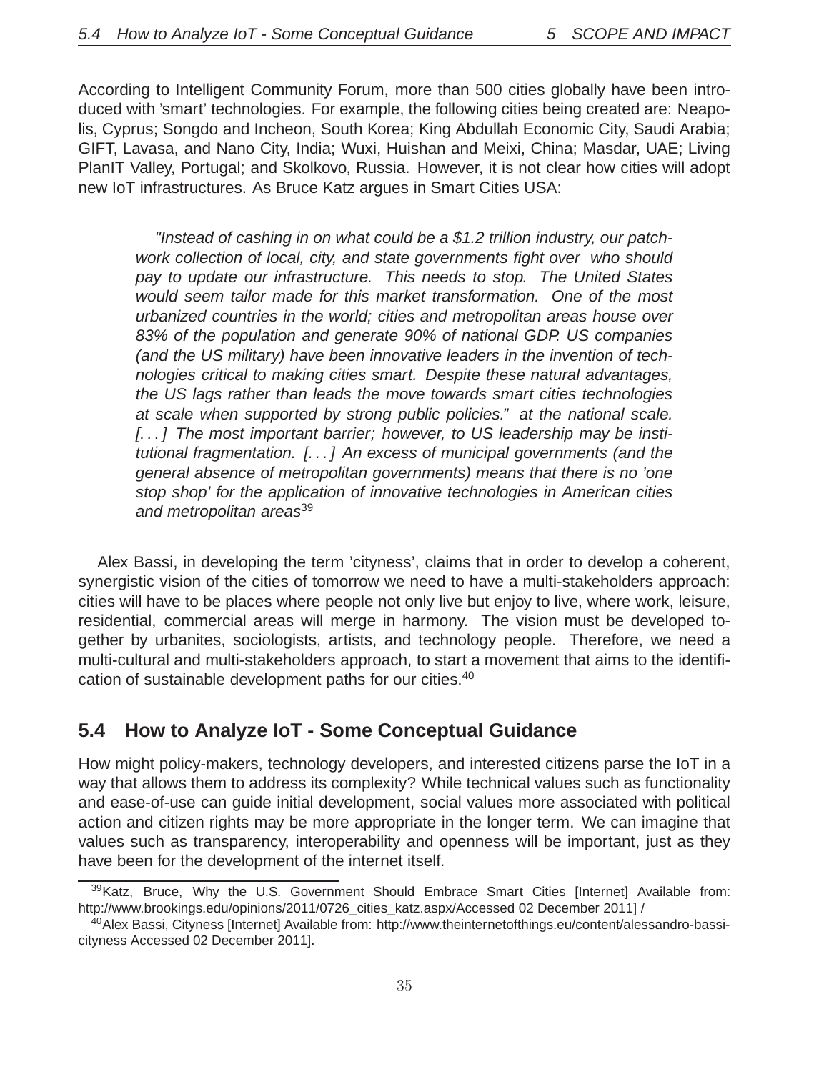According to Intelligent Community Forum, more than 500 cities globally have been introduced with 'smart' technologies. For example, the following cities being created are: Neapolis, Cyprus; Songdo and Incheon, South Korea; King Abdullah Economic City, Saudi Arabia; GIFT, Lavasa, and Nano City, India; Wuxi, Huishan and Meixi, China; Masdar, UAE; Living PlanIT Valley, Portugal; and Skolkovo, Russia. However, it is not clear how cities will adopt new IoT infrastructures. As Bruce Katz argues in Smart Cities USA:

> *"Instead of cashing in on what could be a $1.2 trillion industry, our patchwork collection of local, city, and state governments fight over who should pay to update our infrastructure. This needs to stop. The United States would seem tailor made for this market transformation. One of the most urbanized countries in the world; cities and metropolitan areas house over 83% of the population and generate 90% of national GDP. US companies (and the US military) have been innovative leaders in the invention of technologies critical to making cities smart. Despite these natural advantages, the US lags rather than leads the move towards smart cities technologies at scale when supported by strong public policies." at the national scale. [. . . ] The most important barrier; however, to US leadership may be institutional fragmentation. [. . . ] An excess of municipal governments (and the general absence of metropolitan governments) means that there is no 'one stop shop' for the application of innovative technologies in American cities and metropolitan areas*[39]

Alex Bassi, in developing the term 'cityness', claims that in order to develop a coherent, synergistic vision of the cities of tomorrow we need to have a multi-stakeholders approach: cities will have to be places where people not only live but enjoy to live, where work, leisure, residential, commercial areas will merge in harmony. The vision must be developed together by urbanites, sociologists, artists, and technology people. Therefore, we need a multi-cultural and multi-stakeholders approach, to start a movement that aims to the identification of sustainable development paths for our cities.[40]

## 5.4 How to Analyze IoT - Some Conceptual Guidance

How might policy-makers, technology developers, and interested citizens parse the IoT in a way that allows them to address its complexity? While technical values such as functionality and ease-of-use can guide initial development, social values more associated with political action and citizen rights may be more appropriate in the longer term. We can imagine that values such as transparency, interoperability and openness will be important, just as they have been for the development of the internet itself.

---

[39] Katz, Bruce, Why the U.S. Government Should Embrace Smart Cities [Internet] Available from: http://www.brookings.edu/opinions/2011/0726_cities_katz.aspx/Accessed 02 December 2011] /

[40] Alex Bassi, Cityness [Internet] Available from: http://www.theinternetofthings.eu/content/alessandro-bassi-cityness Accessed 02 December 2011].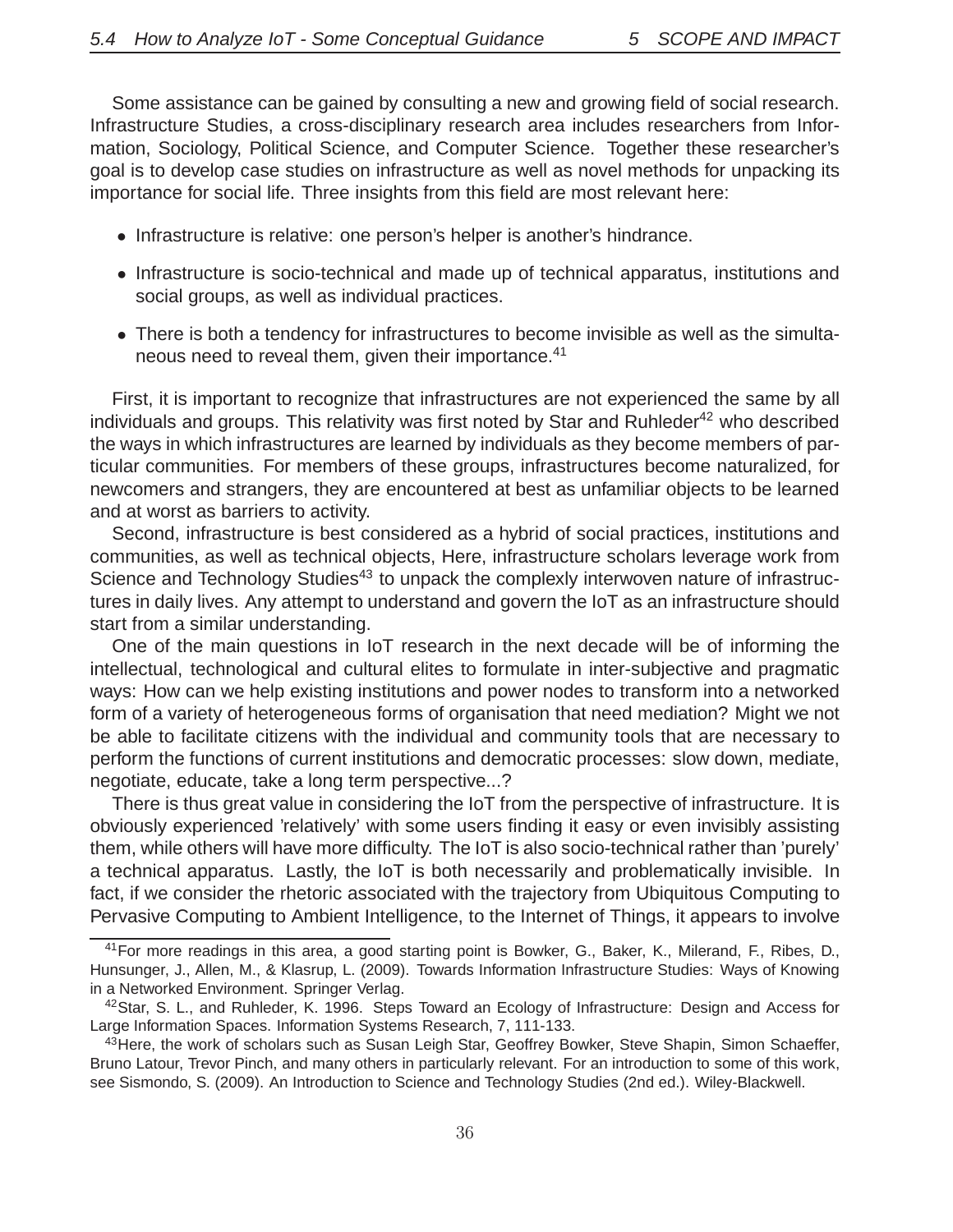Some assistance can be gained by consulting a new and growing field of social research. Infrastructure Studies, a cross-disciplinary research area includes researchers from Information, Sociology, Political Science, and Computer Science. Together these researcher's goal is to develop case studies on infrastructure as well as novel methods for unpacking its importance for social life. Three insights from this field are most relevant here:

- Infrastructure is relative: one person's helper is another's hindrance.
- Infrastructure is socio-technical and made up of technical apparatus, institutions and social groups, as well as individual practices.
- There is both a tendency for infrastructures to become invisible as well as the simultaneous need to reveal them, given their importance.[41]

First, it is important to recognize that infrastructures are not experienced the same by all individuals and groups. This relativity was first noted by Star and Ruhleder[42] who described the ways in which infrastructures are learned by individuals as they become members of particular communities. For members of these groups, infrastructures become naturalized, for newcomers and strangers, they are encountered at best as unfamiliar objects to be learned and at worst as barriers to activity.

Second, infrastructure is best considered as a hybrid of social practices, institutions and communities, as well as technical objects, Here, infrastructure scholars leverage work from Science and Technology Studies[43] to unpack the complexly interwoven nature of infrastructures in daily lives. Any attempt to understand and govern the IoT as an infrastructure should start from a similar understanding.

One of the main questions in IoT research in the next decade will be of informing the intellectual, technological and cultural elites to formulate in inter-subjective and pragmatic ways: How can we help existing institutions and power nodes to transform into a networked form of a variety of heterogeneous forms of organisation that need mediation? Might we not be able to facilitate citizens with the individual and community tools that are necessary to perform the functions of current institutions and democratic processes: slow down, mediate, negotiate, educate, take a long term perspective...?

There is thus great value in considering the IoT from the perspective of infrastructure. It is obviously experienced 'relatively' with some users finding it easy or even invisibly assisting them, while others will have more difficulty. The IoT is also socio-technical rather than 'purely' a technical apparatus. Lastly, the IoT is both necessarily and problematically invisible. In fact, if we consider the rhetoric associated with the trajectory from Ubiquitous Computing to Pervasive Computing to Ambient Intelligence, to the Internet of Things, it appears to involve

[41] For more readings in this area, a good starting point is Bowker, G., Baker, K., Milerand, F., Ribes, D., Hunsunger, J., Allen, M., & Klasrup, L. (2009). Towards Information Infrastructure Studies: Ways of Knowing in a Networked Environment. Springer Verlag.

[42] Star, S. L., and Ruhleder, K. 1996. Steps Toward an Ecology of Infrastructure: Design and Access for Large Information Spaces. Information Systems Research, 7, 111-133.

[43] Here, the work of scholars such as Susan Leigh Star, Geoffrey Bowker, Steve Shapin, Simon Schaeffer, Bruno Latour, Trevor Pinch, and many others in particularly relevant. For an introduction to some of this work, see Sismondo, S. (2009). An Introduction to Science and Technology Studies (2nd ed.). Wiley-Blackwell.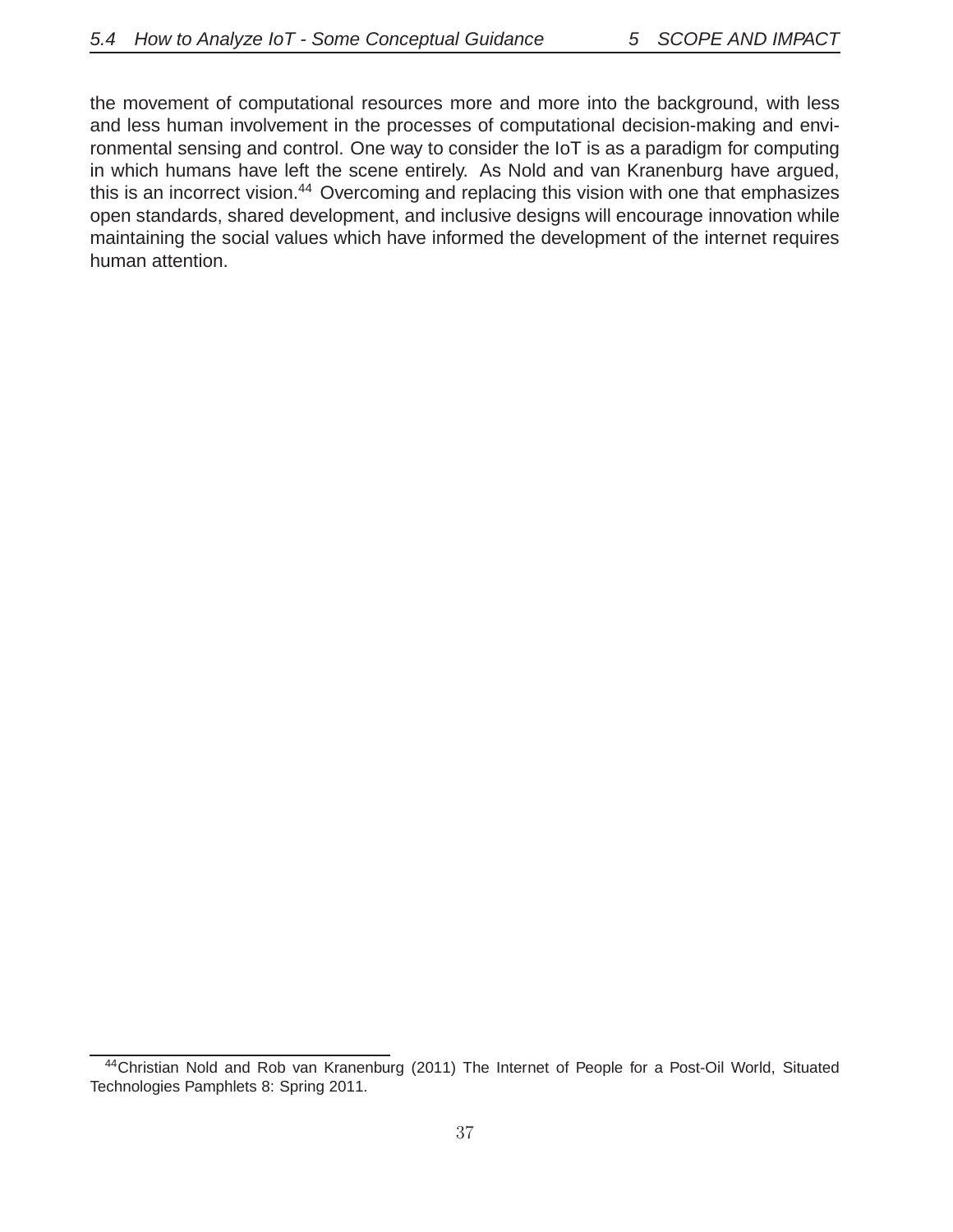the movement of computational resources more and more into the background, with less and less human involvement in the processes of computational decision-making and environmental sensing and control. One way to consider the IoT is as a paradigm for computing in which humans have left the scene entirely. As Nold and van Kranenburg have argued, this is an incorrect vision.[44] Overcoming and replacing this vision with one that emphasizes open standards, shared development, and inclusive designs will encourage innovation while maintaining the social values which have informed the development of the internet requires human attention.

[44] Christian Nold and Rob van Kranenburg (2011) The Internet of People for a Post-Oil World, Situated Technologies Pamphlets 8: Spring 2011.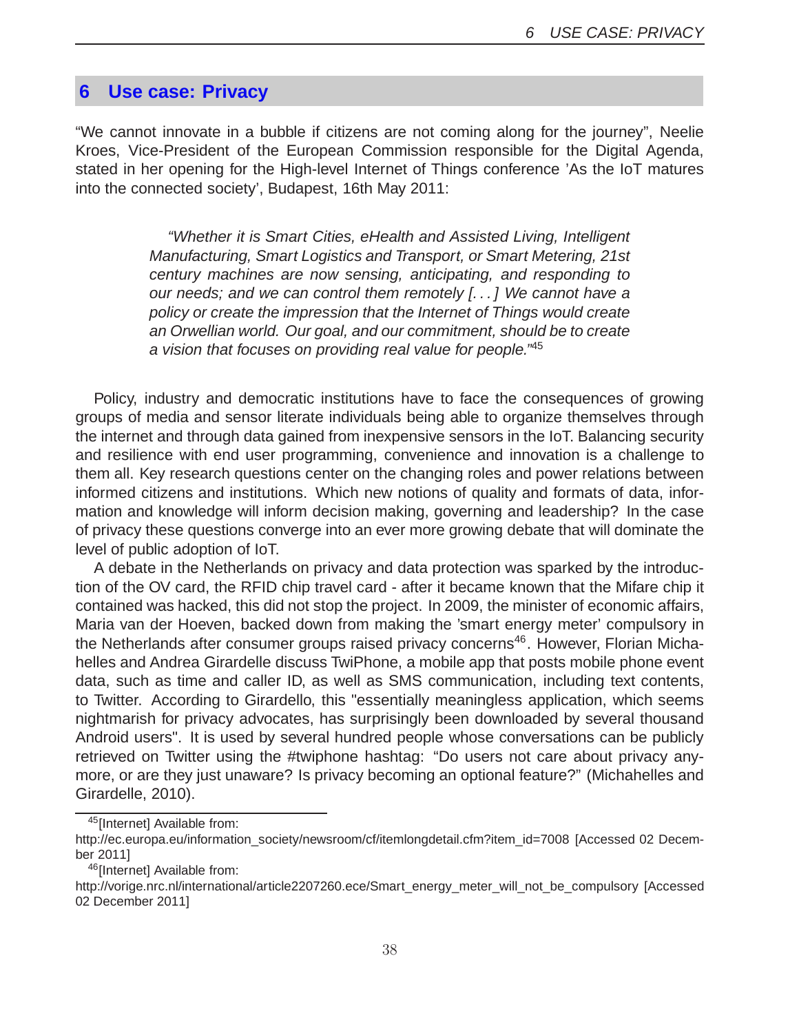# 6 Use case: Privacy

“We cannot innovate in a bubble if citizens are not coming along for the journey”, Neelie Kroes, Vice-President of the European Commission responsible for the Digital Agenda, stated in her opening for the High-level Internet of Things conference ’As the IoT matures into the connected society’, Budapest, 16th May 2011:

> *“Whether it is Smart Cities, eHealth and Assisted Living, Intelligent Manufacturing, Smart Logistics and Transport, or Smart Metering, 21st century machines are now sensing, anticipating, and responding to our needs; and we can control them remotely [. . . ] We cannot have a policy or create the impression that the Internet of Things would create an Orwellian world. Our goal, and our commitment, should be to create a vision that focuses on providing real value for people.”*[45]

Policy, industry and democratic institutions have to face the consequences of growing groups of media and sensor literate individuals being able to organize themselves through the internet and through data gained from inexpensive sensors in the IoT. Balancing security and resilience with end user programming, convenience and innovation is a challenge to them all. Key research questions center on the changing roles and power relations between informed citizens and institutions. Which new notions of quality and formats of data, information and knowledge will inform decision making, governing and leadership? In the case of privacy these questions converge into an ever more growing debate that will dominate the level of public adoption of IoT.

A debate in the Netherlands on privacy and data protection was sparked by the introduction of the OV card, the RFID chip travel card - after it became known that the Mifare chip it contained was hacked, this did not stop the project. In 2009, the minister of economic affairs, Maria van der Hoeven, backed down from making the ’smart energy meter’ compulsory in the Netherlands after consumer groups raised privacy concerns[46]. However, Florian Michahelles and Andrea Girardelle discuss TwiPhone, a mobile app that posts mobile phone event data, such as time and caller ID, as well as SMS communication, including text contents, to Twitter. According to Girardello, this "essentially meaningless application, which seems nightmarish for privacy advocates, has surprisingly been downloaded by several thousand Android users". It is used by several hundred people whose conversations can be publicly retrieved on Twitter using the #twiphone hashtag: “Do users not care about privacy anymore, or are they just unaware? Is privacy becoming an optional feature?” (Michahelles and Girardelle, 2010).

---

[45][Internet] Available from:
http://ec.europa.eu/information_society/newsroom/cf/itemlongdetail.cfm?item_id=7008 [Accessed 02 December 2011]

[46][Internet] Available from:
http://vorige.nrc.nl/international/article2207260.ece/Smart_energy_meter_will_not_be_compulsory [Accessed 02 December 2011]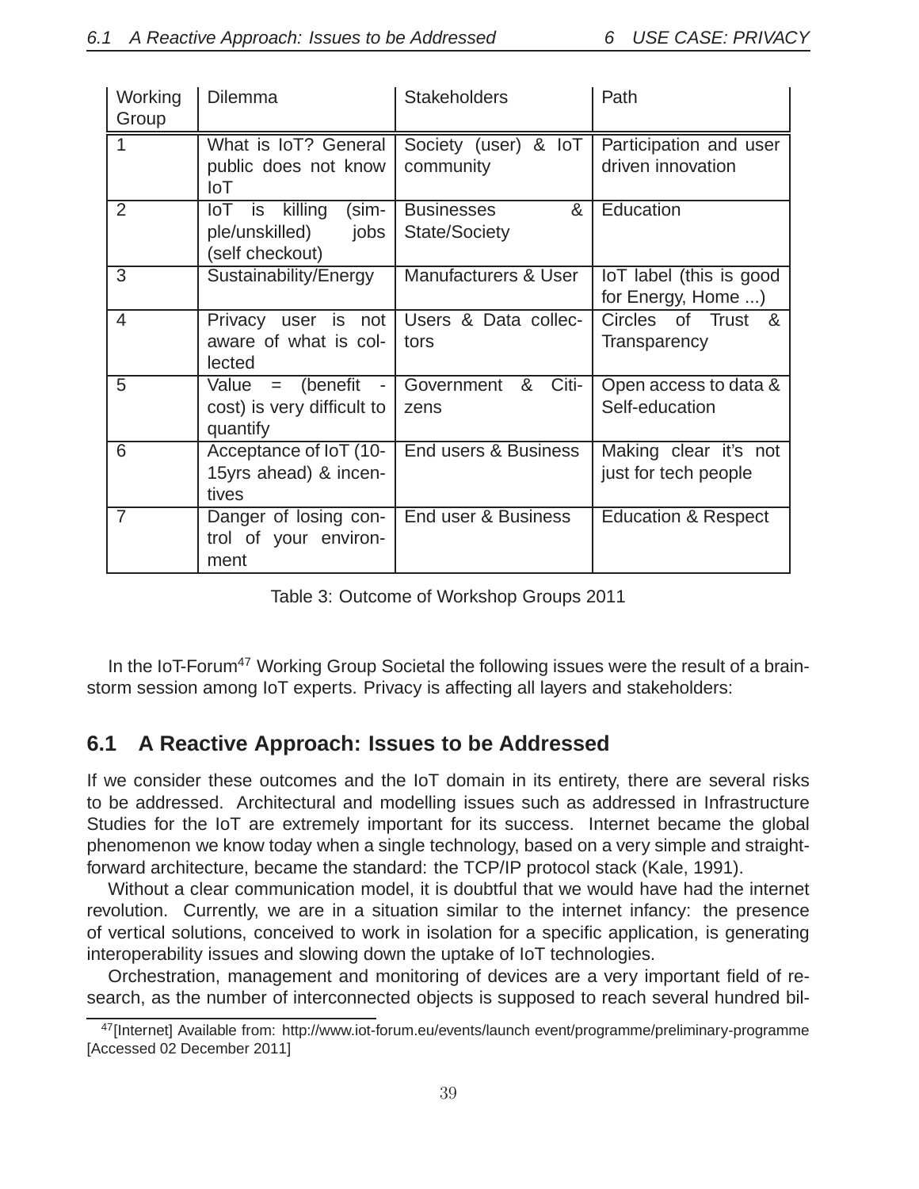| Working Group | Dilemma | Stakeholders | Path |
|---|---|---|---|
| 1 | What is IoT? General public does not know IoT | Society (user) & IoT community | Participation and user driven innovation |
| 2 | IoT is killing (simple/unskilled) jobs (self checkout) | Businesses & State/Society | Education |
| 3 | Sustainability/Energy | Manufacturers & User | IoT label (this is good for Energy, Home ...) |
| 4 | Privacy user is not aware of what is collected | Users & Data collectors | Circles of Trust & Transparency |
| 5 | Value = (benefit - cost) is very difficult to quantify | Government & Citizens | Open access to data & Self-education |
| 6 | Acceptance of IoT (10-15yrs ahead) & incentives | End users & Business | Making clear it's not just for tech people |
| 7 | Danger of losing control of your environment | End user & Business | Education & Respect |

Table 3: Outcome of Workshop Groups 2011

In the IoT-Forum[47] Working Group Societal the following issues were the result of a brainstorm session among IoT experts. Privacy is affecting all layers and stakeholders:

## 6.1 A Reactive Approach: Issues to be Addressed

If we consider these outcomes and the IoT domain in its entirety, there are several risks to be addressed. Architectural and modelling issues such as addressed in Infrastructure Studies for the IoT are extremely important for its success. Internet became the global phenomenon we know today when a single technology, based on a very simple and straightforward architecture, became the standard: the TCP/IP protocol stack (Kale, 1991).

Without a clear communication model, it is doubtful that we would have had the internet revolution. Currently, we are in a situation similar to the internet infancy: the presence of vertical solutions, conceived to work in isolation for a specific application, is generating interoperability issues and slowing down the uptake of IoT technologies.

Orchestration, management and monitoring of devices are a very important field of research, as the number of interconnected objects is supposed to reach several hundred bil-

[47][Internet] Available from: http://www.iot-forum.eu/events/launch event/programme/preliminary-programme [Accessed 02 December 2011]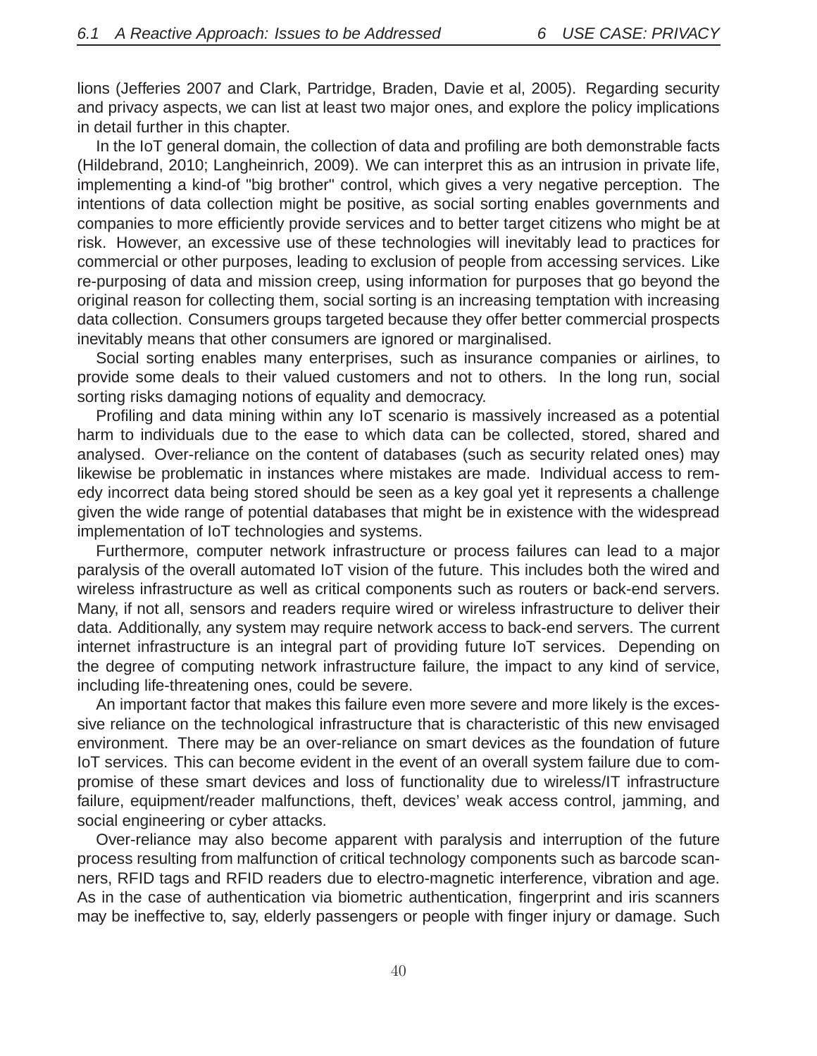lions (Jefferies 2007 and Clark, Partridge, Braden, Davie et al, 2005). Regarding security and privacy aspects, we can list at least two major ones, and explore the policy implications in detail further in this chapter.

In the IoT general domain, the collection of data and profiling are both demonstrable facts (Hildebrand, 2010; Langheinrich, 2009). We can interpret this as an intrusion in private life, implementing a kind-of "big brother" control, which gives a very negative perception. The intentions of data collection might be positive, as social sorting enables governments and companies to more efficiently provide services and to better target citizens who might be at risk. However, an excessive use of these technologies will inevitably lead to practices for commercial or other purposes, leading to exclusion of people from accessing services. Like re-purposing of data and mission creep, using information for purposes that go beyond the original reason for collecting them, social sorting is an increasing temptation with increasing data collection. Consumers groups targeted because they offer better commercial prospects inevitably means that other consumers are ignored or marginalised.

Social sorting enables many enterprises, such as insurance companies or airlines, to provide some deals to their valued customers and not to others. In the long run, social sorting risks damaging notions of equality and democracy.

Profiling and data mining within any IoT scenario is massively increased as a potential harm to individuals due to the ease to which data can be collected, stored, shared and analysed. Over-reliance on the content of databases (such as security related ones) may likewise be problematic in instances where mistakes are made. Individual access to remedy incorrect data being stored should be seen as a key goal yet it represents a challenge given the wide range of potential databases that might be in existence with the widespread implementation of IoT technologies and systems.

Furthermore, computer network infrastructure or process failures can lead to a major paralysis of the overall automated IoT vision of the future. This includes both the wired and wireless infrastructure as well as critical components such as routers or back-end servers. Many, if not all, sensors and readers require wired or wireless infrastructure to deliver their data. Additionally, any system may require network access to back-end servers. The current internet infrastructure is an integral part of providing future IoT services. Depending on the degree of computing network infrastructure failure, the impact to any kind of service, including life-threatening ones, could be severe.

An important factor that makes this failure even more severe and more likely is the excessive reliance on the technological infrastructure that is characteristic of this new envisaged environment. There may be an over-reliance on smart devices as the foundation of future IoT services. This can become evident in the event of an overall system failure due to compromise of these smart devices and loss of functionality due to wireless/IT infrastructure failure, equipment/reader malfunctions, theft, devices' weak access control, jamming, and social engineering or cyber attacks.

Over-reliance may also become apparent with paralysis and interruption of the future process resulting from malfunction of critical technology components such as barcode scanners, RFID tags and RFID readers due to electro-magnetic interference, vibration and age. As in the case of authentication via biometric authentication, fingerprint and iris scanners may be ineffective to, say, elderly passengers or people with finger injury or damage. Such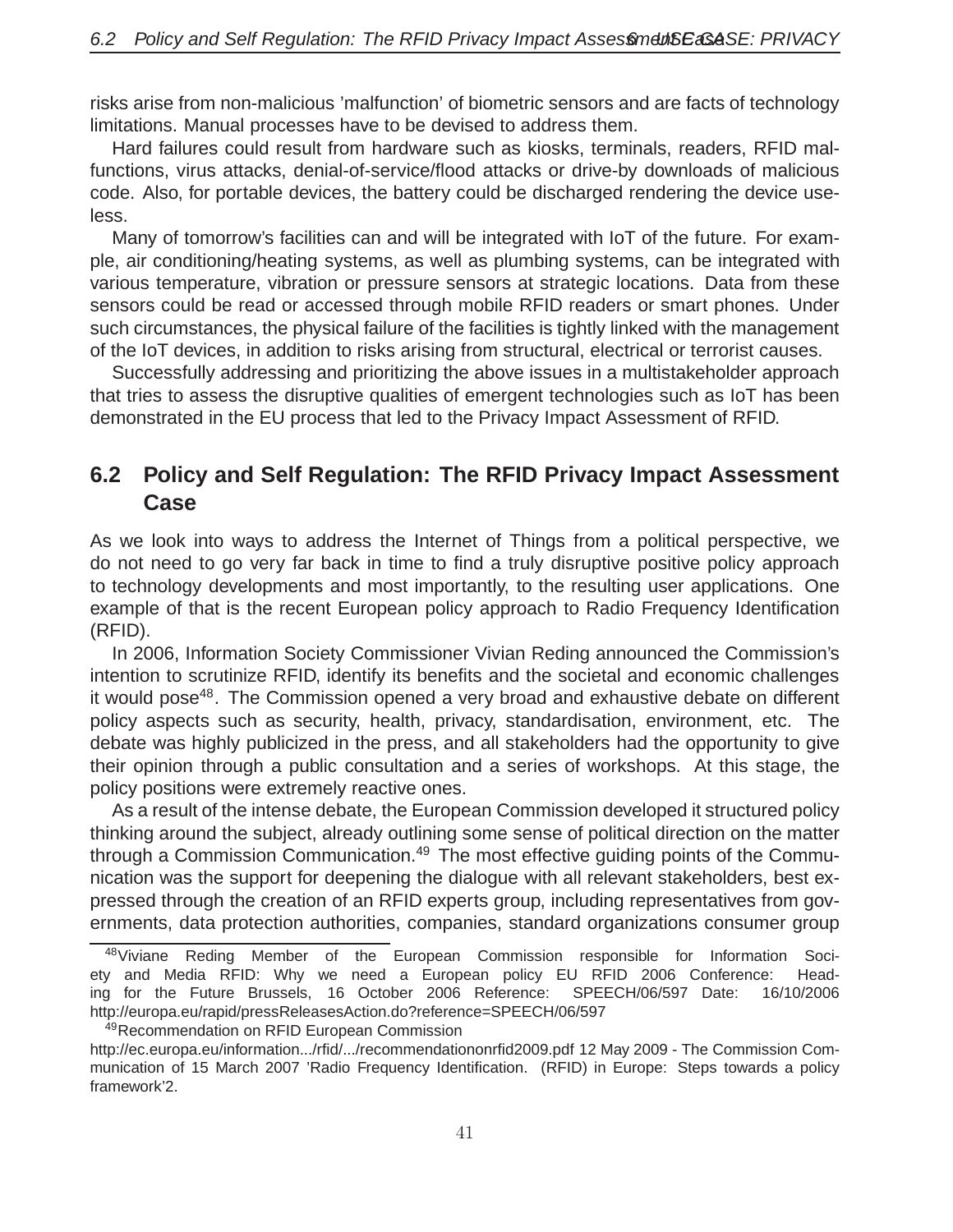risks arise from non-malicious 'malfunction' of biometric sensors and are facts of technology limitations. Manual processes have to be devised to address them.

Hard failures could result from hardware such as kiosks, terminals, readers, RFID malfunctions, virus attacks, denial-of-service/flood attacks or drive-by downloads of malicious code. Also, for portable devices, the battery could be discharged rendering the device useless.

Many of tomorrow's facilities can and will be integrated with IoT of the future. For example, air conditioning/heating systems, as well as plumbing systems, can be integrated with various temperature, vibration or pressure sensors at strategic locations. Data from these sensors could be read or accessed through mobile RFID readers or smart phones. Under such circumstances, the physical failure of the facilities is tightly linked with the management of the IoT devices, in addition to risks arising from structural, electrical or terrorist causes.

Successfully addressing and prioritizing the above issues in a multistakeholder approach that tries to assess the disruptive qualities of emergent technologies such as IoT has been demonstrated in the EU process that led to the Privacy Impact Assessment of RFID.

## 6.2 Policy and Self Regulation: The RFID Privacy Impact Assessment Case

As we look into ways to address the Internet of Things from a political perspective, we do not need to go very far back in time to find a truly disruptive positive policy approach to technology developments and most importantly, to the resulting user applications. One example of that is the recent European policy approach to Radio Frequency Identification (RFID).

In 2006, Information Society Commissioner Vivian Reding announced the Commission's intention to scrutinize RFID, identify its benefits and the societal and economic challenges it would pose[48]. The Commission opened a very broad and exhaustive debate on different policy aspects such as security, health, privacy, standardisation, environment, etc. The debate was highly publicized in the press, and all stakeholders had the opportunity to give their opinion through a public consultation and a series of workshops. At this stage, the policy positions were extremely reactive ones.

As a result of the intense debate, the European Commission developed it structured policy thinking around the subject, already outlining some sense of political direction on the matter through a Commission Communication.[49] The most effective guiding points of the Communication was the support for deepening the dialogue with all relevant stakeholders, best expressed through the creation of an RFID experts group, including representatives from governments, data protection authorities, companies, standard organizations consumer group

[48] Viviane Reding Member of the European Commission responsible for Information Society and Media RFID: Why we need a European policy EU RFID 2006 Conference: Heading for the Future Brussels, 16 October 2006 Reference: SPEECH/06/597 Date: 16/10/2006 http://europa.eu/rapid/pressReleasesAction.do?reference=SPEECH/06/597

[49] Recommendation on RFID European Commission http://ec.europa.eu/information.../rfid/.../recommendationonrfid2009.pdf 12 May 2009 - The Commission Communication of 15 March 2007 'Radio Frequency Identification. (RFID) in Europe: Steps towards a policy framework'2.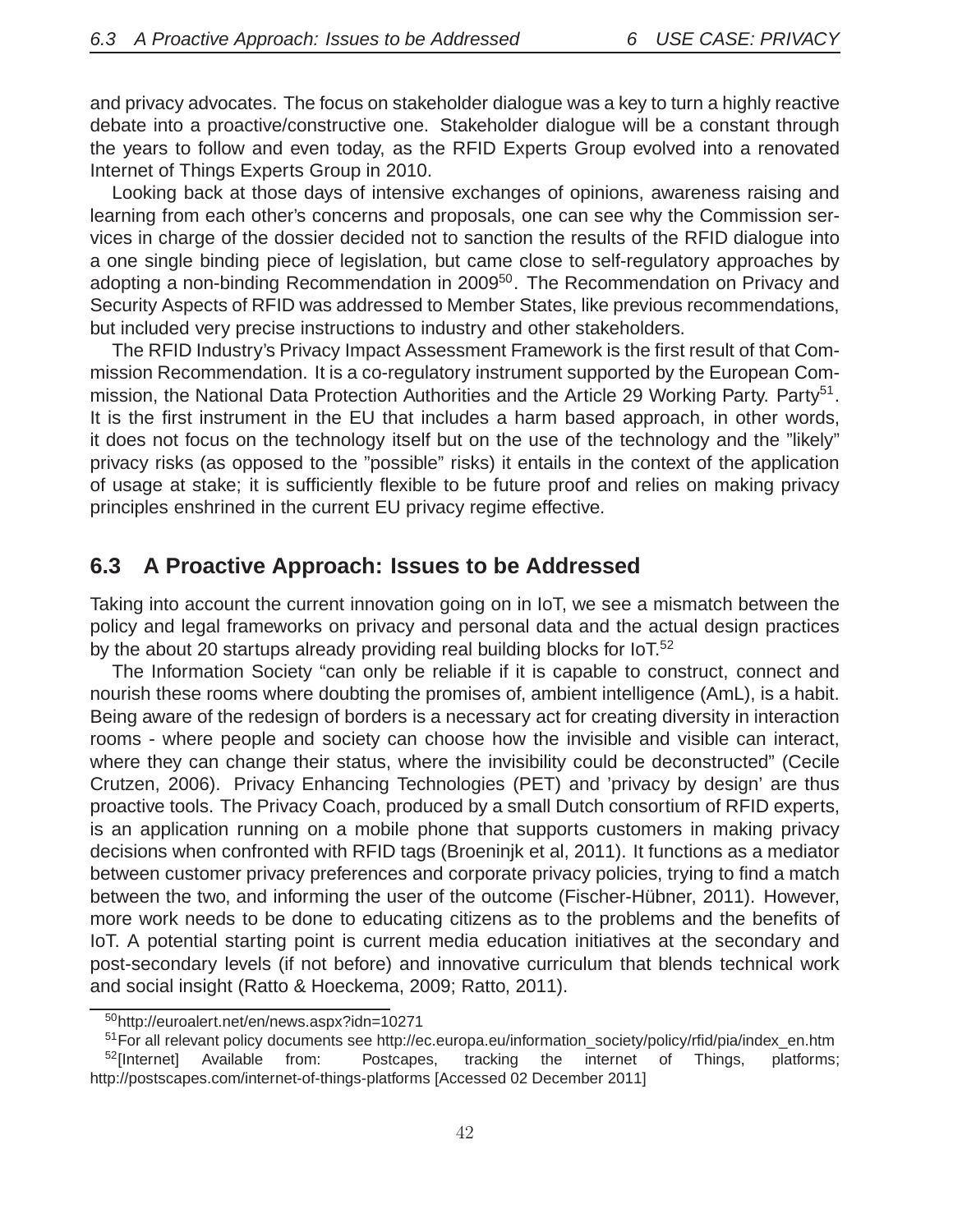and privacy advocates. The focus on stakeholder dialogue was a key to turn a highly reactive debate into a proactive/constructive one. Stakeholder dialogue will be a constant through the years to follow and even today, as the RFID Experts Group evolved into a renovated Internet of Things Experts Group in 2010.

Looking back at those days of intensive exchanges of opinions, awareness raising and learning from each other's concerns and proposals, one can see why the Commission services in charge of the dossier decided not to sanction the results of the RFID dialogue into a one single binding piece of legislation, but came close to self-regulatory approaches by adopting a non-binding Recommendation in 2009[50]. The Recommendation on Privacy and Security Aspects of RFID was addressed to Member States, like previous recommendations, but included very precise instructions to industry and other stakeholders.

The RFID Industry's Privacy Impact Assessment Framework is the first result of that Commission Recommendation. It is a co-regulatory instrument supported by the European Commission, the National Data Protection Authorities and the Article 29 Working Party. Party[51]. It is the first instrument in the EU that includes a harm based approach, in other words, it does not focus on the technology itself but on the use of the technology and the "likely" privacy risks (as opposed to the "possible" risks) it entails in the context of the application of usage at stake; it is sufficiently flexible to be future proof and relies on making privacy principles enshrined in the current EU privacy regime effective.

## 6.3 A Proactive Approach: Issues to be Addressed

Taking into account the current innovation going on in IoT, we see a mismatch between the policy and legal frameworks on privacy and personal data and the actual design practices by the about 20 startups already providing real building blocks for IoT.[52]

The Information Society "can only be reliable if it is capable to construct, connect and nourish these rooms where doubting the promises of, ambient intelligence (AmL), is a habit. Being aware of the redesign of borders is a necessary act for creating diversity in interaction rooms - where people and society can choose how the invisible and visible can interact, where they can change their status, where the invisibility could be deconstructed" (Cecile Crutzen, 2006). Privacy Enhancing Technologies (PET) and 'privacy by design' are thus proactive tools. The Privacy Coach, produced by a small Dutch consortium of RFID experts, is an application running on a mobile phone that supports customers in making privacy decisions when confronted with RFID tags (Broeninjk et al, 2011). It functions as a mediator between customer privacy preferences and corporate privacy policies, trying to find a match between the two, and informing the user of the outcome (Fischer-Hübner, 2011). However, more work needs to be done to educating citizens as to the problems and the benefits of IoT. A potential starting point is current media education initiatives at the secondary and post-secondary levels (if not before) and innovative curriculum that blends technical work and social insight (Ratto & Hoeckema, 2009; Ratto, 2011).

[50] http://euroalert.net/en/news.aspx?idn=10271

[51] For all relevant policy documents see http://ec.europa.eu/information_society/policy/rfid/pia/index_en.htm

[52] [Internet] Available from: Postcapes, tracking the internet of Things, platforms; http://postscapes.com/internet-of-things-platforms [Accessed 02 December 2011]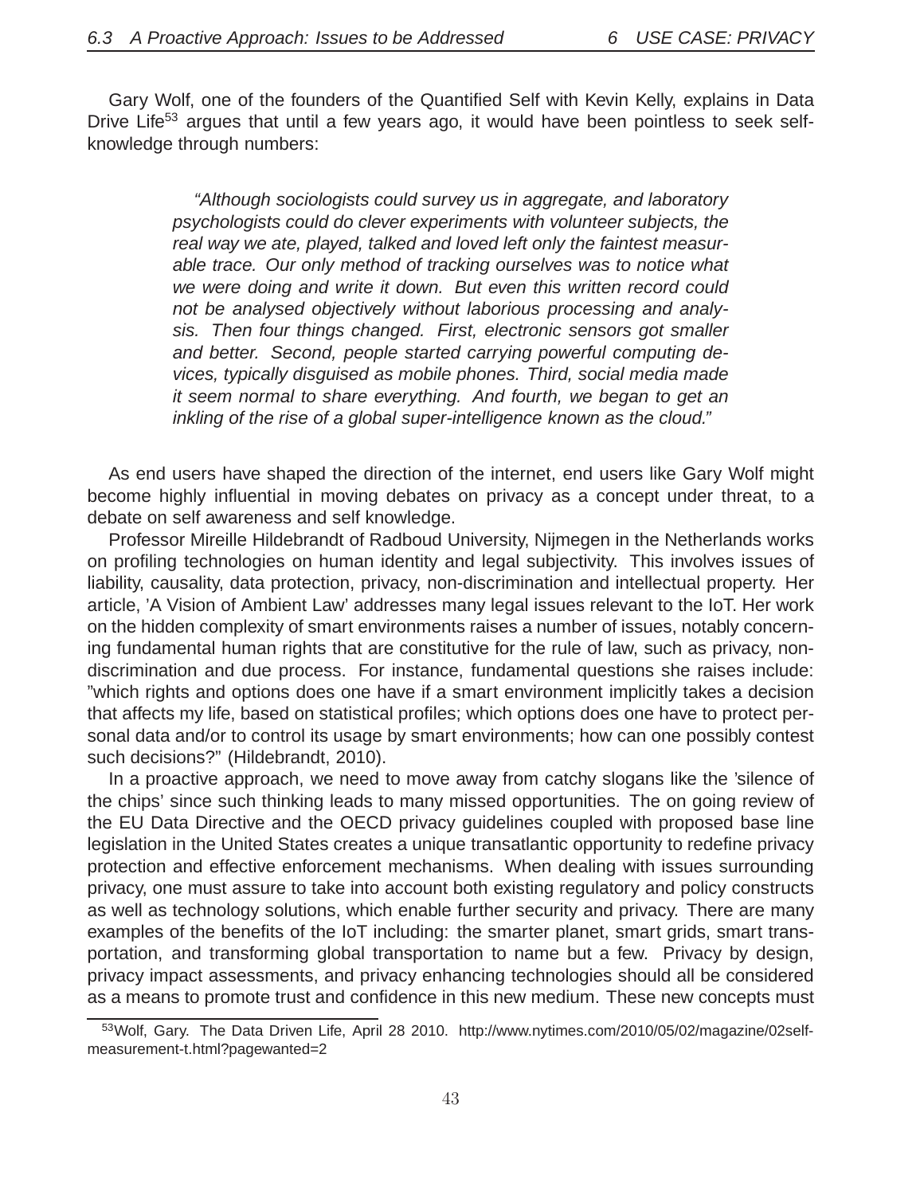Gary Wolf, one of the founders of the Quantified Self with Kevin Kelly, explains in Data Drive Life[53] argues that until a few years ago, it would have been pointless to seek self-knowledge through numbers:

> *"Although sociologists could survey us in aggregate, and laboratory psychologists could do clever experiments with volunteer subjects, the real way we ate, played, talked and loved left only the faintest measurable trace. Our only method of tracking ourselves was to notice what we were doing and write it down. But even this written record could not be analysed objectively without laborious processing and analysis. Then four things changed. First, electronic sensors got smaller and better. Second, people started carrying powerful computing devices, typically disguised as mobile phones. Third, social media made it seem normal to share everything. And fourth, we began to get an inkling of the rise of a global super-intelligence known as the cloud."*

As end users have shaped the direction of the internet, end users like Gary Wolf might become highly influential in moving debates on privacy as a concept under threat, to a debate on self awareness and self knowledge.

Professor Mireille Hildebrandt of Radboud University, Nijmegen in the Netherlands works on profiling technologies on human identity and legal subjectivity. This involves issues of liability, causality, data protection, privacy, non-discrimination and intellectual property. Her article, 'A Vision of Ambient Law' addresses many legal issues relevant to the IoT. Her work on the hidden complexity of smart environments raises a number of issues, notably concerning fundamental human rights that are constitutive for the rule of law, such as privacy, non-discrimination and due process. For instance, fundamental questions she raises include: "which rights and options does one have if a smart environment implicitly takes a decision that affects my life, based on statistical profiles; which options does one have to protect personal data and/or to control its usage by smart environments; how can one possibly contest such decisions?" (Hildebrandt, 2010).

In a proactive approach, we need to move away from catchy slogans like the 'silence of the chips' since such thinking leads to many missed opportunities. The on going review of the EU Data Directive and the OECD privacy guidelines coupled with proposed base line legislation in the United States creates a unique transatlantic opportunity to redefine privacy protection and effective enforcement mechanisms. When dealing with issues surrounding privacy, one must assure to take into account both existing regulatory and policy constructs as well as technology solutions, which enable further security and privacy. There are many examples of the benefits of the IoT including: the smarter planet, smart grids, smart transportation, and transforming global transportation to name but a few. Privacy by design, privacy impact assessments, and privacy enhancing technologies should all be considered as a means to promote trust and confidence in this new medium. These new concepts must

[53] Wolf, Gary. The Data Driven Life, April 28 2010. http://www.nytimes.com/2010/05/02/magazine/02self-measurement-t.html?pagewanted=2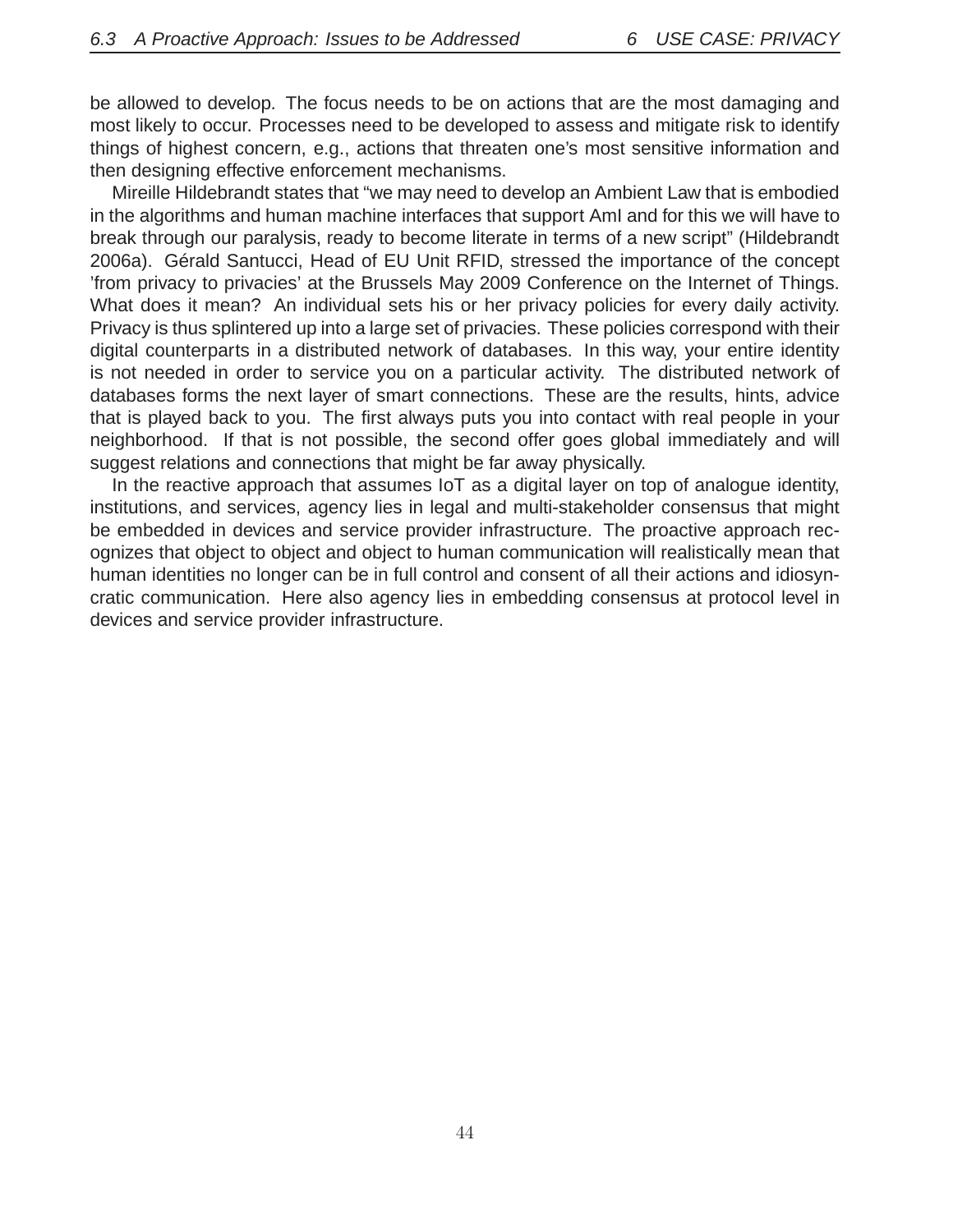be allowed to develop. The focus needs to be on actions that are the most damaging and most likely to occur. Processes need to be developed to assess and mitigate risk to identify things of highest concern, e.g., actions that threaten one's most sensitive information and then designing effective enforcement mechanisms.

Mireille Hildebrandt states that "we may need to develop an Ambient Law that is embodied in the algorithms and human machine interfaces that support AmI and for this we will have to break through our paralysis, ready to become literate in terms of a new script" (Hildebrandt 2006a). Gérald Santucci, Head of EU Unit RFID, stressed the importance of the concept 'from privacy to privacies' at the Brussels May 2009 Conference on the Internet of Things. What does it mean? An individual sets his or her privacy policies for every daily activity. Privacy is thus splintered up into a large set of privacies. These policies correspond with their digital counterparts in a distributed network of databases. In this way, your entire identity is not needed in order to service you on a particular activity. The distributed network of databases forms the next layer of smart connections. These are the results, hints, advice that is played back to you. The first always puts you into contact with real people in your neighborhood. If that is not possible, the second offer goes global immediately and will suggest relations and connections that might be far away physically.

In the reactive approach that assumes IoT as a digital layer on top of analogue identity, institutions, and services, agency lies in legal and multi-stakeholder consensus that might be embedded in devices and service provider infrastructure. The proactive approach recognizes that object to object and object to human communication will realistically mean that human identities no longer can be in full control and consent of all their actions and idiosyncratic communication. Here also agency lies in embedding consensus at protocol level in devices and service provider infrastructure.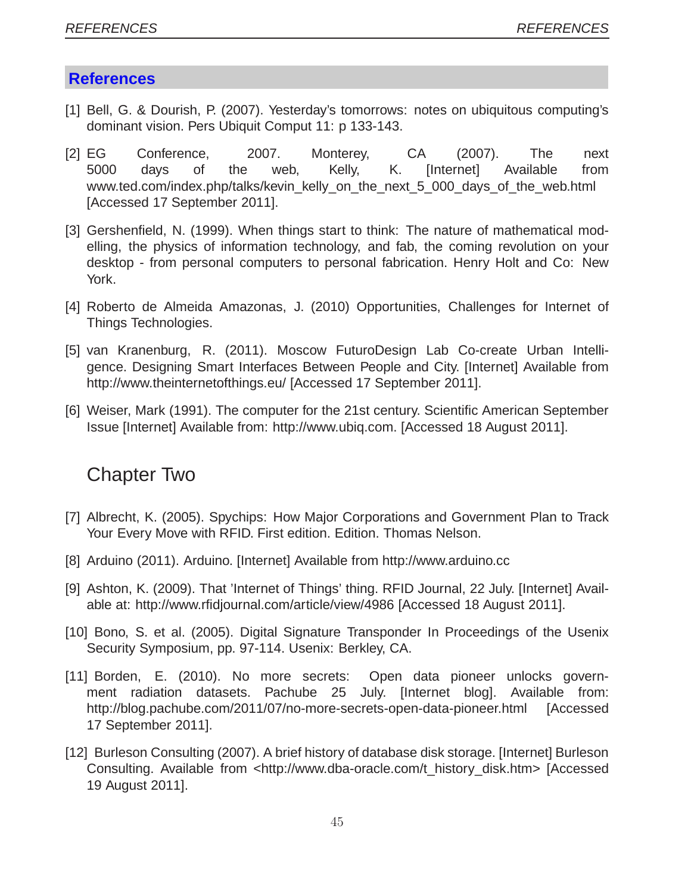## References

[1] Bell, G. & Dourish, P. (2007). Yesterday's tomorrows: notes on ubiquitous computing's dominant vision. Pers Ubiquit Comput 11: p 133-143.

[2] EG Conference, 2007. Monterey, CA (2007). The next 5000 days of the web, Kelly, K. [Internet] Available from www.ted.com/index.php/talks/kevin_kelly_on_the_next_5_000_days_of_the_web.html [Accessed 17 September 2011].

[3] Gershenfield, N. (1999). When things start to think: The nature of mathematical modelling, the physics of information technology, and fab, the coming revolution on your desktop - from personal computers to personal fabrication. Henry Holt and Co: New York.

[4] Roberto de Almeida Amazonas, J. (2010) Opportunities, Challenges for Internet of Things Technologies.

[5] van Kranenburg, R. (2011). Moscow FuturoDesign Lab Co-create Urban Intelligence. Designing Smart Interfaces Between People and City. [Internet] Available from http://www.theinternetofthings.eu/ [Accessed 17 September 2011].

[6] Weiser, Mark (1991). The computer for the 21st century. Scientific American September Issue [Internet] Available from: http://www.ubiq.com. [Accessed 18 August 2011].

### Chapter Two

[7] Albrecht, K. (2005). Spychips: How Major Corporations and Government Plan to Track Your Every Move with RFID. First edition. Edition. Thomas Nelson.

[8] Arduino (2011). Arduino. [Internet] Available from http://www.arduino.cc

[9] Ashton, K. (2009). That 'Internet of Things' thing. RFID Journal, 22 July. [Internet] Available at: http://www.rfidjournal.com/article/view/4986 [Accessed 18 August 2011].

[10] Bono, S. et al. (2005). Digital Signature Transponder In Proceedings of the Usenix Security Symposium, pp. 97-114. Usenix: Berkley, CA.

[11] Borden, E. (2010). No more secrets: Open data pioneer unlocks government radiation datasets. Pachube 25 July. [Internet blog]. Available from: http://blog.pachube.com/2011/07/no-more-secrets-open-data-pioneer.html [Accessed 17 September 2011].

[12] Burleson Consulting (2007). A brief history of database disk storage. [Internet] Burleson Consulting. Available from <http://www.dba-oracle.com/t_history_disk.htm> [Accessed 19 August 2011].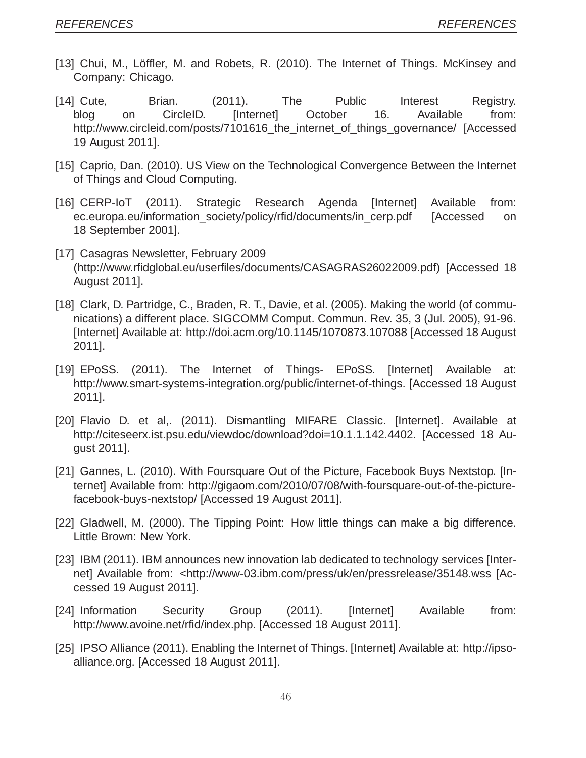[13] Chui, M., Löffler, M. and Robets, R. (2010). The Internet of Things. McKinsey and Company: Chicago.

[14] Cute, Brian. (2011). The Public Interest Registry. blog on CircleID. [Internet] October 16. Available from: http://www.circleid.com/posts/7101616_the_internet_of_things_governance/ [Accessed 19 August 2011].

[15] Caprio, Dan. (2010). US View on the Technological Convergence Between the Internet of Things and Cloud Computing.

[16] CERP-IoT (2011). Strategic Research Agenda [Internet] Available from: ec.europa.eu/information_society/policy/rfid/documents/in_cerp.pdf [Accessed on 18 September 2001].

[17] Casagras Newsletter, February 2009 (http://www.rfidglobal.eu/userfiles/documents/CASAGRAS26022009.pdf) [Accessed 18 August 2011].

[18] Clark, D. Partridge, C., Braden, R. T., Davie, et al. (2005). Making the world (of communications) a different place. SIGCOMM Comput. Commun. Rev. 35, 3 (Jul. 2005), 91-96. [Internet] Available at: http://doi.acm.org/10.1145/1070873.107088 [Accessed 18 August 2011].

[19] EPoSS. (2011). The Internet of Things- EPoSS. [Internet] Available at: http://www.smart-systems-integration.org/public/internet-of-things. [Accessed 18 August 2011].

[20] Flavio D. et al,. (2011). Dismantling MIFARE Classic. [Internet]. Available at http://citeseerx.ist.psu.edu/viewdoc/download?doi=10.1.1.142.4402. [Accessed 18 August 2011].

[21] Gannes, L. (2010). With Foursquare Out of the Picture, Facebook Buys Nextstop. [Internet] Available from: http://gigaom.com/2010/07/08/with-foursquare-out-of-the-picture-facebook-buys-nextstop/ [Accessed 19 August 2011].

[22] Gladwell, M. (2000). The Tipping Point: How little things can make a big difference. Little Brown: New York.

[23] IBM (2011). IBM announces new innovation lab dedicated to technology services [Internet] Available from: <http://www-03.ibm.com/press/uk/en/pressrelease/35148.wss [Accessed 19 August 2011].

[24] Information Security Group (2011). [Internet] Available from: http://www.avoine.net/rfid/index.php. [Accessed 18 August 2011].

[25] IPSO Alliance (2011). Enabling the Internet of Things. [Internet] Available at: http://ipso-alliance.org. [Accessed 18 August 2011].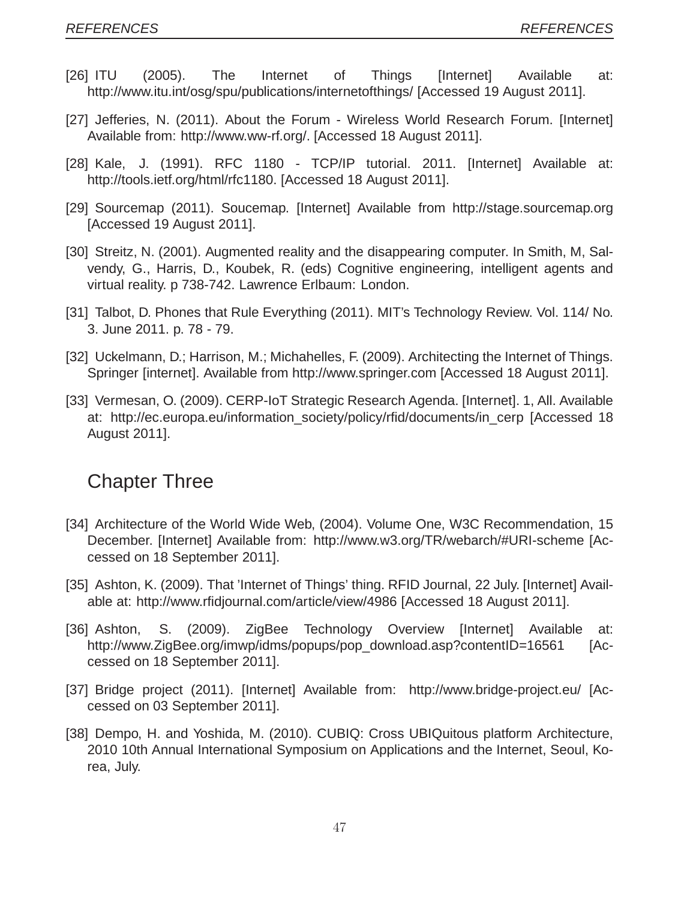[26] ITU (2005). The Internet of Things [Internet] Available at: http://www.itu.int/osg/spu/publications/internetofthings/ [Accessed 19 August 2011].

[27] Jefferies, N. (2011). About the Forum - Wireless World Research Forum. [Internet] Available from: http://www.ww-rf.org/. [Accessed 18 August 2011].

[28] Kale, J. (1991). RFC 1180 - TCP/IP tutorial. 2011. [Internet] Available at: http://tools.ietf.org/html/rfc1180. [Accessed 18 August 2011].

[29] Sourcemap (2011). Soucemap. [Internet] Available from http://stage.sourcemap.org [Accessed 19 August 2011].

[30] Streitz, N. (2001). Augmented reality and the disappearing computer. In Smith, M, Salvendy, G., Harris, D., Koubek, R. (eds) Cognitive engineering, intelligent agents and virtual reality. p 738-742. Lawrence Erlbaum: London.

[31] Talbot, D. Phones that Rule Everything (2011). MIT's Technology Review. Vol. 114/ No. 3. June 2011. p. 78 - 79.

[32] Uckelmann, D.; Harrison, M.; Michahelles, F. (2009). Architecting the Internet of Things. Springer [internet]. Available from http://www.springer.com [Accessed 18 August 2011].

[33] Vermesan, O. (2009). CERP-IoT Strategic Research Agenda. [Internet]. 1, All. Available at: http://ec.europa.eu/information_society/policy/rfid/documents/in_cerp [Accessed 18 August 2011].

## Chapter Three

[34] Architecture of the World Wide Web, (2004). Volume One, W3C Recommendation, 15 December. [Internet] Available from: http://www.w3.org/TR/webarch/#URI-scheme [Accessed on 18 September 2011].

[35] Ashton, K. (2009). That 'Internet of Things' thing. RFID Journal, 22 July. [Internet] Available at: http://www.rfidjournal.com/article/view/4986 [Accessed 18 August 2011].

[36] Ashton, S. (2009). ZigBee Technology Overview [Internet] Available at: http://www.ZigBee.org/imwp/idms/popups/pop_download.asp?contentID=16561 [Accessed on 18 September 2011].

[37] Bridge project (2011). [Internet] Available from: http://www.bridge-project.eu/ [Accessed on 03 September 2011].

[38] Dempo, H. and Yoshida, M. (2010). CUBIQ: Cross UBIQuitous platform Architecture, 2010 10th Annual International Symposium on Applications and the Internet, Seoul, Korea, July.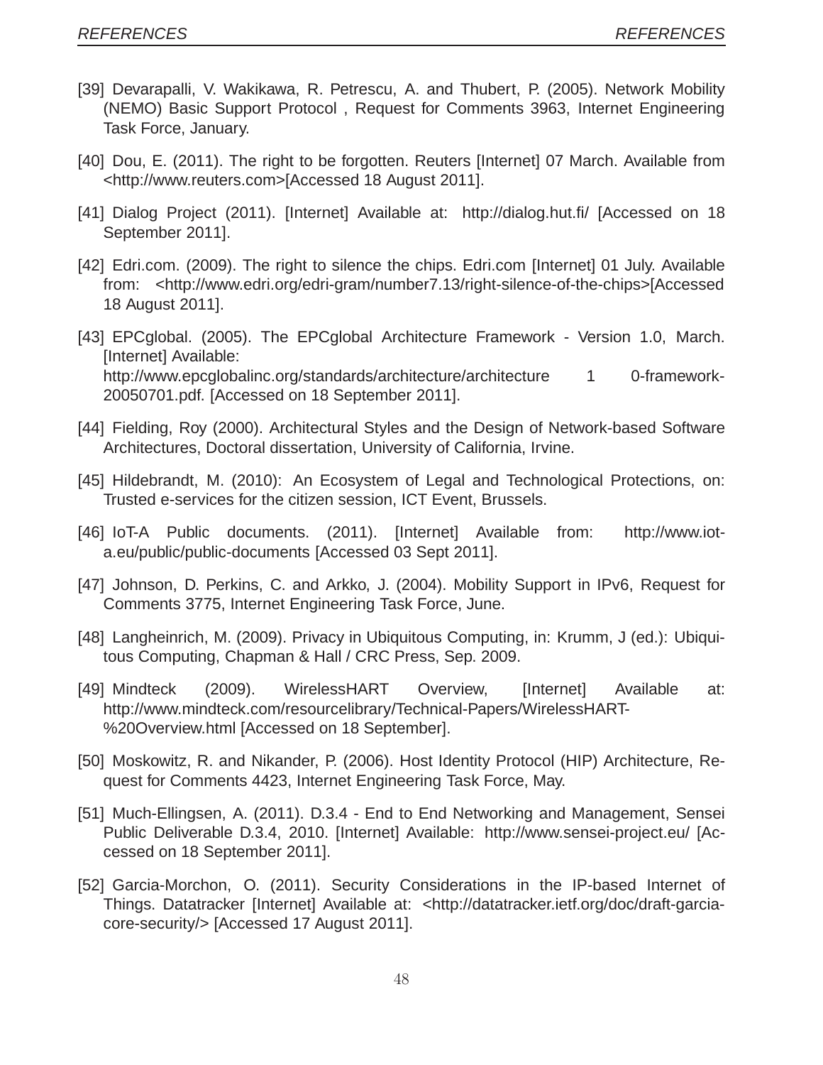[39] Devarapalli, V. Wakikawa, R. Petrescu, A. and Thubert, P. (2005). Network Mobility (NEMO) Basic Support Protocol , Request for Comments 3963, Internet Engineering Task Force, January.

[40] Dou, E. (2011). The right to be forgotten. Reuters [Internet] 07 March. Available from <http://www.reuters.com>[Accessed 18 August 2011].

[41] Dialog Project (2011). [Internet] Available at: http://dialog.hut.fi/ [Accessed on 18 September 2011].

[42] Edri.com. (2009). The right to silence the chips. Edri.com [Internet] 01 July. Available from: <http://www.edri.org/edri-gram/number7.13/right-silence-of-the-chips>[Accessed 18 August 2011].

[43] EPCglobal. (2005). The EPCglobal Architecture Framework - Version 1.0, March. [Internet] Available: http://www.epcglobalinc.org/standards/architecture/architecture 1 0-framework-20050701.pdf. [Accessed on 18 September 2011].

[44] Fielding, Roy (2000). Architectural Styles and the Design of Network-based Software Architectures, Doctoral dissertation, University of California, Irvine.

[45] Hildebrandt, M. (2010): An Ecosystem of Legal and Technological Protections, on: Trusted e-services for the citizen session, ICT Event, Brussels.

[46] IoT-A Public documents. (2011). [Internet] Available from: http://www.iot-a.eu/public/public-documents [Accessed 03 Sept 2011].

[47] Johnson, D. Perkins, C. and Arkko, J. (2004). Mobility Support in IPv6, Request for Comments 3775, Internet Engineering Task Force, June.

[48] Langheinrich, M. (2009). Privacy in Ubiquitous Computing, in: Krumm, J (ed.): Ubiquitous Computing, Chapman & Hall / CRC Press, Sep. 2009.

[49] Mindteck (2009). WirelessHART Overview, [Internet] Available at: http://www.mindteck.com/resourcelibrary/Technical-Papers/WirelessHART-%20Overview.html [Accessed on 18 September].

[50] Moskowitz, R. and Nikander, P. (2006). Host Identity Protocol (HIP) Architecture, Request for Comments 4423, Internet Engineering Task Force, May.

[51] Much-Ellingsen, A. (2011). D.3.4 - End to End Networking and Management, Sensei Public Deliverable D.3.4, 2010. [Internet] Available: http://www.sensei-project.eu/ [Accessed on 18 September 2011].

[52] Garcia-Morchon, O. (2011). Security Considerations in the IP-based Internet of Things. Datatracker [Internet] Available at: <http://datatracker.ietf.org/doc/draft-garcia-core-security/> [Accessed 17 August 2011].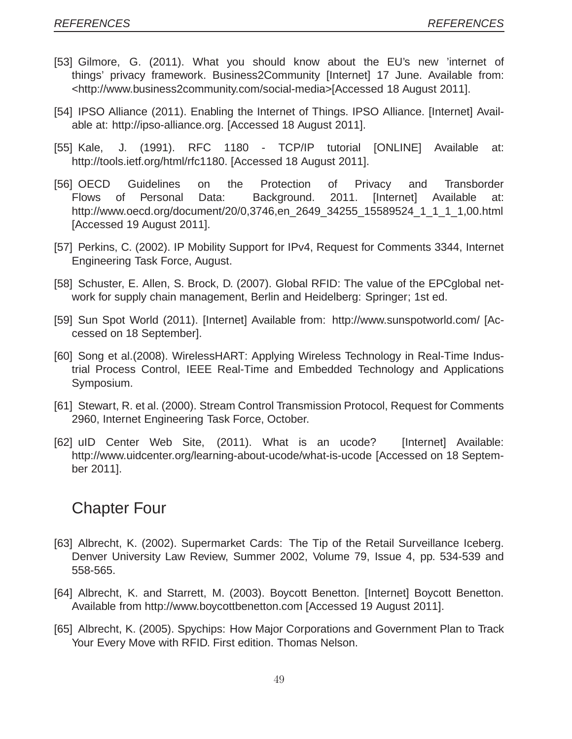[53] Gilmore, G. (2011). What you should know about the EU's new 'internet of things' privacy framework. Business2Community [Internet] 17 June. Available from: <http://www.business2community.com/social-media>[Accessed 18 August 2011].

[54] IPSO Alliance (2011). Enabling the Internet of Things. IPSO Alliance. [Internet] Available at: http://ipso-alliance.org. [Accessed 18 August 2011].

[55] Kale, J. (1991). RFC 1180 - TCP/IP tutorial [ONLINE] Available at: http://tools.ietf.org/html/rfc1180. [Accessed 18 August 2011].

[56] OECD Guidelines on the Protection of Privacy and Transborder Flows of Personal Data: Background. 2011. [Internet] Available at: http://www.oecd.org/document/20/0,3746,en_2649_34255_15589524_1_1_1_1,00.html [Accessed 19 August 2011].

[57] Perkins, C. (2002). IP Mobility Support for IPv4, Request for Comments 3344, Internet Engineering Task Force, August.

[58] Schuster, E. Allen, S. Brock, D. (2007). Global RFID: The value of the EPCglobal network for supply chain management, Berlin and Heidelberg: Springer; 1st ed.

[59] Sun Spot World (2011). [Internet] Available from: http://www.sunspotworld.com/ [Accessed on 18 September].

[60] Song et al.(2008). WirelessHART: Applying Wireless Technology in Real-Time Industrial Process Control, IEEE Real-Time and Embedded Technology and Applications Symposium.

[61] Stewart, R. et al. (2000). Stream Control Transmission Protocol, Request for Comments 2960, Internet Engineering Task Force, October.

[62] uID Center Web Site, (2011). What is an ucode? [Internet] Available: http://www.uidcenter.org/learning-about-ucode/what-is-ucode [Accessed on 18 September 2011].

## Chapter Four

[63] Albrecht, K. (2002). Supermarket Cards: The Tip of the Retail Surveillance Iceberg. Denver University Law Review, Summer 2002, Volume 79, Issue 4, pp. 534-539 and 558-565.

[64] Albrecht, K. and Starrett, M. (2003). Boycott Benetton. [Internet] Boycott Benetton. Available from http://www.boycottbenetton.com [Accessed 19 August 2011].

[65] Albrecht, K. (2005). Spychips: How Major Corporations and Government Plan to Track Your Every Move with RFID. First edition. Thomas Nelson.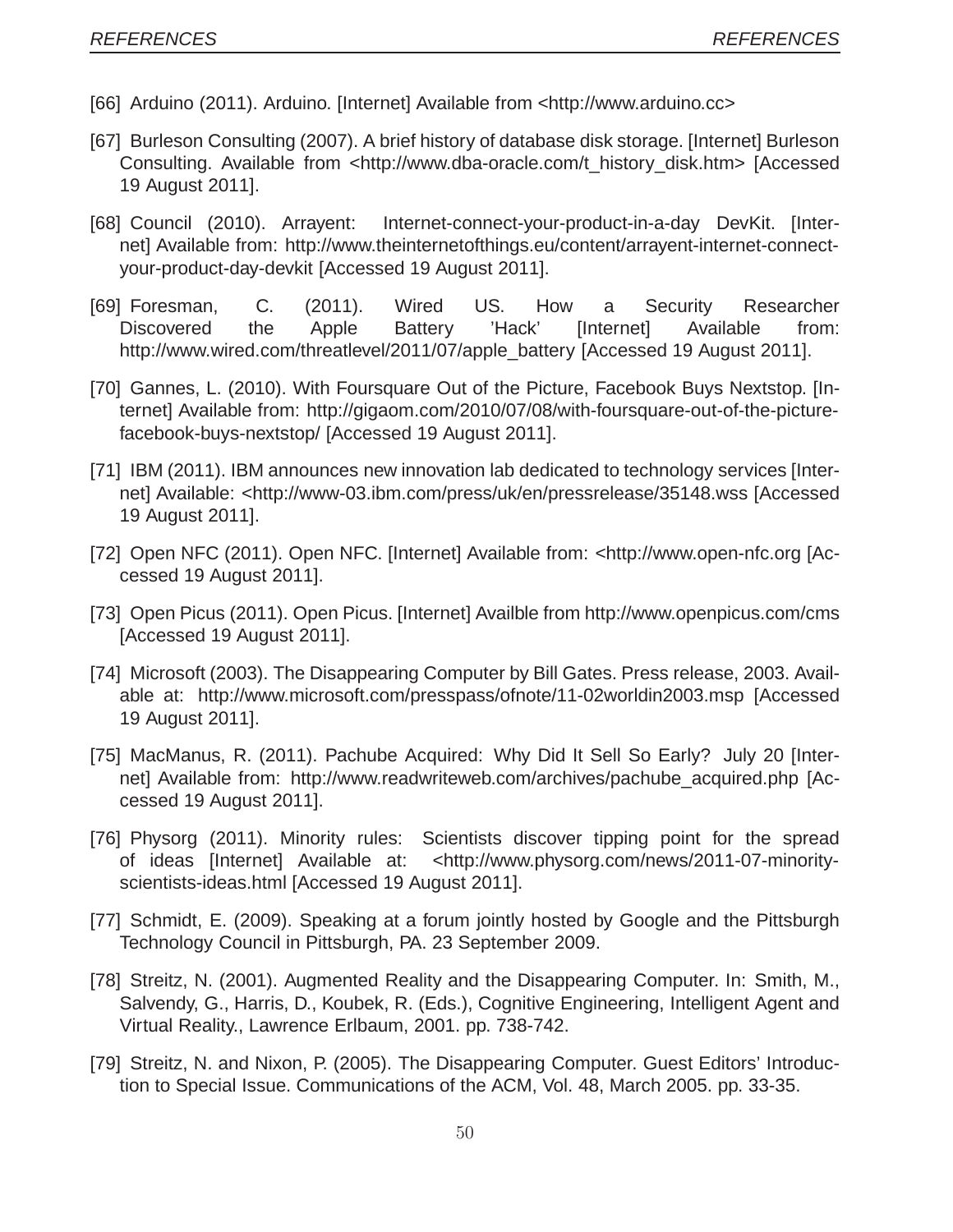[66] Arduino (2011). Arduino. [Internet] Available from <http://www.arduino.cc>

[67] Burleson Consulting (2007). A brief history of database disk storage. [Internet] Burleson Consulting. Available from <http://www.dba-oracle.com/t_history_disk.htm> [Accessed 19 August 2011].

[68] Council (2010). Arrayent: Internet-connect-your-product-in-a-day DevKit. [Internet] Available from: http://www.theinternetofthings.eu/content/arrayent-internet-connect-your-product-day-devkit [Accessed 19 August 2011].

[69] Foresman, C. (2011). Wired US. How a Security Researcher Discovered the Apple Battery 'Hack' [Internet] Available from: http://www.wired.com/threatlevel/2011/07/apple_battery [Accessed 19 August 2011].

[70] Gannes, L. (2010). With Foursquare Out of the Picture, Facebook Buys Nextstop. [Internet] Available from: http://gigaom.com/2010/07/08/with-foursquare-out-of-the-picture-facebook-buys-nextstop/ [Accessed 19 August 2011].

[71] IBM (2011). IBM announces new innovation lab dedicated to technology services [Internet] Available: <http://www-03.ibm.com/press/uk/en/pressrelease/35148.wss [Accessed 19 August 2011].

[72] Open NFC (2011). Open NFC. [Internet] Available from: <http://www.open-nfc.org [Accessed 19 August 2011].

[73] Open Picus (2011). Open Picus. [Internet] Availble from http://www.openpicus.com/cms [Accessed 19 August 2011].

[74] Microsoft (2003). The Disappearing Computer by Bill Gates. Press release, 2003. Available at: http://www.microsoft.com/presspass/ofnote/11-02worldin2003.msp [Accessed 19 August 2011].

[75] MacManus, R. (2011). Pachube Acquired: Why Did It Sell So Early? July 20 [Internet] Available from: http://www.readwriteweb.com/archives/pachube_acquired.php [Accessed 19 August 2011].

[76] Physorg (2011). Minority rules: Scientists discover tipping point for the spread of ideas [Internet] Available at: <http://www.physorg.com/news/2011-07-minority-scientists-ideas.html [Accessed 19 August 2011].

[77] Schmidt, E. (2009). Speaking at a forum jointly hosted by Google and the Pittsburgh Technology Council in Pittsburgh, PA. 23 September 2009.

[78] Streitz, N. (2001). Augmented Reality and the Disappearing Computer. In: Smith, M., Salvendy, G., Harris, D., Koubek, R. (Eds.), Cognitive Engineering, Intelligent Agent and Virtual Reality., Lawrence Erlbaum, 2001. pp. 738-742.

[79] Streitz, N. and Nixon, P. (2005). The Disappearing Computer. Guest Editors' Introduction to Special Issue. Communications of the ACM, Vol. 48, March 2005. pp. 33-35.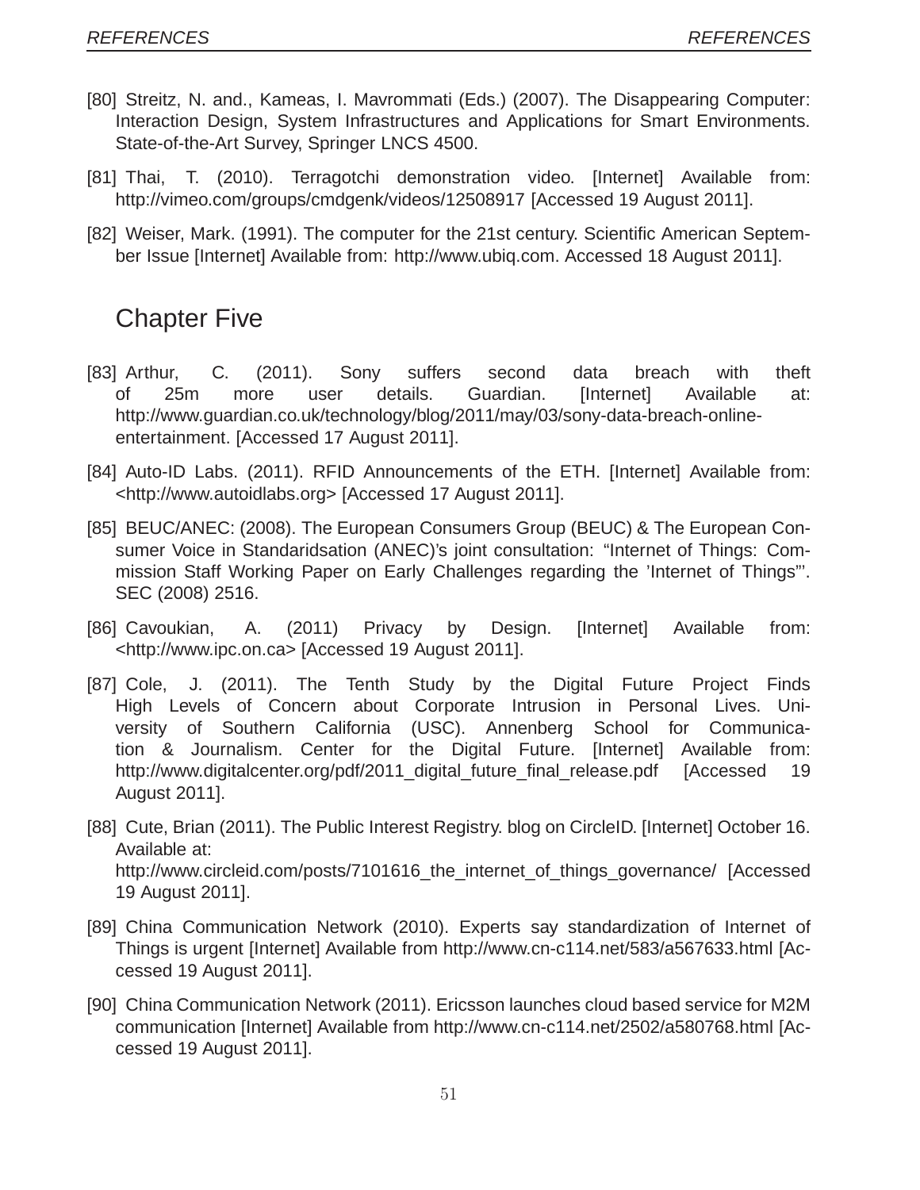[80] Streitz, N. and., Kameas, I. Mavrommati (Eds.) (2007). The Disappearing Computer: Interaction Design, System Infrastructures and Applications for Smart Environments. State-of-the-Art Survey, Springer LNCS 4500.

[81] Thai, T. (2010). Terragotchi demonstration video. [Internet] Available from: http://vimeo.com/groups/cmdgenk/videos/12508917 [Accessed 19 August 2011].

[82] Weiser, Mark. (1991). The computer for the 21st century. Scientific American September Issue [Internet] Available from: http://www.ubiq.com. Accessed 18 August 2011].

## Chapter Five

[83] Arthur, C. (2011). Sony suffers second data breach with theft of 25m more user details. Guardian. [Internet] Available at: http://www.guardian.co.uk/technology/blog/2011/may/03/sony-data-breach-online-entertainment. [Accessed 17 August 2011].

[84] Auto-ID Labs. (2011). RFID Announcements of the ETH. [Internet] Available from: <http://www.autoidlabs.org> [Accessed 17 August 2011].

[85] BEUC/ANEC: (2008). The European Consumers Group (BEUC) & The European Consumer Voice in Standaridsation (ANEC)'s joint consultation: "Internet of Things: Commission Staff Working Paper on Early Challenges regarding the 'Internet of Things"'. SEC (2008) 2516.

[86] Cavoukian, A. (2011) Privacy by Design. [Internet] Available from: <http://www.ipc.on.ca> [Accessed 19 August 2011].

[87] Cole, J. (2011). The Tenth Study by the Digital Future Project Finds High Levels of Concern about Corporate Intrusion in Personal Lives. University of Southern California (USC). Annenberg School for Communication & Journalism. Center for the Digital Future. [Internet] Available from: http://www.digitalcenter.org/pdf/2011_digital_future_final_release.pdf [Accessed 19 August 2011].

[88] Cute, Brian (2011). The Public Interest Registry. blog on CircleID. [Internet] October 16. Available at: http://www.circleid.com/posts/7101616_the_internet_of_things_governance/ [Accessed 19 August 2011].

[89] China Communication Network (2010). Experts say standardization of Internet of Things is urgent [Internet] Available from http://www.cn-c114.net/583/a567633.html [Accessed 19 August 2011].

[90] China Communication Network (2011). Ericsson launches cloud based service for M2M communication [Internet] Available from http://www.cn-c114.net/2502/a580768.html [Accessed 19 August 2011].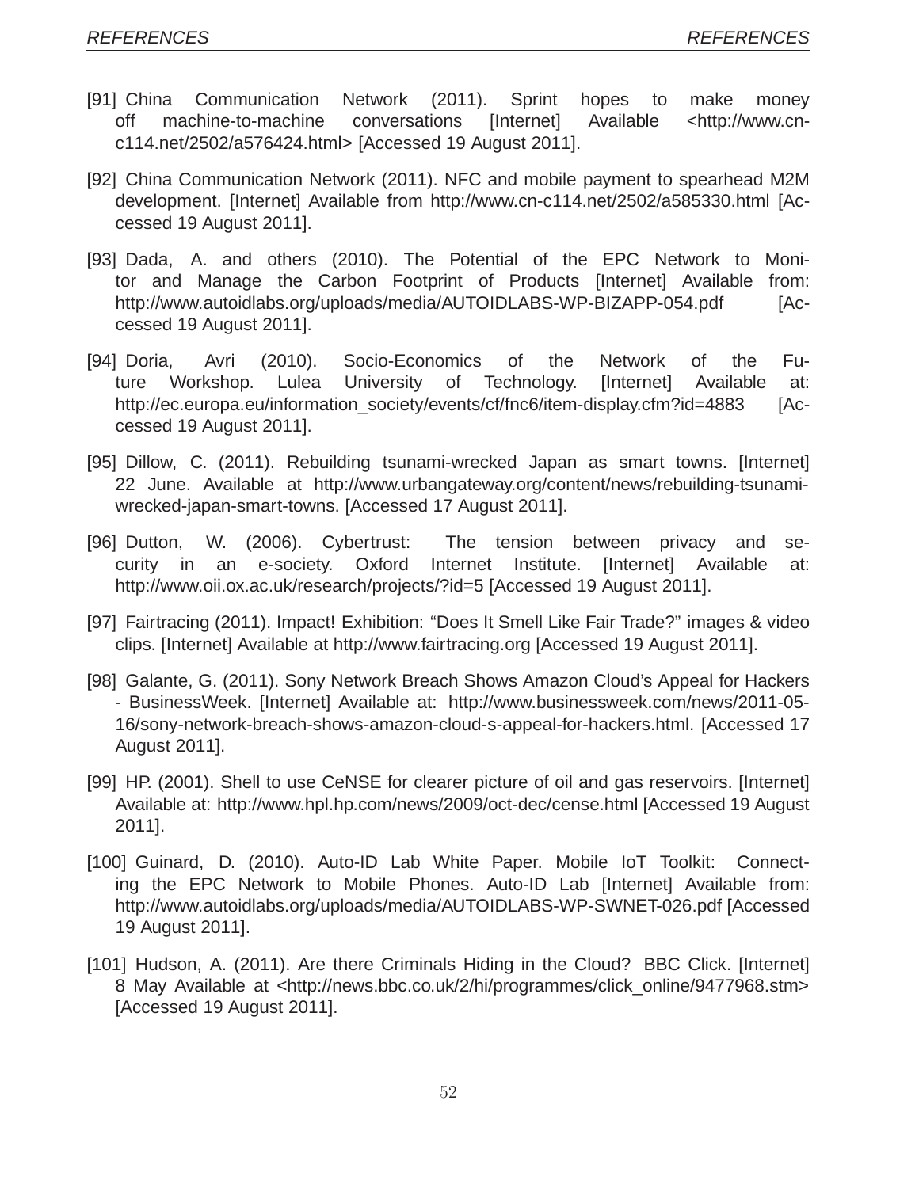[91] China Communication Network (2011). Sprint hopes to make money off machine-to-machine conversations [Internet] Available <http://www.cn-c114.net/2502/a576424.html> [Accessed 19 August 2011].

[92] China Communication Network (2011). NFC and mobile payment to spearhead M2M development. [Internet] Available from http://www.cn-c114.net/2502/a585330.html [Accessed 19 August 2011].

[93] Dada, A. and others (2010). The Potential of the EPC Network to Monitor and Manage the Carbon Footprint of Products [Internet] Available from: http://www.autoidlabs.org/uploads/media/AUTOIDLABS-WP-BIZAPP-054.pdf [Accessed 19 August 2011].

[94] Doria, Avri (2010). Socio-Economics of the Network of the Future Workshop. Lulea University of Technology. [Internet] Available at: http://ec.europa.eu/information_society/events/cf/fnc6/item-display.cfm?id=4883 [Accessed 19 August 2011].

[95] Dillow, C. (2011). Rebuilding tsunami-wrecked Japan as smart towns. [Internet] 22 June. Available at http://www.urbangateway.org/content/news/rebuilding-tsunami-wrecked-japan-smart-towns. [Accessed 17 August 2011].

[96] Dutton, W. (2006). Cybertrust: The tension between privacy and security in an e-society. Oxford Internet Institute. [Internet] Available at: http://www.oii.ox.ac.uk/research/projects/?id=5 [Accessed 19 August 2011].

[97] Fairtracing (2011). Impact! Exhibition: "Does It Smell Like Fair Trade?" images & video clips. [Internet] Available at http://www.fairtracing.org [Accessed 19 August 2011].

[98] Galante, G. (2011). Sony Network Breach Shows Amazon Cloud's Appeal for Hackers - BusinessWeek. [Internet] Available at: http://www.businessweek.com/news/2011-05-16/sony-network-breach-shows-amazon-cloud-s-appeal-for-hackers.html. [Accessed 17 August 2011].

[99] HP. (2001). Shell to use CeNSE for clearer picture of oil and gas reservoirs. [Internet] Available at: http://www.hpl.hp.com/news/2009/oct-dec/cense.html [Accessed 19 August 2011].

[100] Guinard, D. (2010). Auto-ID Lab White Paper. Mobile IoT Toolkit: Connecting the EPC Network to Mobile Phones. Auto-ID Lab [Internet] Available from: http://www.autoidlabs.org/uploads/media/AUTOIDLABS-WP-SWNET-026.pdf [Accessed 19 August 2011].

[101] Hudson, A. (2011). Are there Criminals Hiding in the Cloud? BBC Click. [Internet] 8 May Available at <http://news.bbc.co.uk/2/hi/programmes/click_online/9477968.stm> [Accessed 19 August 2011].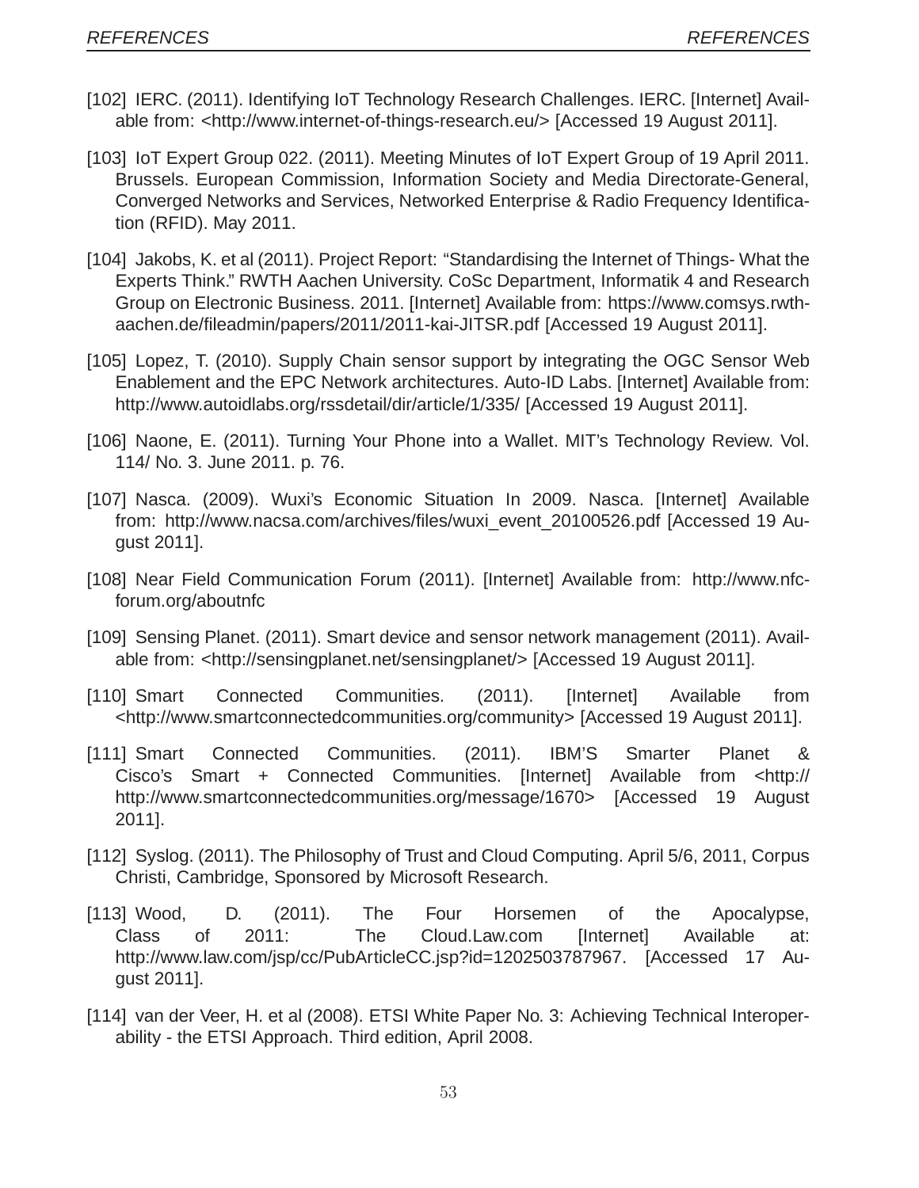[102] IERC. (2011). Identifying IoT Technology Research Challenges. IERC. [Internet] Available from: <http://www.internet-of-things-research.eu/> [Accessed 19 August 2011].

[103] IoT Expert Group 022. (2011). Meeting Minutes of IoT Expert Group of 19 April 2011. Brussels. European Commission, Information Society and Media Directorate-General, Converged Networks and Services, Networked Enterprise & Radio Frequency Identification (RFID). May 2011.

[104] Jakobs, K. et al (2011). Project Report: "Standardising the Internet of Things- What the Experts Think." RWTH Aachen University. CoSc Department, Informatik 4 and Research Group on Electronic Business. 2011. [Internet] Available from: https://www.comsys.rwth-aachen.de/fileadmin/papers/2011/2011-kai-JITSR.pdf [Accessed 19 August 2011].

[105] Lopez, T. (2010). Supply Chain sensor support by integrating the OGC Sensor Web Enablement and the EPC Network architectures. Auto-ID Labs. [Internet] Available from: http://www.autoidlabs.org/rssdetail/dir/article/1/335/ [Accessed 19 August 2011].

[106] Naone, E. (2011). Turning Your Phone into a Wallet. MIT's Technology Review. Vol. 114/ No. 3. June 2011. p. 76.

[107] Nasca. (2009). Wuxi's Economic Situation In 2009. Nasca. [Internet] Available from: http://www.nacsa.com/archives/files/wuxi_event_20100526.pdf [Accessed 19 August 2011].

[108] Near Field Communication Forum (2011). [Internet] Available from: http://www.nfc-forum.org/aboutnfc

[109] Sensing Planet. (2011). Smart device and sensor network management (2011). Available from: <http://sensingplanet.net/sensingplanet/> [Accessed 19 August 2011].

[110] Smart Connected Communities. (2011). [Internet] Available from <http://www.smartconnectedcommunities.org/community> [Accessed 19 August 2011].

[111] Smart Connected Communities. (2011). IBM'S Smarter Planet & Cisco's Smart + Connected Communities. [Internet] Available from <http:// http://www.smartconnectedcommunities.org/message/1670> [Accessed 19 August 2011].

[112] Syslog. (2011). The Philosophy of Trust and Cloud Computing. April 5/6, 2011, Corpus Christi, Cambridge, Sponsored by Microsoft Research.

[113] Wood, D. (2011). The Four Horsemen of the Apocalypse, Class of 2011: The Cloud.Law.com [Internet] Available at: http://www.law.com/jsp/cc/PubArticleCC.jsp?id=1202503787967. [Accessed 17 August 2011].

[114] van der Veer, H. et al (2008). ETSI White Paper No. 3: Achieving Technical Interoperability - the ETSI Approach. Third edition, April 2008.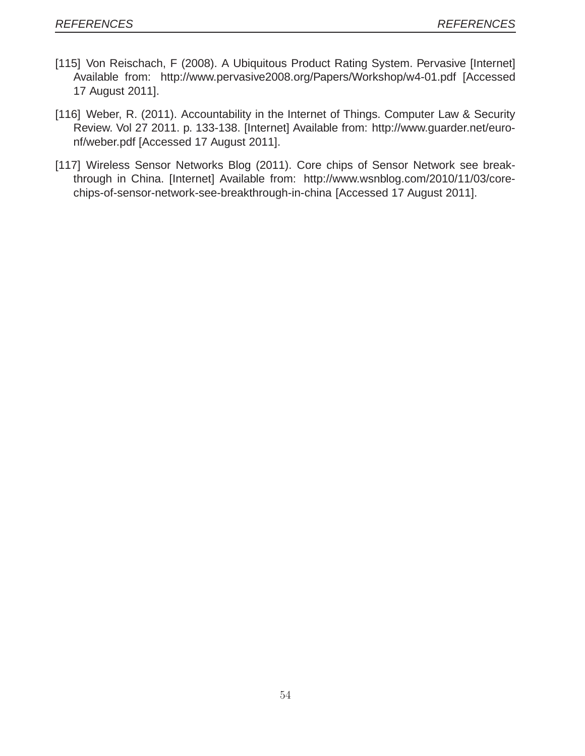[115] Von Reischach, F (2008). A Ubiquitous Product Rating System. Pervasive [Internet] Available from: http://www.pervasive2008.org/Papers/Workshop/w4-01.pdf [Accessed 17 August 2011].

[116] Weber, R. (2011). Accountability in the Internet of Things. Computer Law & Security Review. Vol 27 2011. p. 133-138. [Internet] Available from: http://www.guarder.net/euro-nf/weber.pdf [Accessed 17 August 2011].

[117] Wireless Sensor Networks Blog (2011). Core chips of Sensor Network see breakthrough in China. [Internet] Available from: http://www.wsnblog.com/2010/11/03/core-chips-of-sensor-network-see-breakthrough-in-china [Accessed 17 August 2011].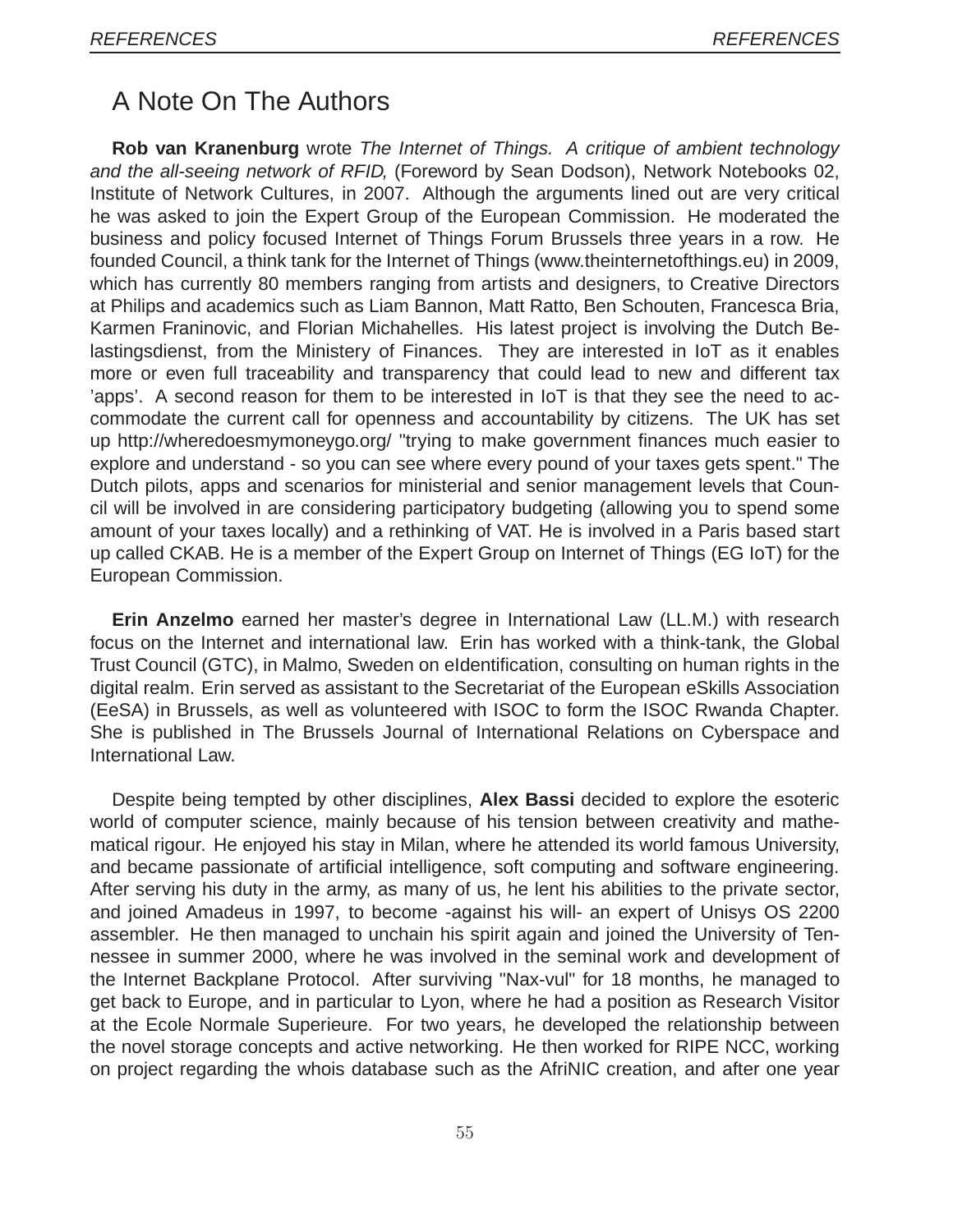## A Note On The Authors

**Rob van Kranenburg** wrote *The Internet of Things. A critique of ambient technology and the all-seeing network of RFID,* (Foreword by Sean Dodson), Network Notebooks 02, Institute of Network Cultures, in 2007. Although the arguments lined out are very critical he was asked to join the Expert Group of the European Commission. He moderated the business and policy focused Internet of Things Forum Brussels three years in a row. He founded Council, a think tank for the Internet of Things (www.theinternetofthings.eu) in 2009, which has currently 80 members ranging from artists and designers, to Creative Directors at Philips and academics such as Liam Bannon, Matt Ratto, Ben Schouten, Francesca Bria, Karmen Franinovic, and Florian Michahelles. His latest project is involving the Dutch Belastingsdienst, from the Ministery of Finances. They are interested in IoT as it enables more or even full traceability and transparency that could lead to new and different tax 'apps'. A second reason for them to be interested in IoT is that they see the need to accommodate the current call for openness and accountability by citizens. The UK has set up http://wheredoesmymoneygo.org/ "trying to make government finances much easier to explore and understand - so you can see where every pound of your taxes gets spent." The Dutch pilots, apps and scenarios for ministerial and senior management levels that Council will be involved in are considering participatory budgeting (allowing you to spend some amount of your taxes locally) and a rethinking of VAT. He is involved in a Paris based start up called CKAB. He is a member of the Expert Group on Internet of Things (EG IoT) for the European Commission.

**Erin Anzelmo** earned her master's degree in International Law (LL.M.) with research focus on the Internet and international law. Erin has worked with a think-tank, the Global Trust Council (GTC), in Malmo, Sweden on eIdentification, consulting on human rights in the digital realm. Erin served as assistant to the Secretariat of the European eSkills Association (EeSA) in Brussels, as well as volunteered with ISOC to form the ISOC Rwanda Chapter. She is published in The Brussels Journal of International Relations on Cyberspace and International Law.

Despite being tempted by other disciplines, **Alex Bassi** decided to explore the esoteric world of computer science, mainly because of his tension between creativity and mathematical rigour. He enjoyed his stay in Milan, where he attended its world famous University, and became passionate of artificial intelligence, soft computing and software engineering. After serving his duty in the army, as many of us, he lent his abilities to the private sector, and joined Amadeus in 1997, to become -against his will- an expert of Unisys OS 2200 assembler. He then managed to unchain his spirit again and joined the University of Tennessee in summer 2000, where he was involved in the seminal work and development of the Internet Backplane Protocol. After surviving "Nax-vul" for 18 months, he managed to get back to Europe, and in particular to Lyon, where he had a position as Research Visitor at the Ecole Normale Superieure. For two years, he developed the relationship between the novel storage concepts and active networking. He then worked for RIPE NCC, working on project regarding the whois database such as the AfriNIC creation, and after one year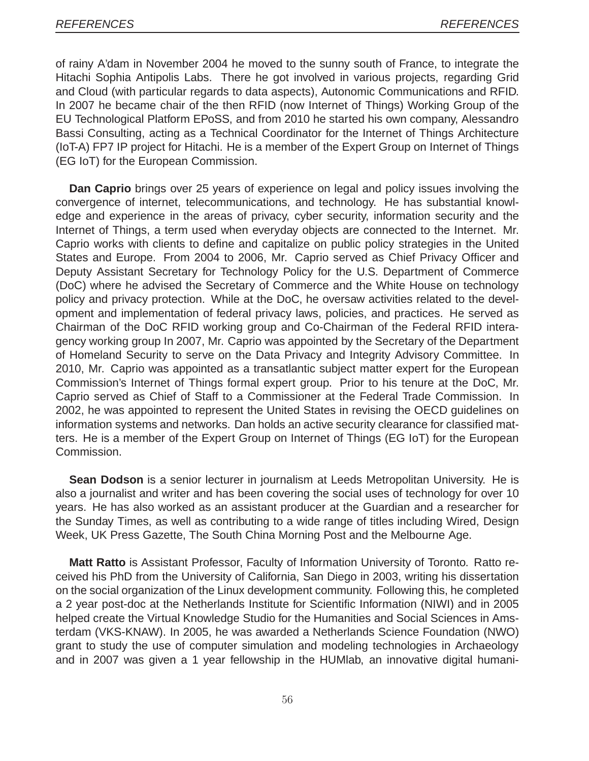of rainy A'dam in November 2004 he moved to the sunny south of France, to integrate the Hitachi Sophia Antipolis Labs. There he got involved in various projects, regarding Grid and Cloud (with particular regards to data aspects), Autonomic Communications and RFID. In 2007 he became chair of the then RFID (now Internet of Things) Working Group of the EU Technological Platform EPoSS, and from 2010 he started his own company, Alessandro Bassi Consulting, acting as a Technical Coordinator for the Internet of Things Architecture (IoT-A) FP7 IP project for Hitachi. He is a member of the Expert Group on Internet of Things (EG IoT) for the European Commission.

**Dan Caprio** brings over 25 years of experience on legal and policy issues involving the convergence of internet, telecommunications, and technology. He has substantial knowledge and experience in the areas of privacy, cyber security, information security and the Internet of Things, a term used when everyday objects are connected to the Internet. Mr. Caprio works with clients to define and capitalize on public policy strategies in the United States and Europe. From 2004 to 2006, Mr. Caprio served as Chief Privacy Officer and Deputy Assistant Secretary for Technology Policy for the U.S. Department of Commerce (DoC) where he advised the Secretary of Commerce and the White House on technology policy and privacy protection. While at the DoC, he oversaw activities related to the development and implementation of federal privacy laws, policies, and practices. He served as Chairman of the DoC RFID working group and Co-Chairman of the Federal RFID interagency working group In 2007, Mr. Caprio was appointed by the Secretary of the Department of Homeland Security to serve on the Data Privacy and Integrity Advisory Committee. In 2010, Mr. Caprio was appointed as a transatlantic subject matter expert for the European Commission's Internet of Things formal expert group. Prior to his tenure at the DoC, Mr. Caprio served as Chief of Staff to a Commissioner at the Federal Trade Commission. In 2002, he was appointed to represent the United States in revising the OECD guidelines on information systems and networks. Dan holds an active security clearance for classified matters. He is a member of the Expert Group on Internet of Things (EG IoT) for the European Commission.

**Sean Dodson** is a senior lecturer in journalism at Leeds Metropolitan University. He is also a journalist and writer and has been covering the social uses of technology for over 10 years. He has also worked as an assistant producer at the Guardian and a researcher for the Sunday Times, as well as contributing to a wide range of titles including Wired, Design Week, UK Press Gazette, The South China Morning Post and the Melbourne Age.

**Matt Ratto** is Assistant Professor, Faculty of Information University of Toronto. Ratto received his PhD from the University of California, San Diego in 2003, writing his dissertation on the social organization of the Linux development community. Following this, he completed a 2 year post-doc at the Netherlands Institute for Scientific Information (NIWI) and in 2005 helped create the Virtual Knowledge Studio for the Humanities and Social Sciences in Amsterdam (VKS-KNAW). In 2005, he was awarded a Netherlands Science Foundation (NWO) grant to study the use of computer simulation and modeling technologies in Archaeology and in 2007 was given a 1 year fellowship in the HUMlab, an innovative digital humani-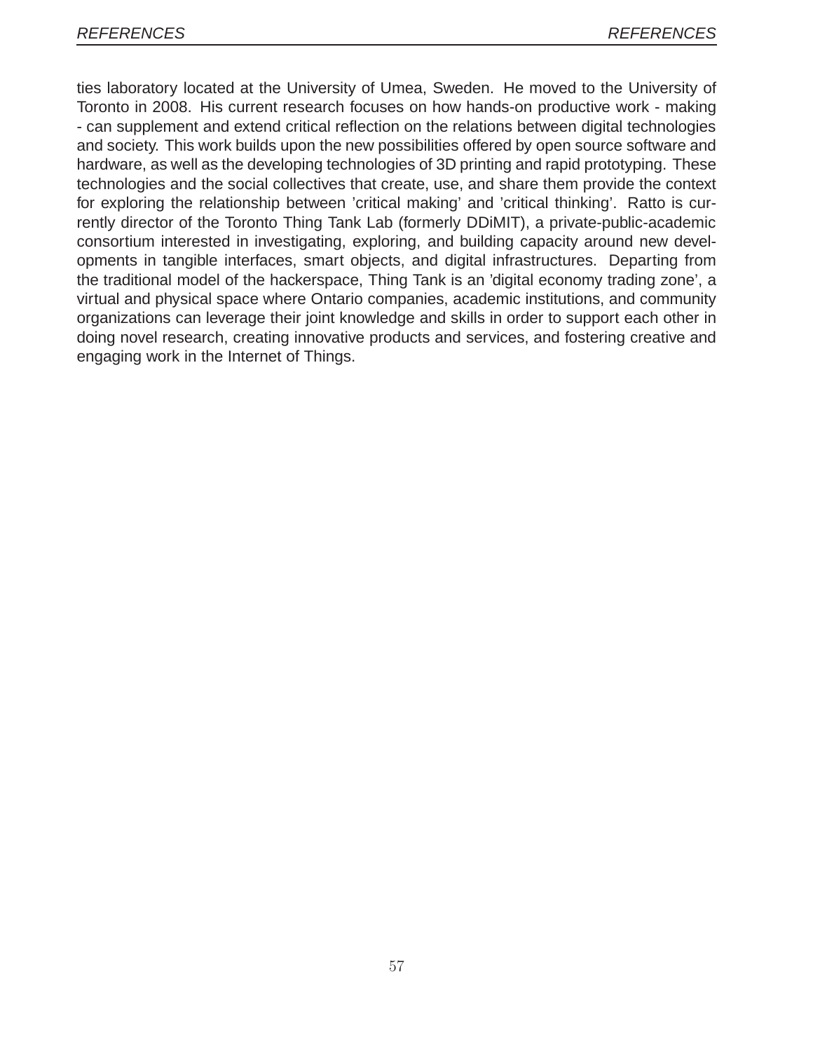ties laboratory located at the University of Umea, Sweden. He moved to the University of Toronto in 2008. His current research focuses on how hands-on productive work - making - can supplement and extend critical reflection on the relations between digital technologies and society. This work builds upon the new possibilities offered by open source software and hardware, as well as the developing technologies of 3D printing and rapid prototyping. These technologies and the social collectives that create, use, and share them provide the context for exploring the relationship between 'critical making' and 'critical thinking'. Ratto is currently director of the Toronto Thing Tank Lab (formerly DDiMIT), a private-public-academic consortium interested in investigating, exploring, and building capacity around new developments in tangible interfaces, smart objects, and digital infrastructures. Departing from the traditional model of the hackerspace, Thing Tank is an 'digital economy trading zone', a virtual and physical space where Ontario companies, academic institutions, and community organizations can leverage their joint knowledge and skills in order to support each other in doing novel research, creating innovative products and services, and fostering creative and engaging work in the Internet of Things.